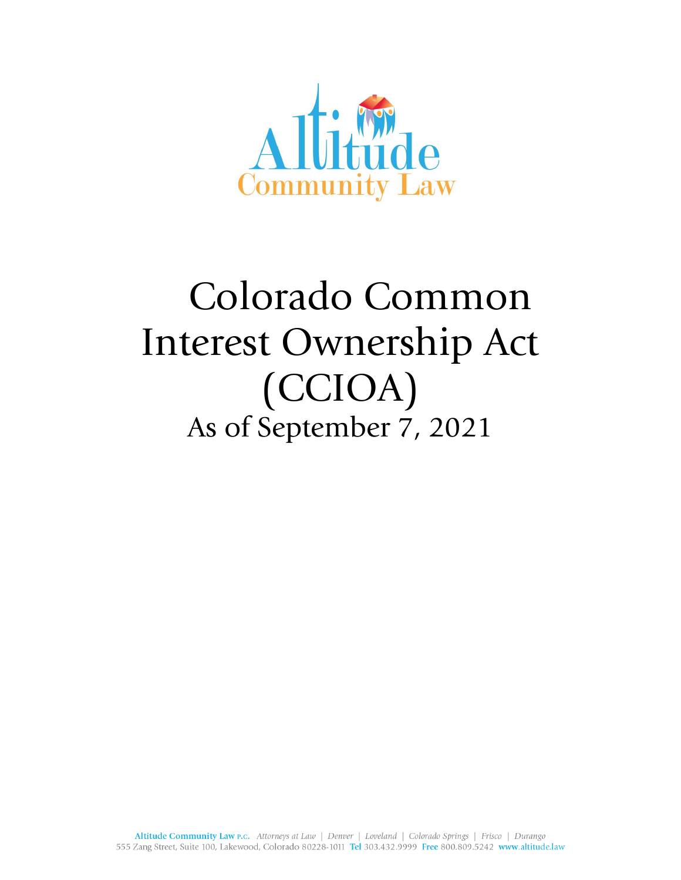Altitude Community Law

# Colorado Common Interest Ownership Act (CCIOA)

## As of September 7, 2021

Altitude Community Law P.C. *Attorneys at Law* | *Denver* | *Loveland* | *Colorado Springs* | *Frisco* | *Durango*
555 Zang Street, Suite 100, Lakewood, Colorado 80228-1011 Tel 303.432.9999 Free 800.809.5242 www.altitude.law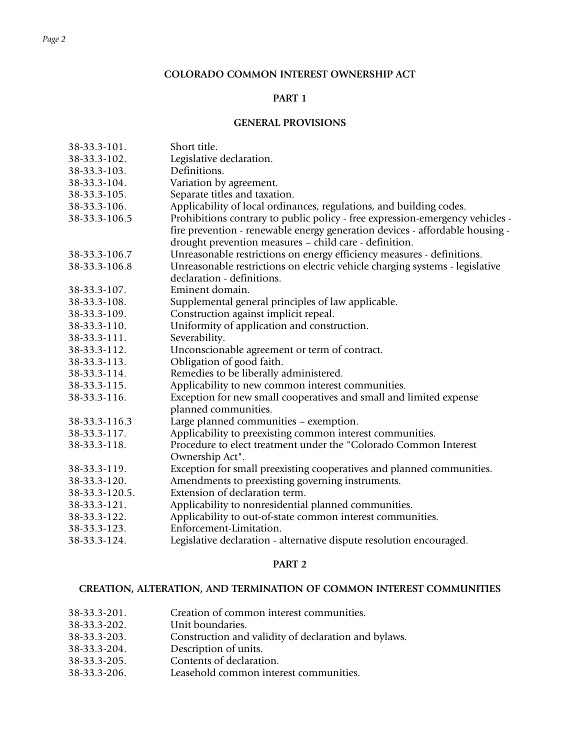## COLORADO COMMON INTEREST OWNERSHIP ACT

### PART 1

### GENERAL PROVISIONS

| | |
|---|---|
| 38-33.3-101. | Short title. |
| 38-33.3-102. | Legislative declaration. |
| 38-33.3-103. | Definitions. |
| 38-33.3-104. | Variation by agreement. |
| 38-33.3-105. | Separate titles and taxation. |
| 38-33.3-106. | Applicability of local ordinances, regulations, and building codes. |
| 38-33.3-106.5 | Prohibitions contrary to public policy - free expression-emergency vehicles - fire prevention - renewable energy generation devices - affordable housing - drought prevention measures – child care - definition. |
| 38-33.3-106.7 | Unreasonable restrictions on energy efficiency measures - definitions. |
| 38-33.3-106.8 | Unreasonable restrictions on electric vehicle charging systems - legislative declaration - definitions. |
| 38-33.3-107. | Eminent domain. |
| 38-33.3-108. | Supplemental general principles of law applicable. |
| 38-33.3-109. | Construction against implicit repeal. |
| 38-33.3-110. | Uniformity of application and construction. |
| 38-33.3-111. | Severability. |
| 38-33.3-112. | Unconscionable agreement or term of contract. |
| 38-33.3-113. | Obligation of good faith. |
| 38-33.3-114. | Remedies to be liberally administered. |
| 38-33.3-115. | Applicability to new common interest communities. |
| 38-33.3-116. | Exception for new small cooperatives and small and limited expense planned communities. |
| 38-33.3-116.3 | Large planned communities – exemption. |
| 38-33.3-117. | Applicability to preexisting common interest communities. |
| 38-33.3-118. | Procedure to elect treatment under the "Colorado Common Interest Ownership Act". |
| 38-33.3-119. | Exception for small preexisting cooperatives and planned communities. |
| 38-33.3-120. | Amendments to preexisting governing instruments. |
| 38-33.3-120.5. | Extension of declaration term. |
| 38-33.3-121. | Applicability to nonresidential planned communities. |
| 38-33.3-122. | Applicability to out-of-state common interest communities. |
| 38-33.3-123. | Enforcement-Limitation. |
| 38-33.3-124. | Legislative declaration - alternative dispute resolution encouraged. |

### PART 2

### CREATION, ALTERATION, AND TERMINATION OF COMMON INTEREST COMMUNITIES

| | |
|---|---|
| 38-33.3-201. | Creation of common interest communities. |
| 38-33.3-202. | Unit boundaries. |
| 38-33.3-203. | Construction and validity of declaration and bylaws. |
| 38-33.3-204. | Description of units. |
| 38-33.3-205. | Contents of declaration. |
| 38-33.3-206. | Leasehold common interest communities. |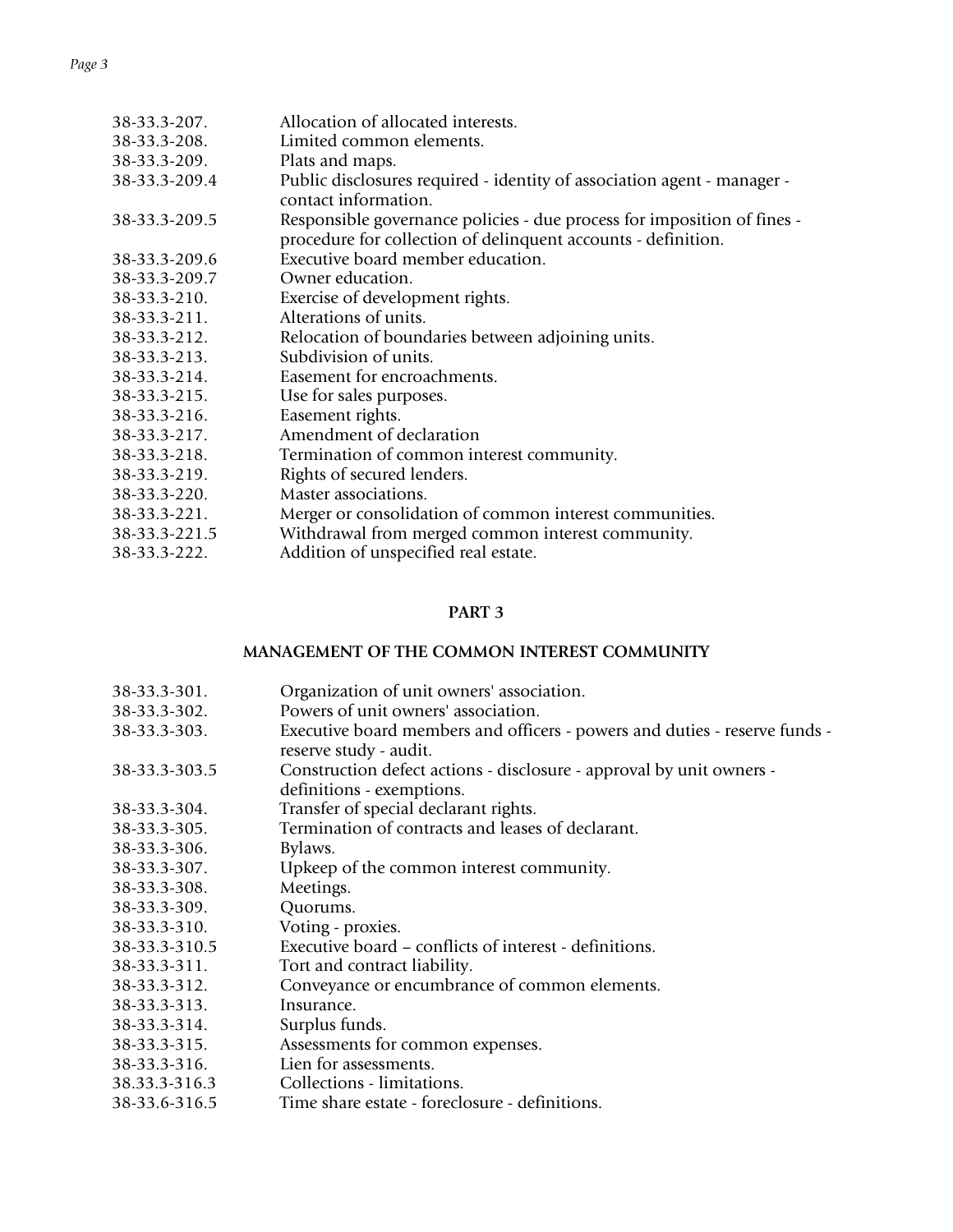| | |
|---|---|
| 38-33.3-207. | Allocation of allocated interests. |
| 38-33.3-208. | Limited common elements. |
| 38-33.3-209. | Plats and maps. |
| 38-33.3-209.4 | Public disclosures required - identity of association agent - manager - contact information. |
| 38-33.3-209.5 | Responsible governance policies - due process for imposition of fines - procedure for collection of delinquent accounts - definition. |
| 38-33.3-209.6 | Executive board member education. |
| 38-33.3-209.7 | Owner education. |
| 38-33.3-210. | Exercise of development rights. |
| 38-33.3-211. | Alterations of units. |
| 38-33.3-212. | Relocation of boundaries between adjoining units. |
| 38-33.3-213. | Subdivision of units. |
| 38-33.3-214. | Easement for encroachments. |
| 38-33.3-215. | Use for sales purposes. |
| 38-33.3-216. | Easement rights. |
| 38-33.3-217. | Amendment of declaration |
| 38-33.3-218. | Termination of common interest community. |
| 38-33.3-219. | Rights of secured lenders. |
| 38-33.3-220. | Master associations. |
| 38-33.3-221. | Merger or consolidation of common interest communities. |
| 38-33.3-221.5 | Withdrawal from merged common interest community. |
| 38-33.3-222. | Addition of unspecified real estate. |

## PART 3

## MANAGEMENT OF THE COMMON INTEREST COMMUNITY

| | |
|---|---|
| 38-33.3-301. | Organization of unit owners' association. |
| 38-33.3-302. | Powers of unit owners' association. |
| 38-33.3-303. | Executive board members and officers - powers and duties - reserve funds - reserve study - audit. |
| 38-33.3-303.5 | Construction defect actions - disclosure - approval by unit owners - definitions - exemptions. |
| 38-33.3-304. | Transfer of special declarant rights. |
| 38-33.3-305. | Termination of contracts and leases of declarant. |
| 38-33.3-306. | Bylaws. |
| 38-33.3-307. | Upkeep of the common interest community. |
| 38-33.3-308. | Meetings. |
| 38-33.3-309. | Quorums. |
| 38-33.3-310. | Voting - proxies. |
| 38-33.3-310.5 | Executive board – conflicts of interest - definitions. |
| 38-33.3-311. | Tort and contract liability. |
| 38-33.3-312. | Conveyance or encumbrance of common elements. |
| 38-33.3-313. | Insurance. |
| 38-33.3-314. | Surplus funds. |
| 38-33.3-315. | Assessments for common expenses. |
| 38-33.3-316. | Lien for assessments. |
| 38.33.3-316.3 | Collections - limitations. |
| 38-33.6-316.5 | Time share estate - foreclosure - definitions. |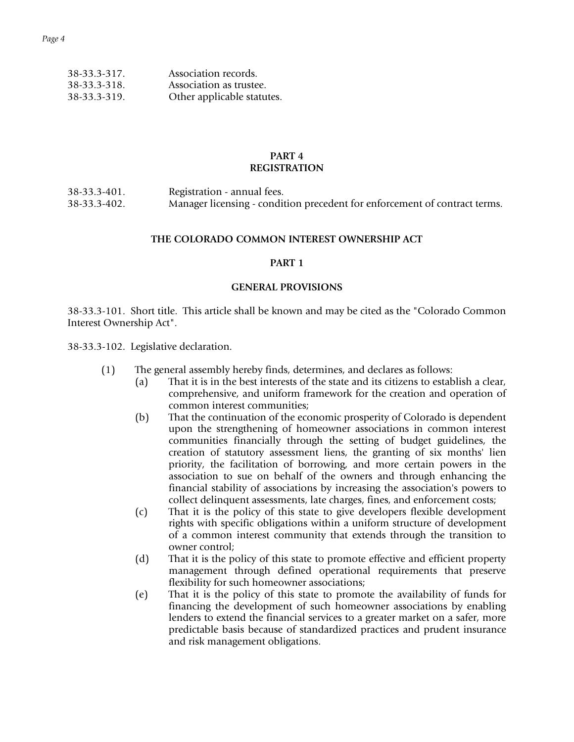38-33.3-317. Association records.
38-33.3-318. Association as trustee.
38-33.3-319. Other applicable statutes.

## PART 4
## REGISTRATION

38-33.3-401. Registration - annual fees.
38-33.3-402. Manager licensing - condition precedent for enforcement of contract terms.

## THE COLORADO COMMON INTEREST OWNERSHIP ACT

## PART 1

## GENERAL PROVISIONS

38-33.3-101. Short title. This article shall be known and may be cited as the "Colorado Common Interest Ownership Act".

38-33.3-102. Legislative declaration.

(1) The general assembly hereby finds, determines, and declares as follows:

(a) That it is in the best interests of the state and its citizens to establish a clear, comprehensive, and uniform framework for the creation and operation of common interest communities;

(b) That the continuation of the economic prosperity of Colorado is dependent upon the strengthening of homeowner associations in common interest communities financially through the setting of budget guidelines, the creation of statutory assessment liens, the granting of six months' lien priority, the facilitation of borrowing, and more certain powers in the association to sue on behalf of the owners and through enhancing the financial stability of associations by increasing the association's powers to collect delinquent assessments, late charges, fines, and enforcement costs;

(c) That it is the policy of this state to give developers flexible development rights with specific obligations within a uniform structure of development of a common interest community that extends through the transition to owner control;

(d) That it is the policy of this state to promote effective and efficient property management through defined operational requirements that preserve flexibility for such homeowner associations;

(e) That it is the policy of this state to promote the availability of funds for financing the development of such homeowner associations by enabling lenders to extend the financial services to a greater market on a safer, more predictable basis because of standardized practices and prudent insurance and risk management obligations.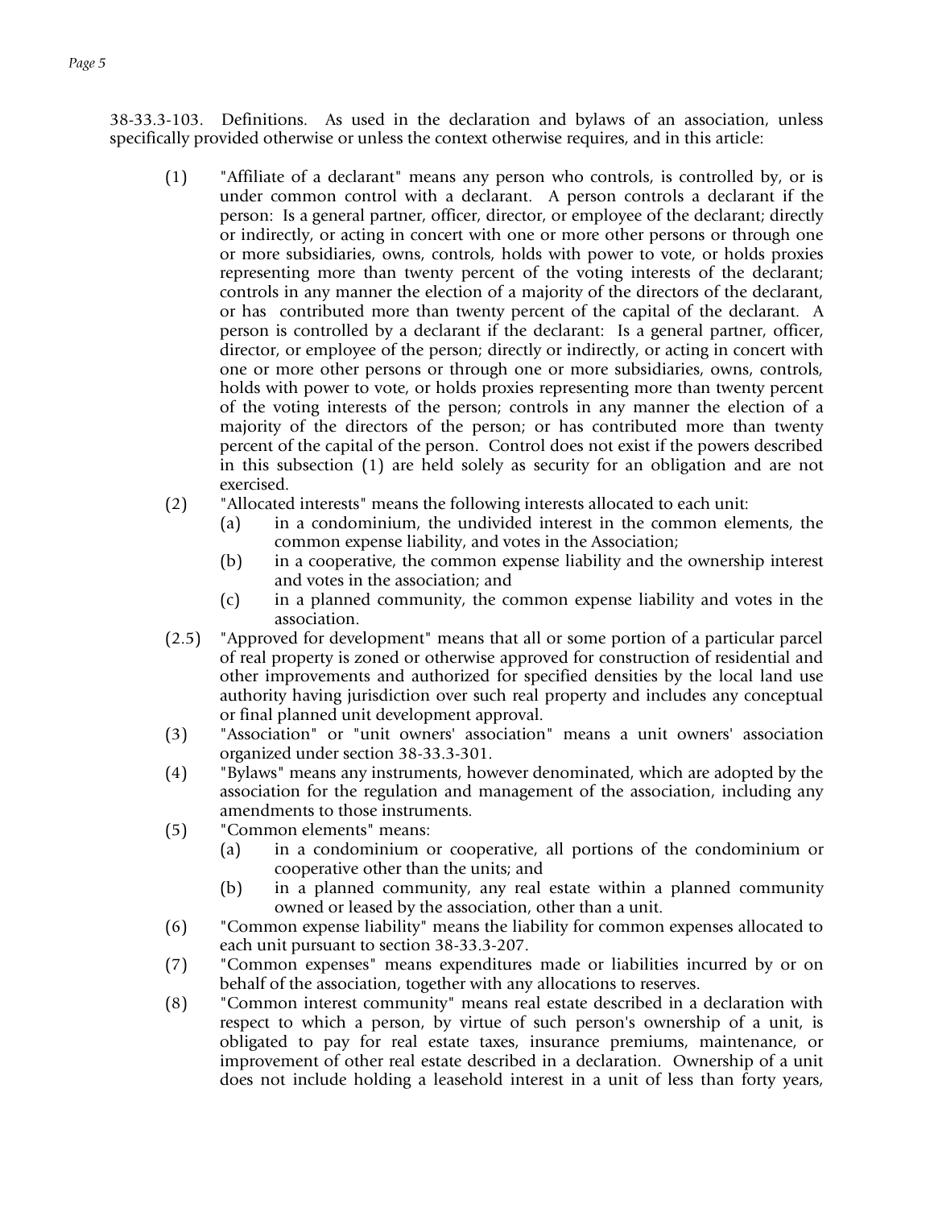38-33.3-103. Definitions. As used in the declaration and bylaws of an association, unless specifically provided otherwise or unless the context otherwise requires, and in this article:

(1) "Affiliate of a declarant" means any person who controls, is controlled by, or is under common control with a declarant. A person controls a declarant if the person: Is a general partner, officer, director, or employee of the declarant; directly or indirectly, or acting in concert with one or more other persons or through one or more subsidiaries, owns, controls, holds with power to vote, or holds proxies representing more than twenty percent of the voting interests of the declarant; controls in any manner the election of a majority of the directors of the declarant, or has contributed more than twenty percent of the capital of the declarant. A person is controlled by a declarant if the declarant: Is a general partner, officer, director, or employee of the person; directly or indirectly, or acting in concert with one or more other persons or through one or more subsidiaries, owns, controls, holds with power to vote, or holds proxies representing more than twenty percent of the voting interests of the person; controls in any manner the election of a majority of the directors of the person; or has contributed more than twenty percent of the capital of the person. Control does not exist if the powers described in this subsection (1) are held solely as security for an obligation and are not exercised.

(2) "Allocated interests" means the following interests allocated to each unit:

- (a) in a condominium, the undivided interest in the common elements, the common expense liability, and votes in the Association;
- (b) in a cooperative, the common expense liability and the ownership interest and votes in the association; and
- (c) in a planned community, the common expense liability and votes in the association.

(2.5) "Approved for development" means that all or some portion of a particular parcel of real property is zoned or otherwise approved for construction of residential and other improvements and authorized for specified densities by the local land use authority having jurisdiction over such real property and includes any conceptual or final planned unit development approval.

(3) "Association" or "unit owners' association" means a unit owners' association organized under section 38-33.3-301.

(4) "Bylaws" means any instruments, however denominated, which are adopted by the association for the regulation and management of the association, including any amendments to those instruments.

(5) "Common elements" means:

- (a) in a condominium or cooperative, all portions of the condominium or cooperative other than the units; and
- (b) in a planned community, any real estate within a planned community owned or leased by the association, other than a unit.

(6) "Common expense liability" means the liability for common expenses allocated to each unit pursuant to section 38-33.3-207.

(7) "Common expenses" means expenditures made or liabilities incurred by or on behalf of the association, together with any allocations to reserves.

(8) "Common interest community" means real estate described in a declaration with respect to which a person, by virtue of such person's ownership of a unit, is obligated to pay for real estate taxes, insurance premiums, maintenance, or improvement of other real estate described in a declaration. Ownership of a unit does not include holding a leasehold interest in a unit of less than forty years,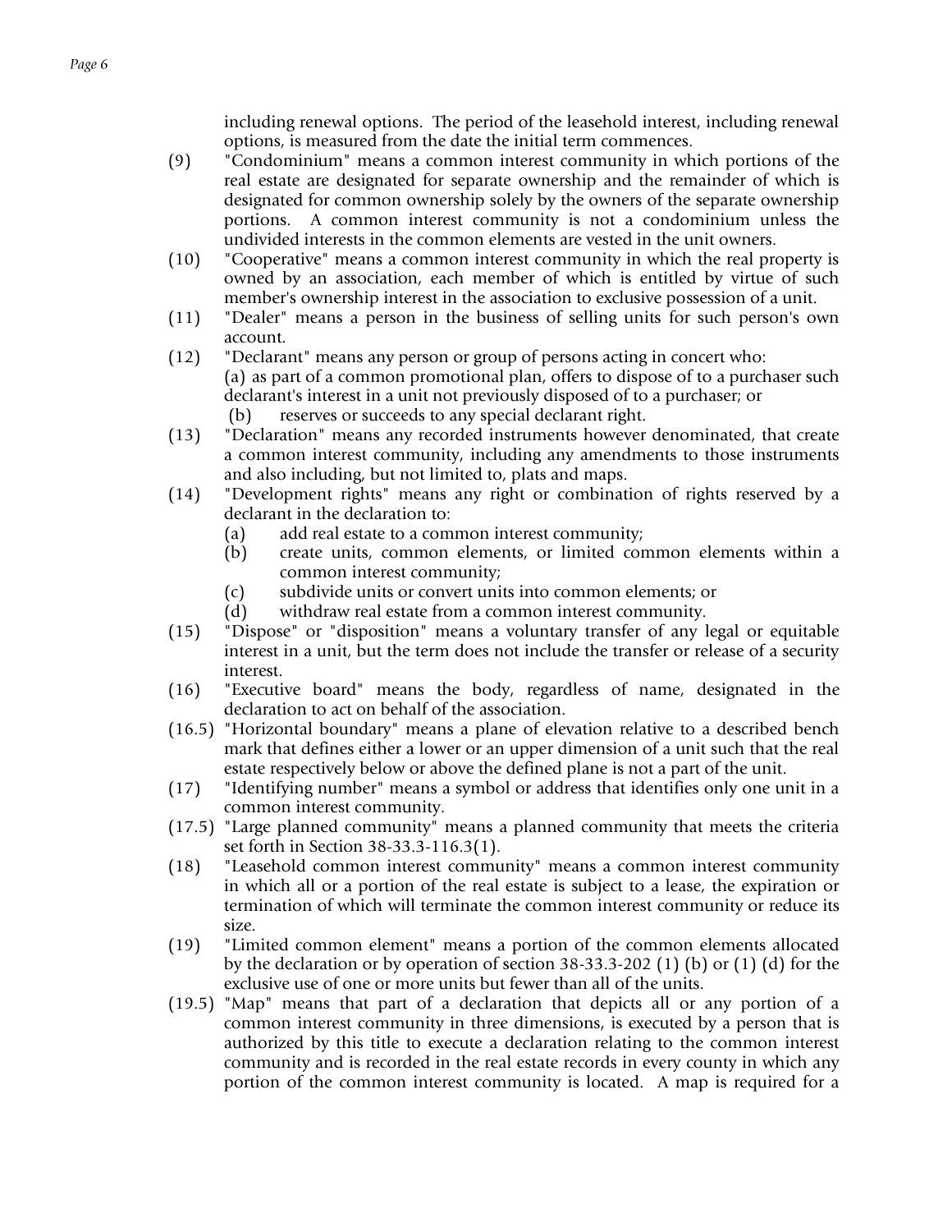including renewal options. The period of the leasehold interest, including renewal options, is measured from the date the initial term commences.

(9) "Condominium" means a common interest community in which portions of the real estate are designated for separate ownership and the remainder of which is designated for common ownership solely by the owners of the separate ownership portions. A common interest community is not a condominium unless the undivided interests in the common elements are vested in the unit owners.

(10) "Cooperative" means a common interest community in which the real property is owned by an association, each member of which is entitled by virtue of such member's ownership interest in the association to exclusive possession of a unit.

(11) "Dealer" means a person in the business of selling units for such person's own account.

(12) "Declarant" means any person or group of persons acting in concert who:
(a) as part of a common promotional plan, offers to dispose of to a purchaser such declarant's interest in a unit not previously disposed of to a purchaser; or
(b) reserves or succeeds to any special declarant right.

(13) "Declaration" means any recorded instruments however denominated, that create a common interest community, including any amendments to those instruments and also including, but not limited to, plats and maps.

(14) "Development rights" means any right or combination of rights reserved by a declarant in the declaration to:
(a) add real estate to a common interest community;
(b) create units, common elements, or limited common elements within a common interest community;
(c) subdivide units or convert units into common elements; or
(d) withdraw real estate from a common interest community.

(15) "Dispose" or "disposition" means a voluntary transfer of any legal or equitable interest in a unit, but the term does not include the transfer or release of a security interest.

(16) "Executive board" means the body, regardless of name, designated in the declaration to act on behalf of the association.

(16.5) "Horizontal boundary" means a plane of elevation relative to a described bench mark that defines either a lower or an upper dimension of a unit such that the real estate respectively below or above the defined plane is not a part of the unit.

(17) "Identifying number" means a symbol or address that identifies only one unit in a common interest community.

(17.5) "Large planned community" means a planned community that meets the criteria set forth in Section 38-33.3-116.3(1).

(18) "Leasehold common interest community" means a common interest community in which all or a portion of the real estate is subject to a lease, the expiration or termination of which will terminate the common interest community or reduce its size.

(19) "Limited common element" means a portion of the common elements allocated by the declaration or by operation of section 38-33.3-202 (1) (b) or (1) (d) for the exclusive use of one or more units but fewer than all of the units.

(19.5) "Map" means that part of a declaration that depicts all or any portion of a common interest community in three dimensions, is executed by a person that is authorized by this title to execute a declaration relating to the common interest community and is recorded in the real estate records in every county in which any portion of the common interest community is located. A map is required for a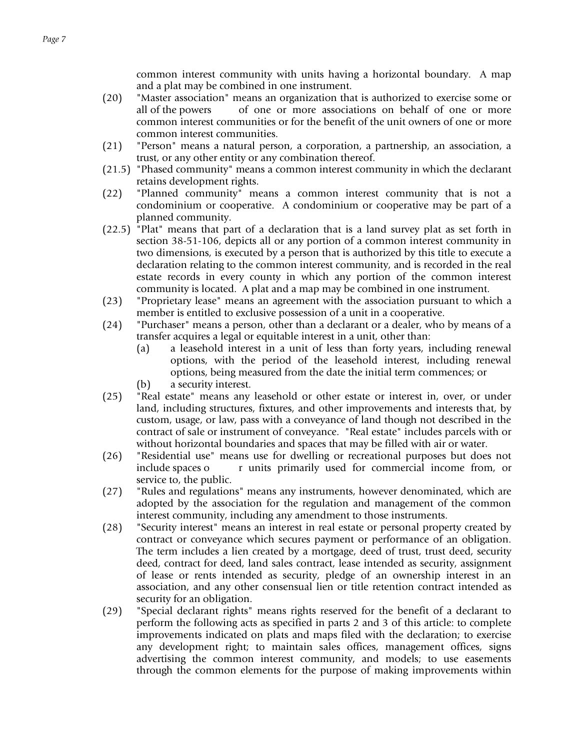common interest community with units having a horizontal boundary. A map and a plat may be combined in one instrument.

(20) "Master association" means an organization that is authorized to exercise some or all of the powers of one or more associations on behalf of one or more common interest communities or for the benefit of the unit owners of one or more common interest communities.

(21) "Person" means a natural person, a corporation, a partnership, an association, a trust, or any other entity or any combination thereof.

(21.5) "Phased community" means a common interest community in which the declarant retains development rights.

(22) "Planned community" means a common interest community that is not a condominium or cooperative. A condominium or cooperative may be part of a planned community.

(22.5) "Plat" means that part of a declaration that is a land survey plat as set forth in section 38-51-106, depicts all or any portion of a common interest community in two dimensions, is executed by a person that is authorized by this title to execute a declaration relating to the common interest community, and is recorded in the real estate records in every county in which any portion of the common interest community is located. A plat and a map may be combined in one instrument.

(23) "Proprietary lease" means an agreement with the association pursuant to which a member is entitled to exclusive possession of a unit in a cooperative.

(24) "Purchaser" means a person, other than a declarant or a dealer, who by means of a transfer acquires a legal or equitable interest in a unit, other than:

  (a) a leasehold interest in a unit of less than forty years, including renewal options, with the period of the leasehold interest, including renewal options, being measured from the date the initial term commences; or
  (b) a security interest.

(25) "Real estate" means any leasehold or other estate or interest in, over, or under land, including structures, fixtures, and other improvements and interests that, by custom, usage, or law, pass with a conveyance of land though not described in the contract of sale or instrument of conveyance. "Real estate" includes parcels with or without horizontal boundaries and spaces that may be filled with air or water.

(26) "Residential use" means use for dwelling or recreational purposes but does not include spaces or units primarily used for commercial income from, or service to, the public.

(27) "Rules and regulations" means any instruments, however denominated, which are adopted by the association for the regulation and management of the common interest community, including any amendment to those instruments.

(28) "Security interest" means an interest in real estate or personal property created by contract or conveyance which secures payment or performance of an obligation. The term includes a lien created by a mortgage, deed of trust, trust deed, security deed, contract for deed, land sales contract, lease intended as security, assignment of lease or rents intended as security, pledge of an ownership interest in an association, and any other consensual lien or title retention contract intended as security for an obligation.

(29) "Special declarant rights" means rights reserved for the benefit of a declarant to perform the following acts as specified in parts 2 and 3 of this article: to complete improvements indicated on plats and maps filed with the declaration; to exercise any development right; to maintain sales offices, management offices, signs advertising the common interest community, and models; to use easements through the common elements for the purpose of making improvements within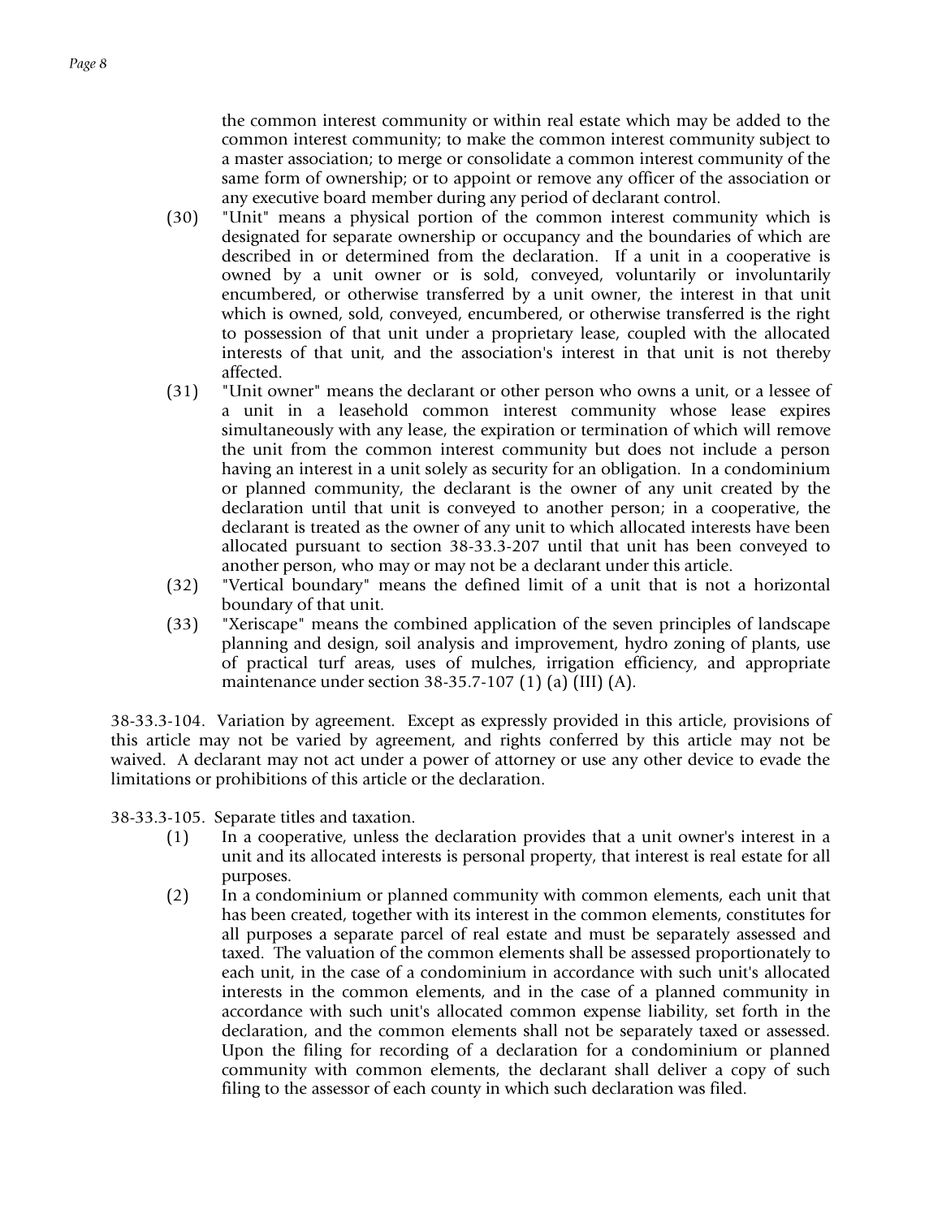the common interest community or within real estate which may be added to the common interest community; to make the common interest community subject to a master association; to merge or consolidate a common interest community of the same form of ownership; or to appoint or remove any officer of the association or any executive board member during any period of declarant control.

(30) "Unit" means a physical portion of the common interest community which is designated for separate ownership or occupancy and the boundaries of which are described in or determined from the declaration. If a unit in a cooperative is owned by a unit owner or is sold, conveyed, voluntarily or involuntarily encumbered, or otherwise transferred by a unit owner, the interest in that unit which is owned, sold, conveyed, encumbered, or otherwise transferred is the right to possession of that unit under a proprietary lease, coupled with the allocated interests of that unit, and the association's interest in that unit is not thereby affected.

(31) "Unit owner" means the declarant or other person who owns a unit, or a lessee of a unit in a leasehold common interest community whose lease expires simultaneously with any lease, the expiration or termination of which will remove the unit from the common interest community but does not include a person having an interest in a unit solely as security for an obligation. In a condominium or planned community, the declarant is the owner of any unit created by the declaration until that unit is conveyed to another person; in a cooperative, the declarant is treated as the owner of any unit to which allocated interests have been allocated pursuant to section 38-33.3-207 until that unit has been conveyed to another person, who may or may not be a declarant under this article.

(32) "Vertical boundary" means the defined limit of a unit that is not a horizontal boundary of that unit.

(33) "Xeriscape" means the combined application of the seven principles of landscape planning and design, soil analysis and improvement, hydro zoning of plants, use of practical turf areas, uses of mulches, irrigation efficiency, and appropriate maintenance under section 38-35.7-107 (1) (a) (III) (A).

38-33.3-104. Variation by agreement. Except as expressly provided in this article, provisions of this article may not be varied by agreement, and rights conferred by this article may not be waived. A declarant may not act under a power of attorney or use any other device to evade the limitations or prohibitions of this article or the declaration.

38-33.3-105. Separate titles and taxation.

(1) In a cooperative, unless the declaration provides that a unit owner's interest in a unit and its allocated interests is personal property, that interest is real estate for all purposes.

(2) In a condominium or planned community with common elements, each unit that has been created, together with its interest in the common elements, constitutes for all purposes a separate parcel of real estate and must be separately assessed and taxed. The valuation of the common elements shall be assessed proportionately to each unit, in the case of a condominium in accordance with such unit's allocated interests in the common elements, and in the case of a planned community in accordance with such unit's allocated common expense liability, set forth in the declaration, and the common elements shall not be separately taxed or assessed. Upon the filing for recording of a declaration for a condominium or planned community with common elements, the declarant shall deliver a copy of such filing to the assessor of each county in which such declaration was filed.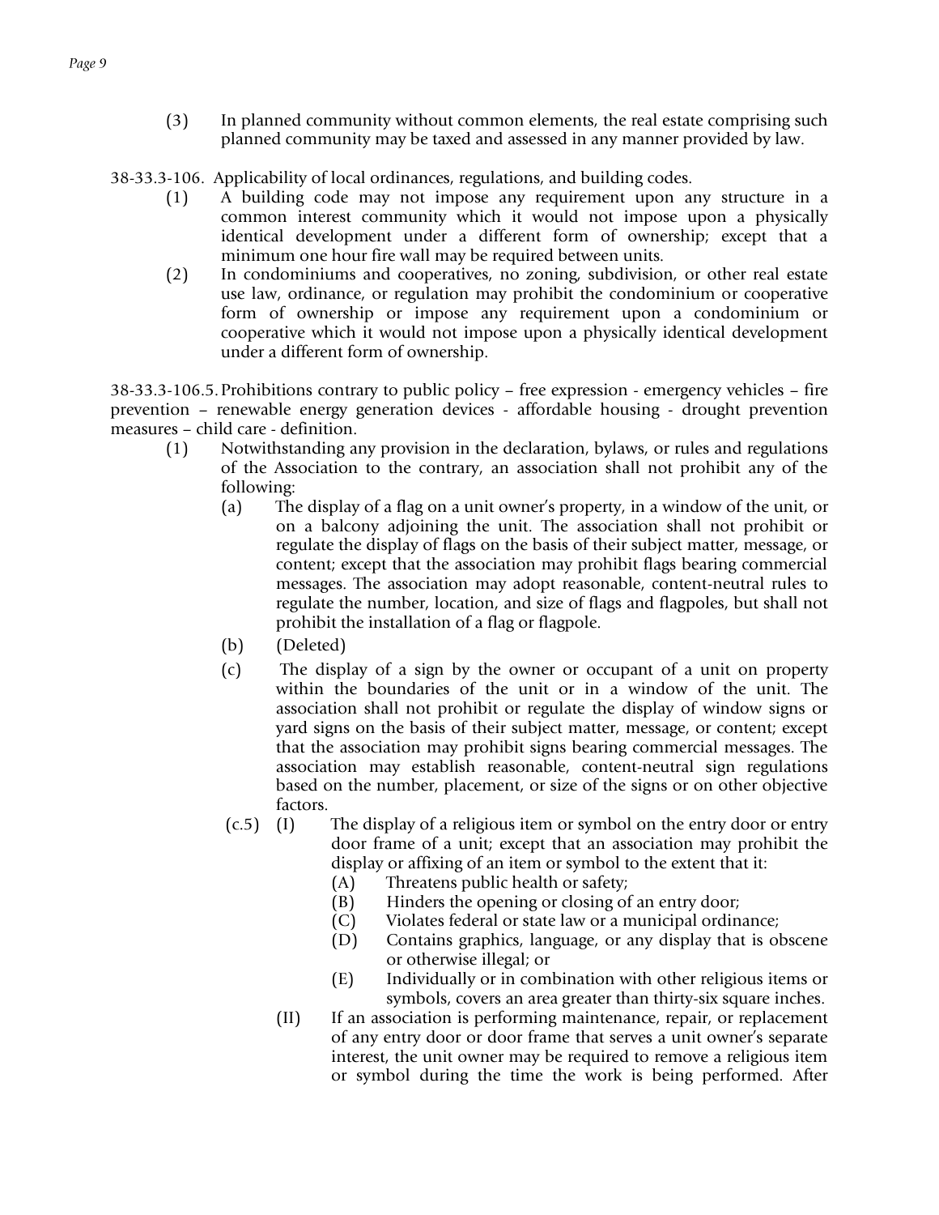(3) In planned community without common elements, the real estate comprising such planned community may be taxed and assessed in any manner provided by law.

38-33.3-106. Applicability of local ordinances, regulations, and building codes.

(1) A building code may not impose any requirement upon any structure in a common interest community which it would not impose upon a physically identical development under a different form of ownership; except that a minimum one hour fire wall may be required between units.

(2) In condominiums and cooperatives, no zoning, subdivision, or other real estate use law, ordinance, or regulation may prohibit the condominium or cooperative form of ownership or impose any requirement upon a condominium or cooperative which it would not impose upon a physically identical development under a different form of ownership.

38-33.3-106.5. Prohibitions contrary to public policy – free expression - emergency vehicles – fire prevention – renewable energy generation devices - affordable housing - drought prevention measures – child care - definition.

(1) Notwithstanding any provision in the declaration, bylaws, or rules and regulations of the Association to the contrary, an association shall not prohibit any of the following:

(a) The display of a flag on a unit owner's property, in a window of the unit, or on a balcony adjoining the unit. The association shall not prohibit or regulate the display of flags on the basis of their subject matter, message, or content; except that the association may prohibit flags bearing commercial messages. The association may adopt reasonable, content-neutral rules to regulate the number, location, and size of flags and flagpoles, but shall not prohibit the installation of a flag or flagpole.

(b) (Deleted)

(c) The display of a sign by the owner or occupant of a unit on property within the boundaries of the unit or in a window of the unit. The association shall not prohibit or regulate the display of window signs or yard signs on the basis of their subject matter, message, or content; except that the association may prohibit signs bearing commercial messages. The association may establish reasonable, content-neutral sign regulations based on the number, placement, or size of the signs or on other objective factors.

(c.5) (I) The display of a religious item or symbol on the entry door or entry door frame of a unit; except that an association may prohibit the display or affixing of an item or symbol to the extent that it:

(A) Threatens public health or safety;

(B) Hinders the opening or closing of an entry door;

(C) Violates federal or state law or a municipal ordinance;

(D) Contains graphics, language, or any display that is obscene or otherwise illegal; or

(E) Individually or in combination with other religious items or symbols, covers an area greater than thirty-six square inches.

(II) If an association is performing maintenance, repair, or replacement of any entry door or door frame that serves a unit owner's separate interest, the unit owner may be required to remove a religious item or symbol during the time the work is being performed. After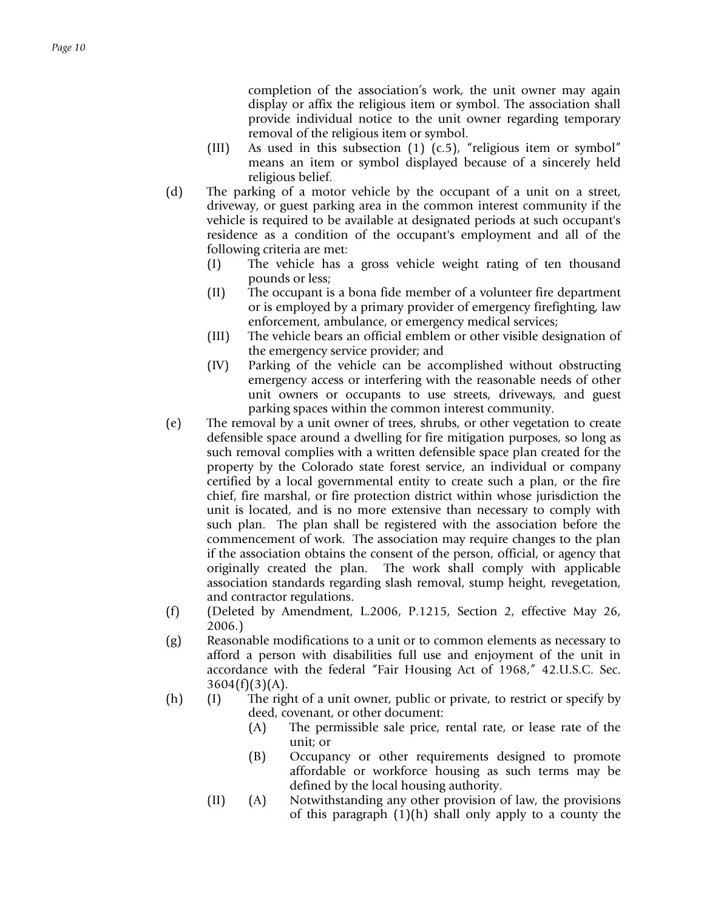completion of the association's work, the unit owner may again display or affix the religious item or symbol. The association shall provide individual notice to the unit owner regarding temporary removal of the religious item or symbol.

(III) As used in this subsection (1) (c.5), "religious item or symbol" means an item or symbol displayed because of a sincerely held religious belief.

(d) The parking of a motor vehicle by the occupant of a unit on a street, driveway, or guest parking area in the common interest community if the vehicle is required to be available at designated periods at such occupant's residence as a condition of the occupant's employment and all of the following criteria are met:

(I) The vehicle has a gross vehicle weight rating of ten thousand pounds or less;

(II) The occupant is a bona fide member of a volunteer fire department or is employed by a primary provider of emergency firefighting, law enforcement, ambulance, or emergency medical services;

(III) The vehicle bears an official emblem or other visible designation of the emergency service provider; and

(IV) Parking of the vehicle can be accomplished without obstructing emergency access or interfering with the reasonable needs of other unit owners or occupants to use streets, driveways, and guest parking spaces within the common interest community.

(e) The removal by a unit owner of trees, shrubs, or other vegetation to create defensible space around a dwelling for fire mitigation purposes, so long as such removal complies with a written defensible space plan created for the property by the Colorado state forest service, an individual or company certified by a local governmental entity to create such a plan, or the fire chief, fire marshal, or fire protection district within whose jurisdiction the unit is located, and is no more extensive than necessary to comply with such plan. The plan shall be registered with the association before the commencement of work. The association may require changes to the plan if the association obtains the consent of the person, official, or agency that originally created the plan. The work shall comply with applicable association standards regarding slash removal, stump height, revegetation, and contractor regulations.

(f) (Deleted by Amendment, L.2006, P.1215, Section 2, effective May 26, 2006.)

(g) Reasonable modifications to a unit or to common elements as necessary to afford a person with disabilities full use and enjoyment of the unit in accordance with the federal "Fair Housing Act of 1968," 42.U.S.C. Sec. 3604(f)(3)(A).

(h) (I) The right of a unit owner, public or private, to restrict or specify by deed, covenant, or other document:

(A) The permissible sale price, rental rate, or lease rate of the unit; or

(B) Occupancy or other requirements designed to promote affordable or workforce housing as such terms may be defined by the local housing authority.

(II) (A) Notwithstanding any other provision of law, the provisions of this paragraph (1)(h) shall only apply to a county the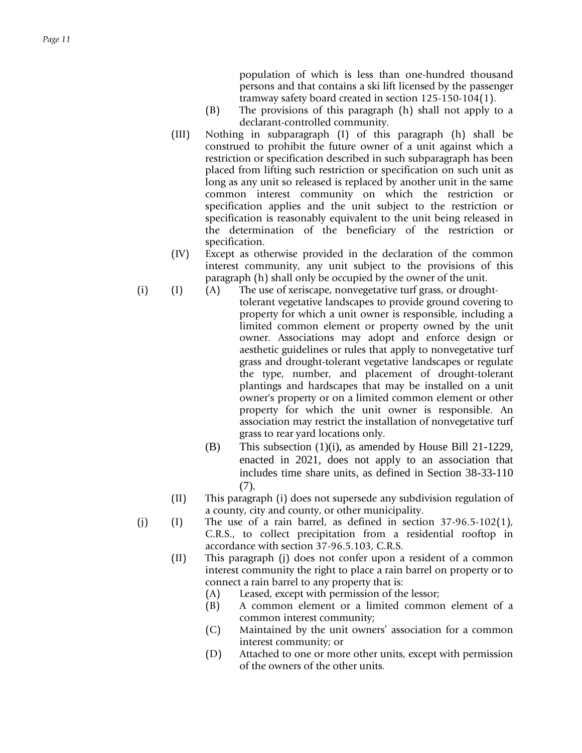population of which is less than one-hundred thousand persons and that contains a ski lift licensed by the passenger tramway safety board created in section 125-150-104(1).

(B) The provisions of this paragraph (h) shall not apply to a declarant-controlled community.

(III) Nothing in subparagraph (I) of this paragraph (h) shall be construed to prohibit the future owner of a unit against which a restriction or specification described in such subparagraph has been placed from lifting such restriction or specification on such unit as long as any unit so released is replaced by another unit in the same common interest community on which the restriction or specification applies and the unit subject to the restriction or specification is reasonably equivalent to the unit being released in the determination of the beneficiary of the restriction or specification.

(IV) Except as otherwise provided in the declaration of the common interest community, any unit subject to the provisions of this paragraph (h) shall only be occupied by the owner of the unit.

(i) (I) (A) The use of xeriscape, nonvegetative turf grass, or drought-tolerant vegetative landscapes to provide ground covering to property for which a unit owner is responsible, including a limited common element or property owned by the unit owner. Associations may adopt and enforce design or aesthetic guidelines or rules that apply to nonvegetative turf grass and drought-tolerant vegetative landscapes or regulate the type, number, and placement of drought-tolerant plantings and hardscapes that may be installed on a unit owner's property or on a limited common element or other property for which the unit owner is responsible. An association may restrict the installation of nonvegetative turf grass to rear yard locations only.

(B) This subsection (1)(i), as amended by House Bill 21-1229, enacted in 2021, does not apply to an association that includes time share units, as defined in Section 38-33-110 (7).

(II) This paragraph (i) does not supersede any subdivision regulation of a county, city and county, or other municipality.

(j) (I) The use of a rain barrel, as defined in section 37-96.5-102(1), C.R.S., to collect precipitation from a residential rooftop in accordance with section 37-96.5.103, C.R.S.

(II) This paragraph (j) does not confer upon a resident of a common interest community the right to place a rain barrel on property or to connect a rain barrel to any property that is:

(A) Leased, except with permission of the lessor;

(B) A common element or a limited common element of a common interest community;

(C) Maintained by the unit owners' association for a common interest community; or

(D) Attached to one or more other units, except with permission of the owners of the other units.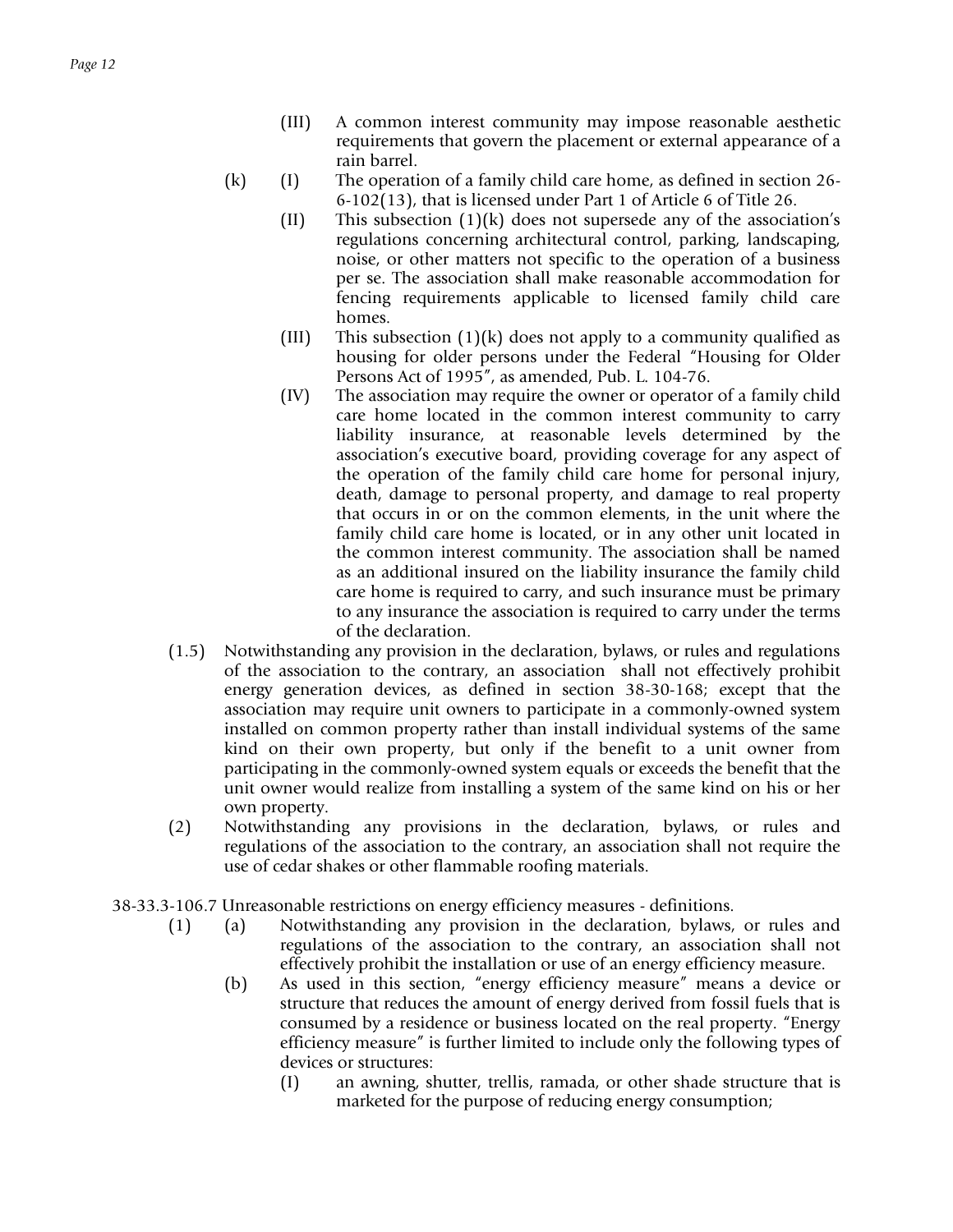(III) A common interest community may impose reasonable aesthetic requirements that govern the placement or external appearance of a rain barrel.

(k) (I) The operation of a family child care home, as defined in section 26-6-102(13), that is licensed under Part 1 of Article 6 of Title 26.

(II) This subsection (1)(k) does not supersede any of the association's regulations concerning architectural control, parking, landscaping, noise, or other matters not specific to the operation of a business per se. The association shall make reasonable accommodation for fencing requirements applicable to licensed family child care homes.

(III) This subsection (1)(k) does not apply to a community qualified as housing for older persons under the Federal "Housing for Older Persons Act of 1995", as amended, Pub. L. 104-76.

(IV) The association may require the owner or operator of a family child care home located in the common interest community to carry liability insurance, at reasonable levels determined by the association's executive board, providing coverage for any aspect of the operation of the family child care home for personal injury, death, damage to personal property, and damage to real property that occurs in or on the common elements, in the unit where the family child care home is located, or in any other unit located in the common interest community. The association shall be named as an additional insured on the liability insurance the family child care home is required to carry, and such insurance must be primary to any insurance the association is required to carry under the terms of the declaration.

(1.5) Notwithstanding any provision in the declaration, bylaws, or rules and regulations of the association to the contrary, an association shall not effectively prohibit energy generation devices, as defined in section 38-30-168; except that the association may require unit owners to participate in a commonly-owned system installed on common property rather than install individual systems of the same kind on their own property, but only if the benefit to a unit owner from participating in the commonly-owned system equals or exceeds the benefit that the unit owner would realize from installing a system of the same kind on his or her own property.

(2) Notwithstanding any provisions in the declaration, bylaws, or rules and regulations of the association to the contrary, an association shall not require the use of cedar shakes or other flammable roofing materials.

38-33.3-106.7 Unreasonable restrictions on energy efficiency measures - definitions.

(1) (a) Notwithstanding any provision in the declaration, bylaws, or rules and regulations of the association to the contrary, an association shall not effectively prohibit the installation or use of an energy efficiency measure.

(b) As used in this section, "energy efficiency measure" means a device or structure that reduces the amount of energy derived from fossil fuels that is consumed by a residence or business located on the real property. "Energy efficiency measure" is further limited to include only the following types of devices or structures:

(I) an awning, shutter, trellis, ramada, or other shade structure that is marketed for the purpose of reducing energy consumption;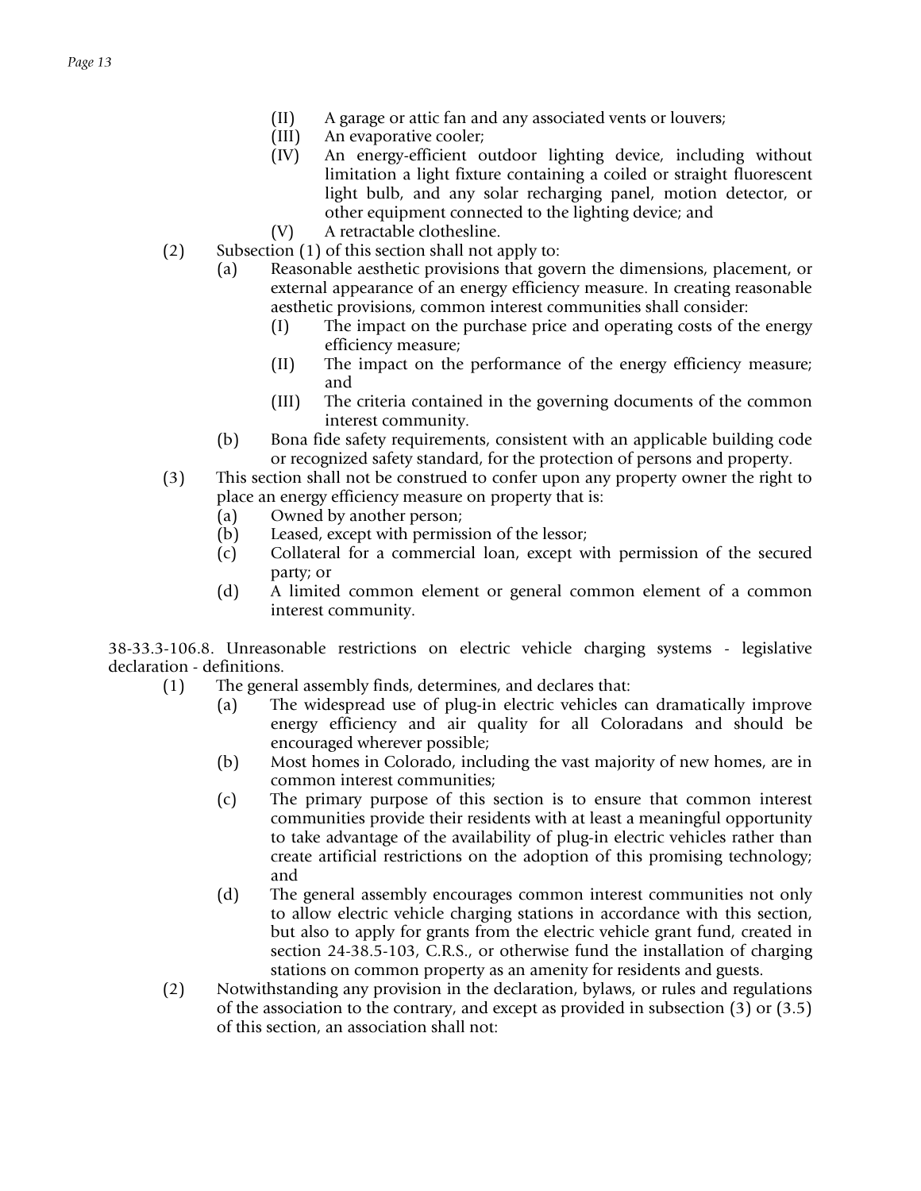(II) A garage or attic fan and any associated vents or louvers;

(III) An evaporative cooler;

(IV) An energy-efficient outdoor lighting device, including without limitation a light fixture containing a coiled or straight fluorescent light bulb, and any solar recharging panel, motion detector, or other equipment connected to the lighting device; and

(V) A retractable clothesline.

(2) Subsection (1) of this section shall not apply to:

(a) Reasonable aesthetic provisions that govern the dimensions, placement, or external appearance of an energy efficiency measure. In creating reasonable aesthetic provisions, common interest communities shall consider:

(I) The impact on the purchase price and operating costs of the energy efficiency measure;

(II) The impact on the performance of the energy efficiency measure; and

(III) The criteria contained in the governing documents of the common interest community.

(b) Bona fide safety requirements, consistent with an applicable building code or recognized safety standard, for the protection of persons and property.

(3) This section shall not be construed to confer upon any property owner the right to place an energy efficiency measure on property that is:

(a) Owned by another person;

(b) Leased, except with permission of the lessor;

(c) Collateral for a commercial loan, except with permission of the secured party; or

(d) A limited common element or general common element of a common interest community.

38-33.3-106.8. Unreasonable restrictions on electric vehicle charging systems - legislative declaration - definitions.

(1) The general assembly finds, determines, and declares that:

(a) The widespread use of plug-in electric vehicles can dramatically improve energy efficiency and air quality for all Coloradans and should be encouraged wherever possible;

(b) Most homes in Colorado, including the vast majority of new homes, are in common interest communities;

(c) The primary purpose of this section is to ensure that common interest communities provide their residents with at least a meaningful opportunity to take advantage of the availability of plug-in electric vehicles rather than create artificial restrictions on the adoption of this promising technology; and

(d) The general assembly encourages common interest communities not only to allow electric vehicle charging stations in accordance with this section, but also to apply for grants from the electric vehicle grant fund, created in section 24-38.5-103, C.R.S., or otherwise fund the installation of charging stations on common property as an amenity for residents and guests.

(2) Notwithstanding any provision in the declaration, bylaws, or rules and regulations of the association to the contrary, and except as provided in subsection (3) or (3.5) of this section, an association shall not: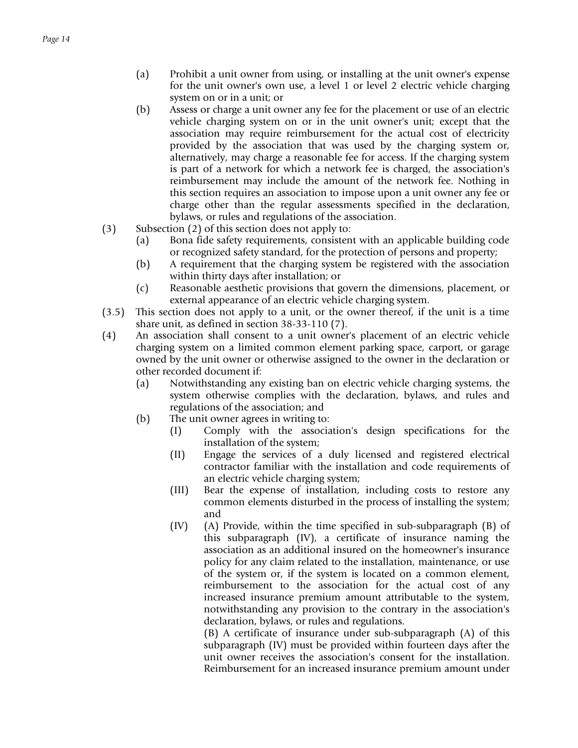(a) Prohibit a unit owner from using, or installing at the unit owner's expense for the unit owner's own use, a level 1 or level 2 electric vehicle charging system on or in a unit; or

(b) Assess or charge a unit owner any fee for the placement or use of an electric vehicle charging system on or in the unit owner's unit; except that the association may require reimbursement for the actual cost of electricity provided by the association that was used by the charging system or, alternatively, may charge a reasonable fee for access. If the charging system is part of a network for which a network fee is charged, the association's reimbursement may include the amount of the network fee. Nothing in this section requires an association to impose upon a unit owner any fee or charge other than the regular assessments specified in the declaration, bylaws, or rules and regulations of the association.

(3) Subsection (2) of this section does not apply to:

(a) Bona fide safety requirements, consistent with an applicable building code or recognized safety standard, for the protection of persons and property;

(b) A requirement that the charging system be registered with the association within thirty days after installation; or

(c) Reasonable aesthetic provisions that govern the dimensions, placement, or external appearance of an electric vehicle charging system.

(3.5) This section does not apply to a unit, or the owner thereof, if the unit is a time share unit, as defined in section 38-33-110 (7).

(4) An association shall consent to a unit owner's placement of an electric vehicle charging system on a limited common element parking space, carport, or garage owned by the unit owner or otherwise assigned to the owner in the declaration or other recorded document if:

(a) Notwithstanding any existing ban on electric vehicle charging systems, the system otherwise complies with the declaration, bylaws, and rules and regulations of the association; and

(b) The unit owner agrees in writing to:

(I) Comply with the association's design specifications for the installation of the system;

(II) Engage the services of a duly licensed and registered electrical contractor familiar with the installation and code requirements of an electric vehicle charging system;

(III) Bear the expense of installation, including costs to restore any common elements disturbed in the process of installing the system; and

(IV) (A) Provide, within the time specified in sub-subparagraph (B) of this subparagraph (IV), a certificate of insurance naming the association as an additional insured on the homeowner's insurance policy for any claim related to the installation, maintenance, or use of the system or, if the system is located on a common element, reimbursement to the association for the actual cost of any increased insurance premium amount attributable to the system, notwithstanding any provision to the contrary in the association's declaration, bylaws, or rules and regulations.

(B) A certificate of insurance under sub-subparagraph (A) of this subparagraph (IV) must be provided within fourteen days after the unit owner receives the association's consent for the installation. Reimbursement for an increased insurance premium amount under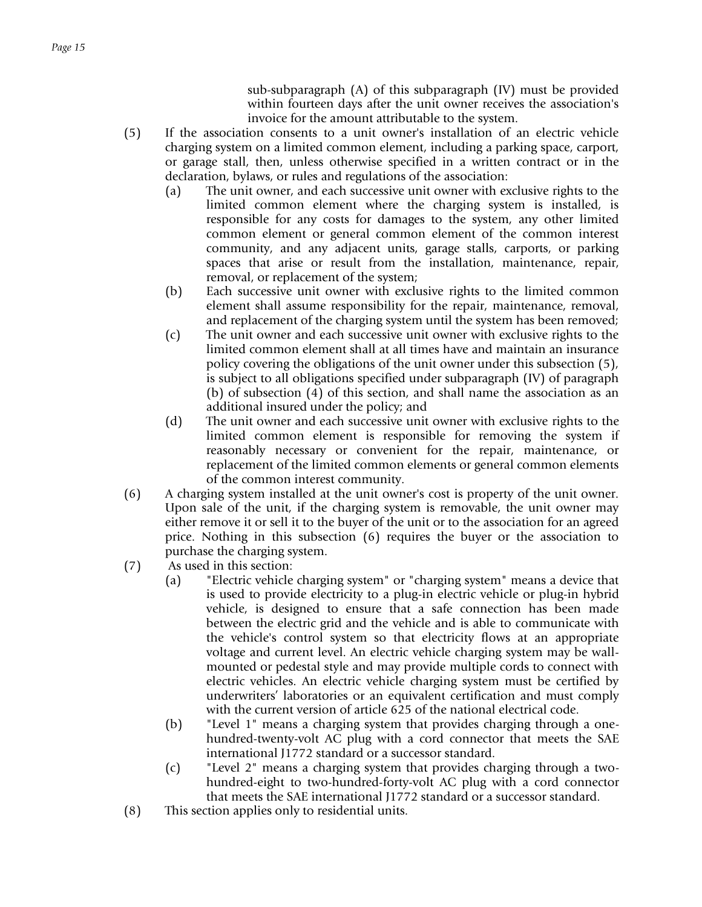sub-subparagraph (A) of this subparagraph (IV) must be provided within fourteen days after the unit owner receives the association's invoice for the amount attributable to the system.

(5) If the association consents to a unit owner's installation of an electric vehicle charging system on a limited common element, including a parking space, carport, or garage stall, then, unless otherwise specified in a written contract or in the declaration, bylaws, or rules and regulations of the association:

(a) The unit owner, and each successive unit owner with exclusive rights to the limited common element where the charging system is installed, is responsible for any costs for damages to the system, any other limited common element or general common element of the common interest community, and any adjacent units, garage stalls, carports, or parking spaces that arise or result from the installation, maintenance, repair, removal, or replacement of the system;

(b) Each successive unit owner with exclusive rights to the limited common element shall assume responsibility for the repair, maintenance, removal, and replacement of the charging system until the system has been removed;

(c) The unit owner and each successive unit owner with exclusive rights to the limited common element shall at all times have and maintain an insurance policy covering the obligations of the unit owner under this subsection (5), is subject to all obligations specified under subparagraph (IV) of paragraph (b) of subsection (4) of this section, and shall name the association as an additional insured under the policy; and

(d) The unit owner and each successive unit owner with exclusive rights to the limited common element is responsible for removing the system if reasonably necessary or convenient for the repair, maintenance, or replacement of the limited common elements or general common elements of the common interest community.

(6) A charging system installed at the unit owner's cost is property of the unit owner. Upon sale of the unit, if the charging system is removable, the unit owner may either remove it or sell it to the buyer of the unit or to the association for an agreed price. Nothing in this subsection (6) requires the buyer or the association to purchase the charging system.

(7) As used in this section:

(a) "Electric vehicle charging system" or "charging system" means a device that is used to provide electricity to a plug-in electric vehicle or plug-in hybrid vehicle, is designed to ensure that a safe connection has been made between the electric grid and the vehicle and is able to communicate with the vehicle's control system so that electricity flows at an appropriate voltage and current level. An electric vehicle charging system may be wall-mounted or pedestal style and may provide multiple cords to connect with electric vehicles. An electric vehicle charging system must be certified by underwriters' laboratories or an equivalent certification and must comply with the current version of article 625 of the national electrical code.

(b) "Level 1" means a charging system that provides charging through a one-hundred-twenty-volt AC plug with a cord connector that meets the SAE international J1772 standard or a successor standard.

(c) "Level 2" means a charging system that provides charging through a two-hundred-eight to two-hundred-forty-volt AC plug with a cord connector that meets the SAE international J1772 standard or a successor standard.

(8) This section applies only to residential units.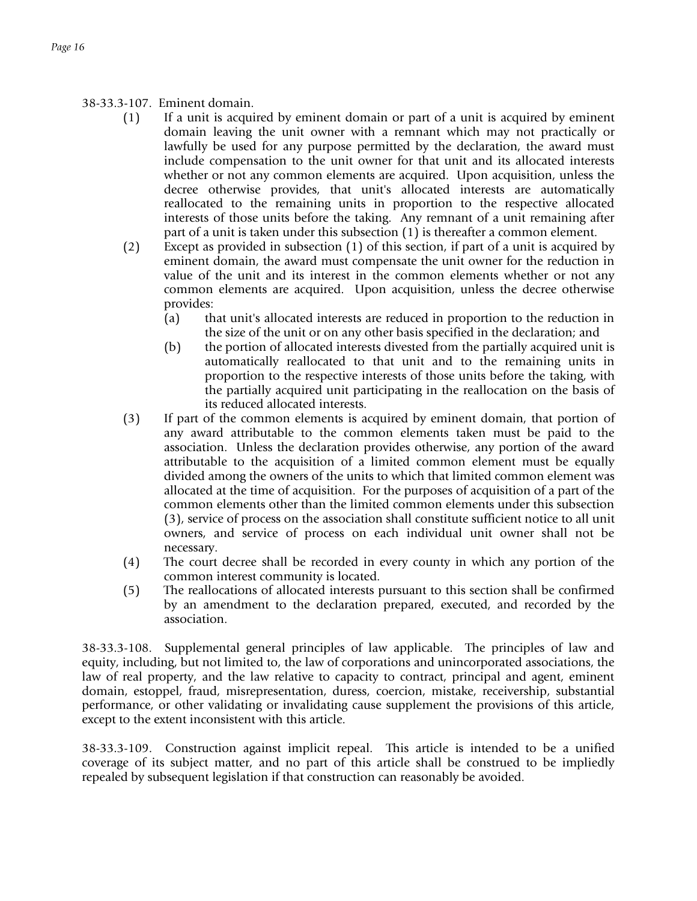38-33.3-107. Eminent domain.

(1) If a unit is acquired by eminent domain or part of a unit is acquired by eminent domain leaving the unit owner with a remnant which may not practically or lawfully be used for any purpose permitted by the declaration, the award must include compensation to the unit owner for that unit and its allocated interests whether or not any common elements are acquired. Upon acquisition, unless the decree otherwise provides, that unit's allocated interests are automatically reallocated to the remaining units in proportion to the respective allocated interests of those units before the taking. Any remnant of a unit remaining after part of a unit is taken under this subsection (1) is thereafter a common element.

(2) Except as provided in subsection (1) of this section, if part of a unit is acquired by eminent domain, the award must compensate the unit owner for the reduction in value of the unit and its interest in the common elements whether or not any common elements are acquired. Upon acquisition, unless the decree otherwise provides:

  (a) that unit's allocated interests are reduced in proportion to the reduction in the size of the unit or on any other basis specified in the declaration; and

  (b) the portion of allocated interests divested from the partially acquired unit is automatically reallocated to that unit and to the remaining units in proportion to the respective interests of those units before the taking, with the partially acquired unit participating in the reallocation on the basis of its reduced allocated interests.

(3) If part of the common elements is acquired by eminent domain, that portion of any award attributable to the common elements taken must be paid to the association. Unless the declaration provides otherwise, any portion of the award attributable to the acquisition of a limited common element must be equally divided among the owners of the units to which that limited common element was allocated at the time of acquisition. For the purposes of acquisition of a part of the common elements other than the limited common elements under this subsection (3), service of process on the association shall constitute sufficient notice to all unit owners, and service of process on each individual unit owner shall not be necessary.

(4) The court decree shall be recorded in every county in which any portion of the common interest community is located.

(5) The reallocations of allocated interests pursuant to this section shall be confirmed by an amendment to the declaration prepared, executed, and recorded by the association.

38-33.3-108. Supplemental general principles of law applicable. The principles of law and equity, including, but not limited to, the law of corporations and unincorporated associations, the law of real property, and the law relative to capacity to contract, principal and agent, eminent domain, estoppel, fraud, misrepresentation, duress, coercion, mistake, receivership, substantial performance, or other validating or invalidating cause supplement the provisions of this article, except to the extent inconsistent with this article.

38-33.3-109. Construction against implicit repeal. This article is intended to be a unified coverage of its subject matter, and no part of this article shall be construed to be impliedly repealed by subsequent legislation if that construction can reasonably be avoided.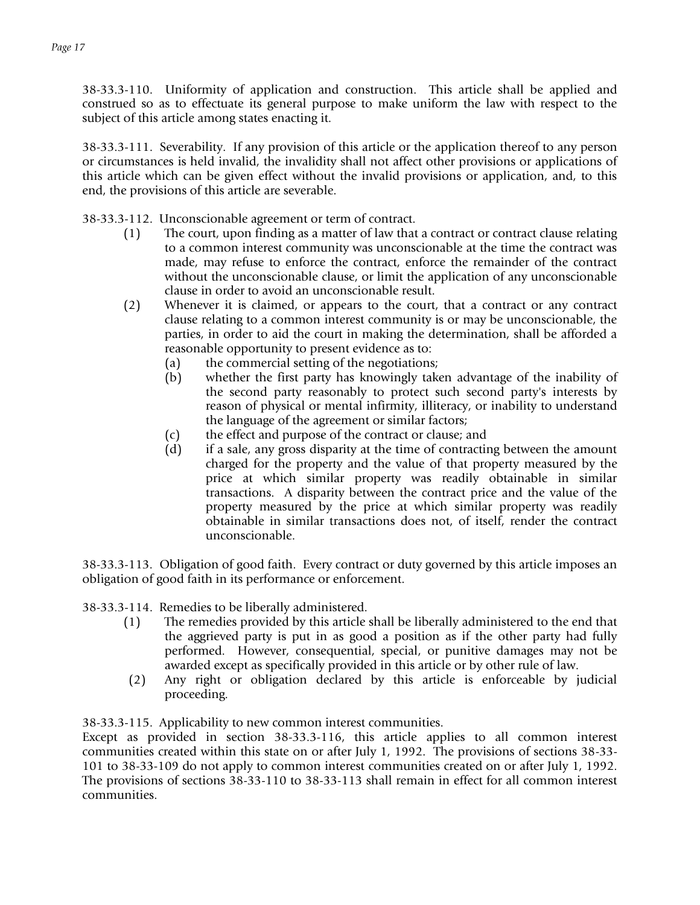38-33.3-110. Uniformity of application and construction. This article shall be applied and construed so as to effectuate its general purpose to make uniform the law with respect to the subject of this article among states enacting it.

38-33.3-111. Severability. If any provision of this article or the application thereof to any person or circumstances is held invalid, the invalidity shall not affect other provisions or applications of this article which can be given effect without the invalid provisions or application, and, to this end, the provisions of this article are severable.

38-33.3-112. Unconscionable agreement or term of contract.

(1) The court, upon finding as a matter of law that a contract or contract clause relating to a common interest community was unconscionable at the time the contract was made, may refuse to enforce the contract, enforce the remainder of the contract without the unconscionable clause, or limit the application of any unconscionable clause in order to avoid an unconscionable result.

(2) Whenever it is claimed, or appears to the court, that a contract or any contract clause relating to a common interest community is or may be unconscionable, the parties, in order to aid the court in making the determination, shall be afforded a reasonable opportunity to present evidence as to:

(a) the commercial setting of the negotiations;

(b) whether the first party has knowingly taken advantage of the inability of the second party reasonably to protect such second party's interests by reason of physical or mental infirmity, illiteracy, or inability to understand the language of the agreement or similar factors;

(c) the effect and purpose of the contract or clause; and

(d) if a sale, any gross disparity at the time of contracting between the amount charged for the property and the value of that property measured by the price at which similar property was readily obtainable in similar transactions. A disparity between the contract price and the value of the property measured by the price at which similar property was readily obtainable in similar transactions does not, of itself, render the contract unconscionable.

38-33.3-113. Obligation of good faith. Every contract or duty governed by this article imposes an obligation of good faith in its performance or enforcement.

38-33.3-114. Remedies to be liberally administered.

(1) The remedies provided by this article shall be liberally administered to the end that the aggrieved party is put in as good a position as if the other party had fully performed. However, consequential, special, or punitive damages may not be awarded except as specifically provided in this article or by other rule of law.

(2) Any right or obligation declared by this article is enforceable by judicial proceeding.

38-33.3-115. Applicability to new common interest communities.
Except as provided in section 38-33.3-116, this article applies to all common interest communities created within this state on or after July 1, 1992. The provisions of sections 38-33-101 to 38-33-109 do not apply to common interest communities created on or after July 1, 1992. The provisions of sections 38-33-110 to 38-33-113 shall remain in effect for all common interest communities.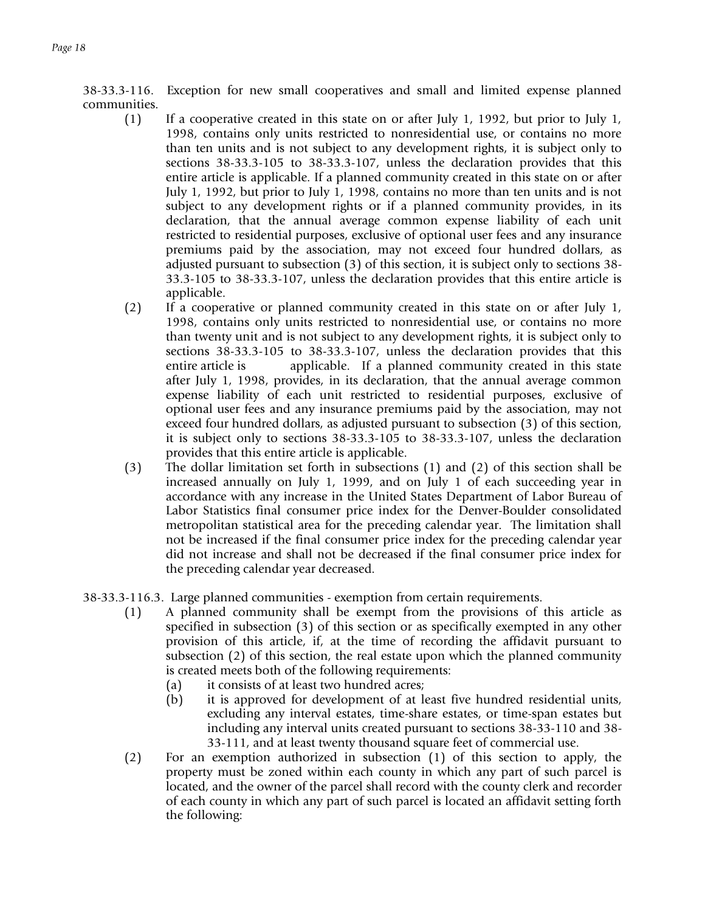38-33.3-116. Exception for new small cooperatives and small and limited expense planned communities.

(1) If a cooperative created in this state on or after July 1, 1992, but prior to July 1, 1998, contains only units restricted to nonresidential use, or contains no more than ten units and is not subject to any development rights, it is subject only to sections 38-33.3-105 to 38-33.3-107, unless the declaration provides that this entire article is applicable. If a planned community created in this state on or after July 1, 1992, but prior to July 1, 1998, contains no more than ten units and is not subject to any development rights or if a planned community provides, in its declaration, that the annual average common expense liability of each unit restricted to residential purposes, exclusive of optional user fees and any insurance premiums paid by the association, may not exceed four hundred dollars, as adjusted pursuant to subsection (3) of this section, it is subject only to sections 38-33.3-105 to 38-33.3-107, unless the declaration provides that this entire article is applicable.

(2) If a cooperative or planned community created in this state on or after July 1, 1998, contains only units restricted to nonresidential use, or contains no more than twenty unit and is not subject to any development rights, it is subject only to sections 38-33.3-105 to 38-33.3-107, unless the declaration provides that this entire article is applicable. If a planned community created in this state after July 1, 1998, provides, in its declaration, that the annual average common expense liability of each unit restricted to residential purposes, exclusive of optional user fees and any insurance premiums paid by the association, may not exceed four hundred dollars, as adjusted pursuant to subsection (3) of this section, it is subject only to sections 38-33.3-105 to 38-33.3-107, unless the declaration provides that this entire article is applicable.

(3) The dollar limitation set forth in subsections (1) and (2) of this section shall be increased annually on July 1, 1999, and on July 1 of each succeeding year in accordance with any increase in the United States Department of Labor Bureau of Labor Statistics final consumer price index for the Denver-Boulder consolidated metropolitan statistical area for the preceding calendar year. The limitation shall not be increased if the final consumer price index for the preceding calendar year did not increase and shall not be decreased if the final consumer price index for the preceding calendar year decreased.

38-33.3-116.3. Large planned communities - exemption from certain requirements.

(1) A planned community shall be exempt from the provisions of this article as specified in subsection (3) of this section or as specifically exempted in any other provision of this article, if, at the time of recording the affidavit pursuant to subsection (2) of this section, the real estate upon which the planned community is created meets both of the following requirements:

(a) it consists of at least two hundred acres;

(b) it is approved for development of at least five hundred residential units, excluding any interval estates, time-share estates, or time-span estates but including any interval units created pursuant to sections 38-33-110 and 38-33-111, and at least twenty thousand square feet of commercial use.

(2) For an exemption authorized in subsection (1) of this section to apply, the property must be zoned within each county in which any part of such parcel is located, and the owner of the parcel shall record with the county clerk and recorder of each county in which any part of such parcel is located an affidavit setting forth the following: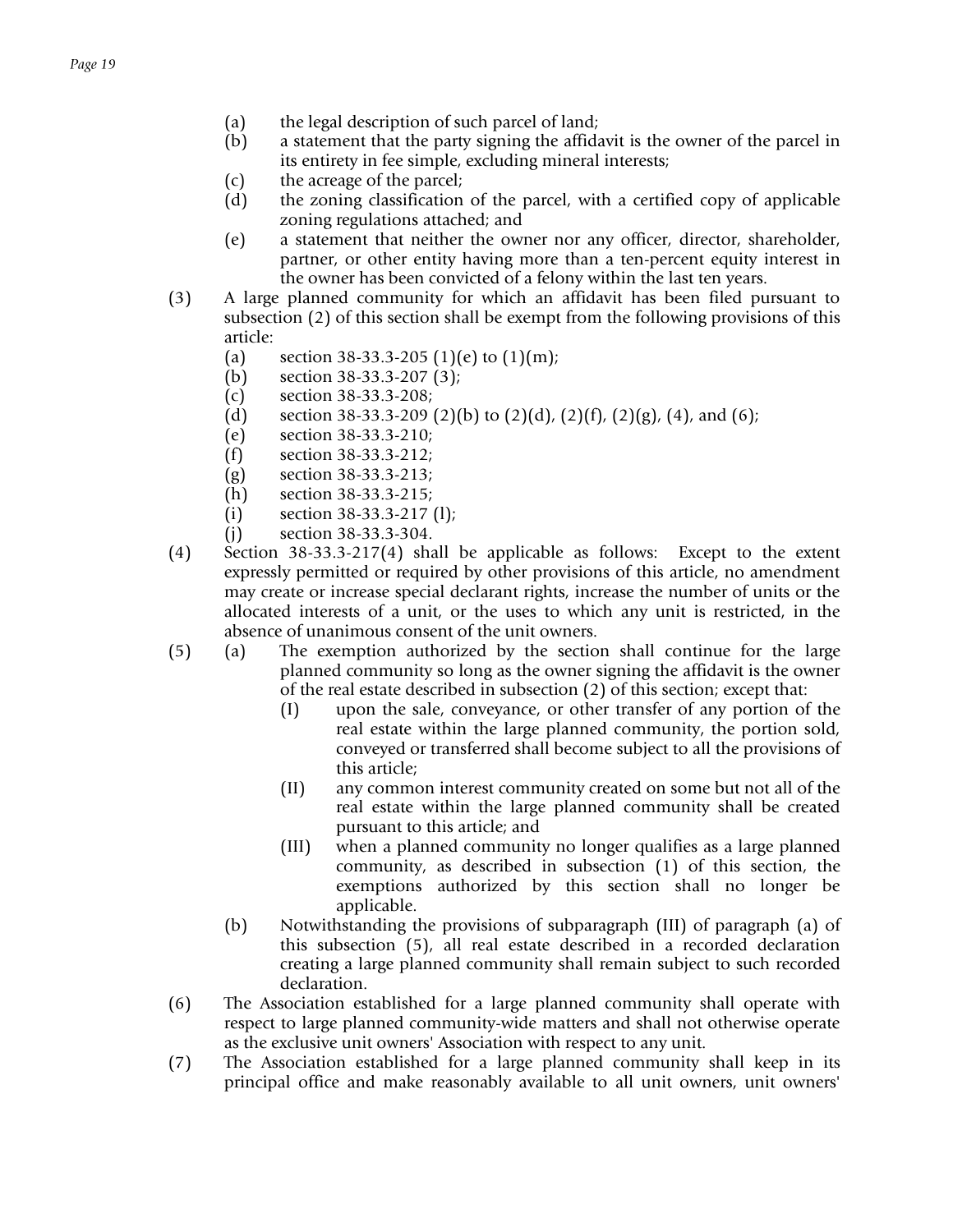(a) the legal description of such parcel of land;
(b) a statement that the party signing the affidavit is the owner of the parcel in its entirety in fee simple, excluding mineral interests;
(c) the acreage of the parcel;
(d) the zoning classification of the parcel, with a certified copy of applicable zoning regulations attached; and
(e) a statement that neither the owner nor any officer, director, shareholder, partner, or other entity having more than a ten-percent equity interest in the owner has been convicted of a felony within the last ten years.

(3) A large planned community for which an affidavit has been filed pursuant to subsection (2) of this section shall be exempt from the following provisions of this article:
(a) section 38-33.3-205 (1)(e) to (1)(m);
(b) section 38-33.3-207 (3);
(c) section 38-33.3-208;
(d) section 38-33.3-209 (2)(b) to (2)(d), (2)(f), (2)(g), (4), and (6);
(e) section 38-33.3-210;
(f) section 38-33.3-212;
(g) section 38-33.3-213;
(h) section 38-33.3-215;
(i) section 38-33.3-217 (l);
(j) section 38-33.3-304.

(4) Section 38-33.3-217(4) shall be applicable as follows: Except to the extent expressly permitted or required by other provisions of this article, no amendment may create or increase special declarant rights, increase the number of units or the allocated interests of a unit, or the uses to which any unit is restricted, in the absence of unanimous consent of the unit owners.

(5) (a) The exemption authorized by the section shall continue for the large planned community so long as the owner signing the affidavit is the owner of the real estate described in subsection (2) of this section; except that:
(I) upon the sale, conveyance, or other transfer of any portion of the real estate within the large planned community, the portion sold, conveyed or transferred shall become subject to all the provisions of this article;
(II) any common interest community created on some but not all of the real estate within the large planned community shall be created pursuant to this article; and
(III) when a planned community no longer qualifies as a large planned community, as described in subsection (1) of this section, the exemptions authorized by this section shall no longer be applicable.

(b) Notwithstanding the provisions of subparagraph (III) of paragraph (a) of this subsection (5), all real estate described in a recorded declaration creating a large planned community shall remain subject to such recorded declaration.

(6) The Association established for a large planned community shall operate with respect to large planned community-wide matters and shall not otherwise operate as the exclusive unit owners' Association with respect to any unit.

(7) The Association established for a large planned community shall keep in its principal office and make reasonably available to all unit owners, unit owners'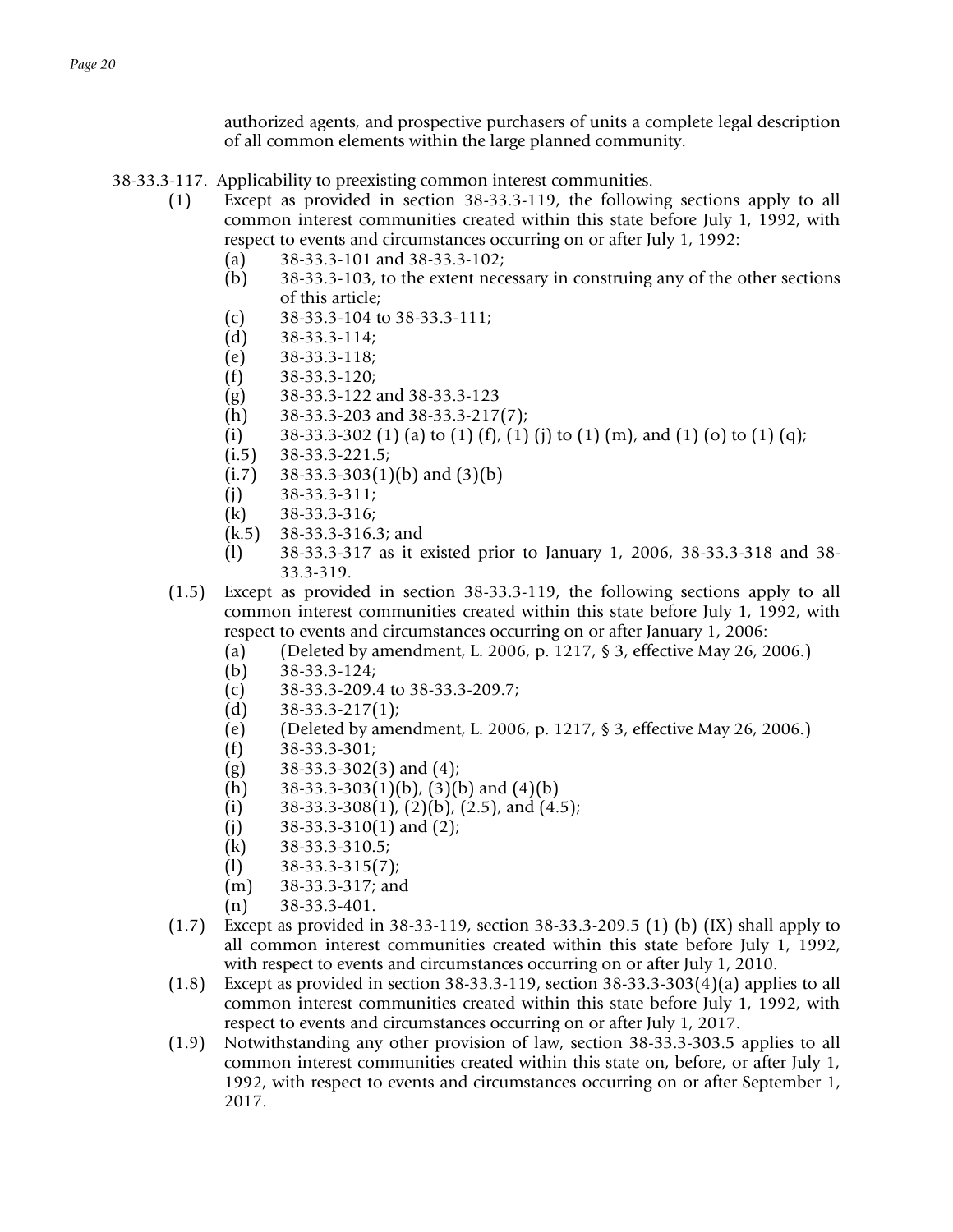authorized agents, and prospective purchasers of units a complete legal description of all common elements within the large planned community.

38-33.3-117. Applicability to preexisting common interest communities.

- (1) Except as provided in section 38-33.3-119, the following sections apply to all common interest communities created within this state before July 1, 1992, with respect to events and circumstances occurring on or after July 1, 1992:
  - (a) 38-33.3-101 and 38-33.3-102;
  - (b) 38-33.3-103, to the extent necessary in construing any of the other sections of this article;
  - (c) 38-33.3-104 to 38-33.3-111;
  - (d) 38-33.3-114;
  - (e) 38-33.3-118;
  - (f) 38-33.3-120;
  - (g) 38-33.3-122 and 38-33.3-123
  - (h) 38-33.3-203 and 38-33.3-217(7);
  - (i) 38-33.3-302 (1) (a) to (1) (f), (1) (j) to (1) (m), and (1) (o) to (1) (q);
  - (i.5) 38-33.3-221.5;
  - (i.7) 38-33.3-303(1)(b) and (3)(b)
  - (j) 38-33.3-311;
  - (k) 38-33.3-316;
  - (k.5) 38-33.3-316.3; and
  - (l) 38-33.3-317 as it existed prior to January 1, 2006, 38-33.3-318 and 38-33.3-319.
- (1.5) Except as provided in section 38-33.3-119, the following sections apply to all common interest communities created within this state before July 1, 1992, with respect to events and circumstances occurring on or after January 1, 2006:
  - (a) (Deleted by amendment, L. 2006, p. 1217, § 3, effective May 26, 2006.)
  - (b) 38-33.3-124;
  - (c) 38-33.3-209.4 to 38-33.3-209.7;
  - (d) 38-33.3-217(1);
  - (e) (Deleted by amendment, L. 2006, p. 1217, § 3, effective May 26, 2006.)
  - (f) 38-33.3-301;
  - (g) 38-33.3-302(3) and (4);
  - (h) 38-33.3-303(1)(b), (3)(b) and (4)(b)
  - (i) 38-33.3-308(1), (2)(b), (2.5), and (4.5);
  - (j) 38-33.3-310(1) and (2);
  - (k) 38-33.3-310.5;
  - (l) 38-33.3-315(7);
  - (m) 38-33.3-317; and
  - (n) 38-33.3-401.
- (1.7) Except as provided in 38-33-119, section 38-33.3-209.5 (1) (b) (IX) shall apply to all common interest communities created within this state before July 1, 1992, with respect to events and circumstances occurring on or after July 1, 2010.
- (1.8) Except as provided in section 38-33.3-119, section 38-33.3-303(4)(a) applies to all common interest communities created within this state before July 1, 1992, with respect to events and circumstances occurring on or after July 1, 2017.
- (1.9) Notwithstanding any other provision of law, section 38-33.3-303.5 applies to all common interest communities created within this state on, before, or after July 1, 1992, with respect to events and circumstances occurring on or after September 1, 2017.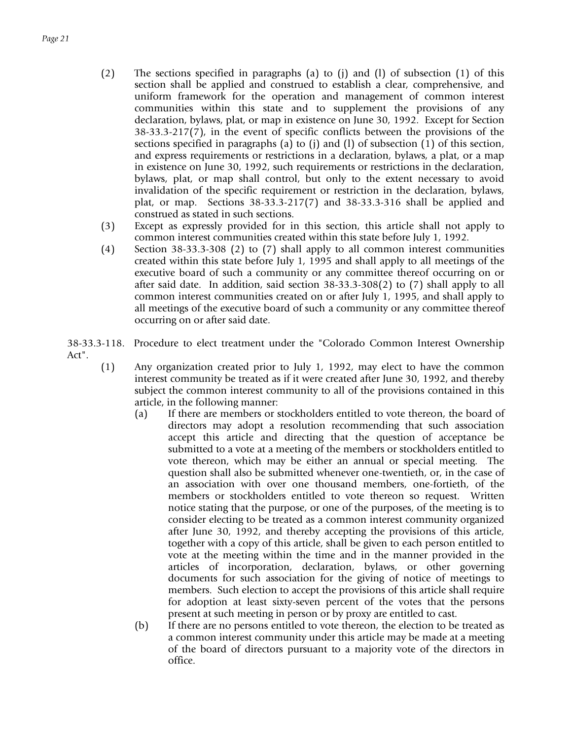(2) The sections specified in paragraphs (a) to (j) and (l) of subsection (1) of this section shall be applied and construed to establish a clear, comprehensive, and uniform framework for the operation and management of common interest communities within this state and to supplement the provisions of any declaration, bylaws, plat, or map in existence on June 30, 1992. Except for Section 38-33.3-217(7), in the event of specific conflicts between the provisions of the sections specified in paragraphs (a) to (j) and (l) of subsection (1) of this section, and express requirements or restrictions in a declaration, bylaws, a plat, or a map in existence on June 30, 1992, such requirements or restrictions in the declaration, bylaws, plat, or map shall control, but only to the extent necessary to avoid invalidation of the specific requirement or restriction in the declaration, bylaws, plat, or map. Sections 38-33.3-217(7) and 38-33.3-316 shall be applied and construed as stated in such sections.

(3) Except as expressly provided for in this section, this article shall not apply to common interest communities created within this state before July 1, 1992.

(4) Section 38-33.3-308 (2) to (7) shall apply to all common interest communities created within this state before July 1, 1995 and shall apply to all meetings of the executive board of such a community or any committee thereof occurring on or after said date. In addition, said section 38-33.3-308(2) to (7) shall apply to all common interest communities created on or after July 1, 1995, and shall apply to all meetings of the executive board of such a community or any committee thereof occurring on or after said date.

38-33.3-118. Procedure to elect treatment under the "Colorado Common Interest Ownership Act".

(1) Any organization created prior to July 1, 1992, may elect to have the common interest community be treated as if it were created after June 30, 1992, and thereby subject the common interest community to all of the provisions contained in this article, in the following manner:

(a) If there are members or stockholders entitled to vote thereon, the board of directors may adopt a resolution recommending that such association accept this article and directing that the question of acceptance be submitted to a vote at a meeting of the members or stockholders entitled to vote thereon, which may be either an annual or special meeting. The question shall also be submitted whenever one-twentieth, or, in the case of an association with over one thousand members, one-fortieth, of the members or stockholders entitled to vote thereon so request. Written notice stating that the purpose, or one of the purposes, of the meeting is to consider electing to be treated as a common interest community organized after June 30, 1992, and thereby accepting the provisions of this article, together with a copy of this article, shall be given to each person entitled to vote at the meeting within the time and in the manner provided in the articles of incorporation, declaration, bylaws, or other governing documents for such association for the giving of notice of meetings to members. Such election to accept the provisions of this article shall require for adoption at least sixty-seven percent of the votes that the persons present at such meeting in person or by proxy are entitled to cast.

(b) If there are no persons entitled to vote thereon, the election to be treated as a common interest community under this article may be made at a meeting of the board of directors pursuant to a majority vote of the directors in office.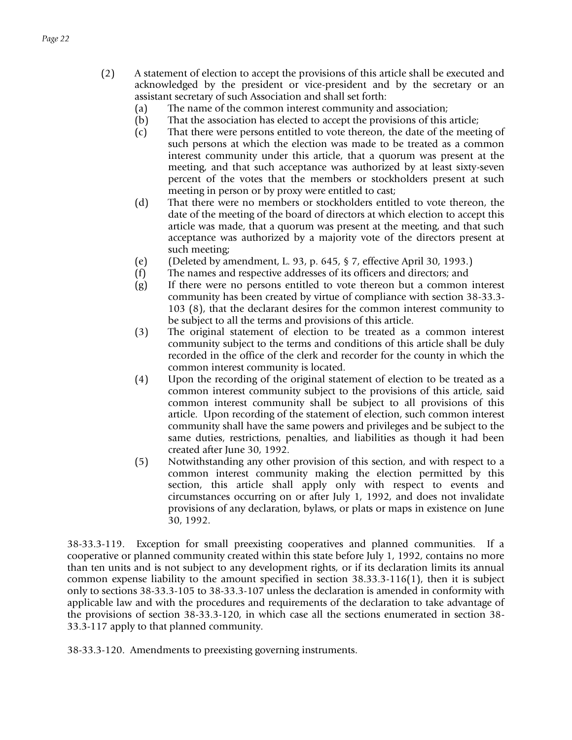(2) A statement of election to accept the provisions of this article shall be executed and acknowledged by the president or vice-president and by the secretary or an assistant secretary of such Association and shall set forth:

   (a) The name of the common interest community and association;

   (b) That the association has elected to accept the provisions of this article;

   (c) That there were persons entitled to vote thereon, the date of the meeting of such persons at which the election was made to be treated as a common interest community under this article, that a quorum was present at the meeting, and that such acceptance was authorized by at least sixty-seven percent of the votes that the members or stockholders present at such meeting in person or by proxy were entitled to cast;

   (d) That there were no members or stockholders entitled to vote thereon, the date of the meeting of the board of directors at which election to accept this article was made, that a quorum was present at the meeting, and that such acceptance was authorized by a majority vote of the directors present at such meeting;

   (e) (Deleted by amendment, L. 93, p. 645, § 7, effective April 30, 1993.)

   (f) The names and respective addresses of its officers and directors; and

   (g) If there were no persons entitled to vote thereon but a common interest community has been created by virtue of compliance with section 38-33.3-103 (8), that the declarant desires for the common interest community to be subject to all the terms and provisions of this article.

(3) The original statement of election to be treated as a common interest community subject to the terms and conditions of this article shall be duly recorded in the office of the clerk and recorder for the county in which the common interest community is located.

(4) Upon the recording of the original statement of election to be treated as a common interest community subject to the provisions of this article, said common interest community shall be subject to all provisions of this article. Upon recording of the statement of election, such common interest community shall have the same powers and privileges and be subject to the same duties, restrictions, penalties, and liabilities as though it had been created after June 30, 1992.

(5) Notwithstanding any other provision of this section, and with respect to a common interest community making the election permitted by this section, this article shall apply only with respect to events and circumstances occurring on or after July 1, 1992, and does not invalidate provisions of any declaration, bylaws, or plats or maps in existence on June 30, 1992.

38-33.3-119. Exception for small preexisting cooperatives and planned communities. If a cooperative or planned community created within this state before July 1, 1992, contains no more than ten units and is not subject to any development rights, or if its declaration limits its annual common expense liability to the amount specified in section 38.33.3-116(1), then it is subject only to sections 38-33.3-105 to 38-33.3-107 unless the declaration is amended in conformity with applicable law and with the procedures and requirements of the declaration to take advantage of the provisions of section 38-33.3-120, in which case all the sections enumerated in section 38-33.3-117 apply to that planned community.

38-33.3-120. Amendments to preexisting governing instruments.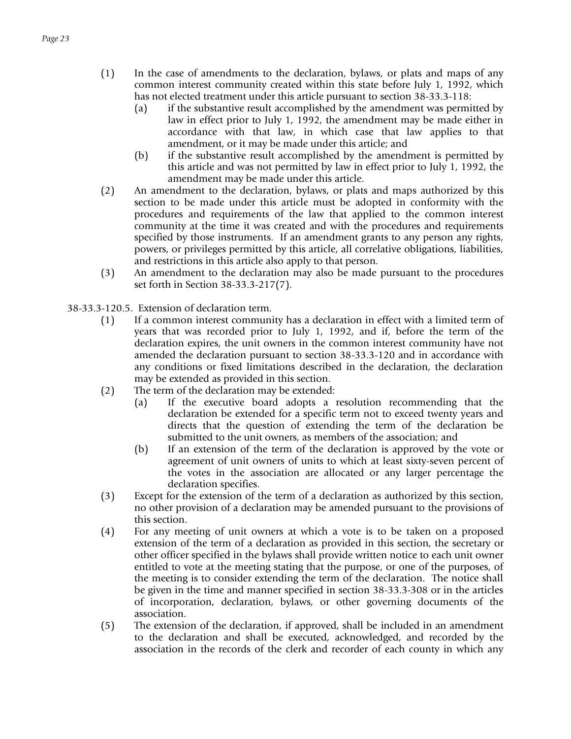(1) In the case of amendments to the declaration, bylaws, or plats and maps of any common interest community created within this state before July 1, 1992, which has not elected treatment under this article pursuant to section 38-33.3-118:

   (a) if the substantive result accomplished by the amendment was permitted by law in effect prior to July 1, 1992, the amendment may be made either in accordance with that law, in which case that law applies to that amendment, or it may be made under this article; and

   (b) if the substantive result accomplished by the amendment is permitted by this article and was not permitted by law in effect prior to July 1, 1992, the amendment may be made under this article.

(2) An amendment to the declaration, bylaws, or plats and maps authorized by this section to be made under this article must be adopted in conformity with the procedures and requirements of the law that applied to the common interest community at the time it was created and with the procedures and requirements specified by those instruments. If an amendment grants to any person any rights, powers, or privileges permitted by this article, all correlative obligations, liabilities, and restrictions in this article also apply to that person.

(3) An amendment to the declaration may also be made pursuant to the procedures set forth in Section 38-33.3-217(7).

38-33.3-120.5. Extension of declaration term.

(1) If a common interest community has a declaration in effect with a limited term of years that was recorded prior to July 1, 1992, and if, before the term of the declaration expires, the unit owners in the common interest community have not amended the declaration pursuant to section 38-33.3-120 and in accordance with any conditions or fixed limitations described in the declaration, the declaration may be extended as provided in this section.

(2) The term of the declaration may be extended:

   (a) If the executive board adopts a resolution recommending that the declaration be extended for a specific term not to exceed twenty years and directs that the question of extending the term of the declaration be submitted to the unit owners, as members of the association; and

   (b) If an extension of the term of the declaration is approved by the vote or agreement of unit owners of units to which at least sixty-seven percent of the votes in the association are allocated or any larger percentage the declaration specifies.

(3) Except for the extension of the term of a declaration as authorized by this section, no other provision of a declaration may be amended pursuant to the provisions of this section.

(4) For any meeting of unit owners at which a vote is to be taken on a proposed extension of the term of a declaration as provided in this section, the secretary or other officer specified in the bylaws shall provide written notice to each unit owner entitled to vote at the meeting stating that the purpose, or one of the purposes, of the meeting is to consider extending the term of the declaration. The notice shall be given in the time and manner specified in section 38-33.3-308 or in the articles of incorporation, declaration, bylaws, or other governing documents of the association.

(5) The extension of the declaration, if approved, shall be included in an amendment to the declaration and shall be executed, acknowledged, and recorded by the association in the records of the clerk and recorder of each county in which any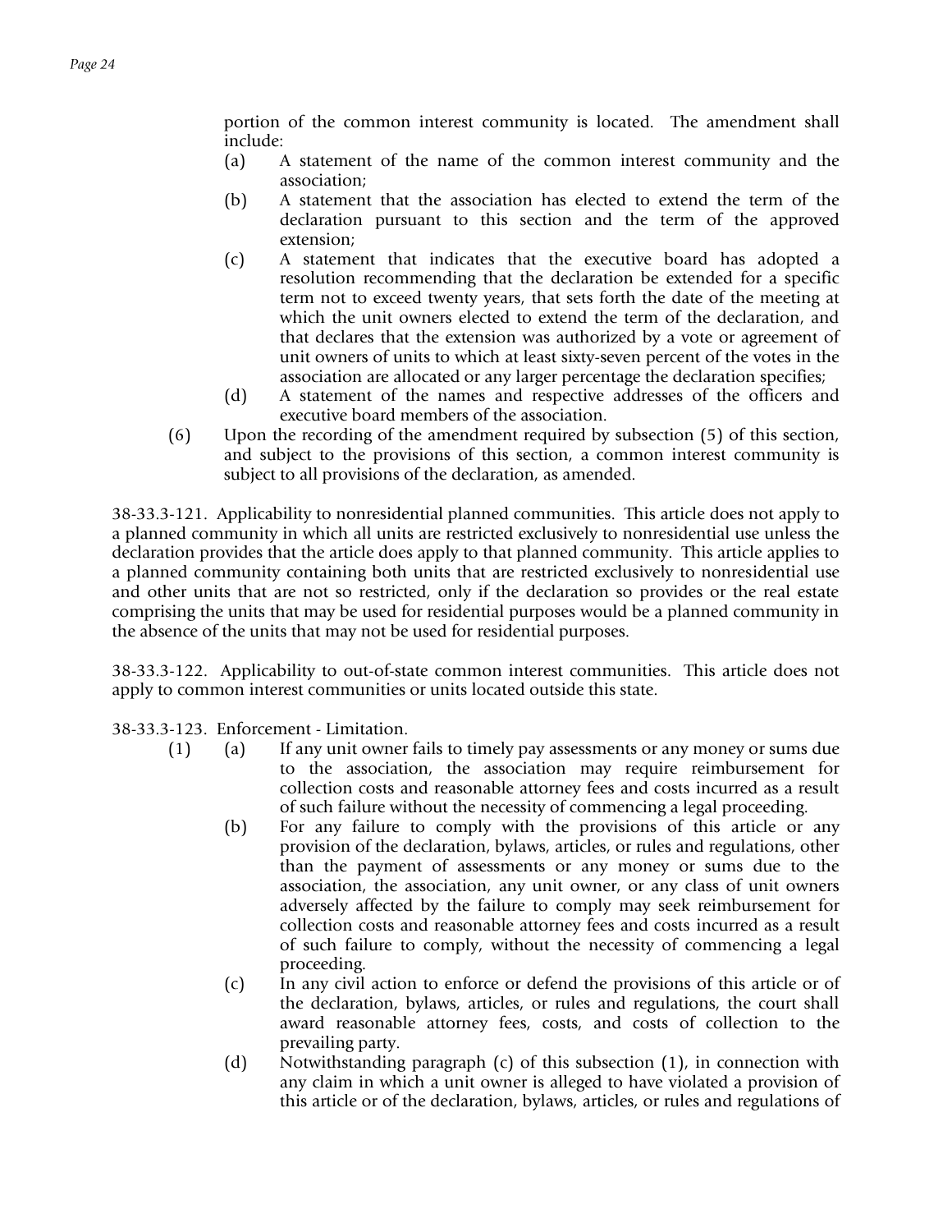portion of the common interest community is located. The amendment shall include:

(a) A statement of the name of the common interest community and the association;

(b) A statement that the association has elected to extend the term of the declaration pursuant to this section and the term of the approved extension;

(c) A statement that indicates that the executive board has adopted a resolution recommending that the declaration be extended for a specific term not to exceed twenty years, that sets forth the date of the meeting at which the unit owners elected to extend the term of the declaration, and that declares that the extension was authorized by a vote or agreement of unit owners of units to which at least sixty-seven percent of the votes in the association are allocated or any larger percentage the declaration specifies;

(d) A statement of the names and respective addresses of the officers and executive board members of the association.

(6) Upon the recording of the amendment required by subsection (5) of this section, and subject to the provisions of this section, a common interest community is subject to all provisions of the declaration, as amended.

38-33.3-121. Applicability to nonresidential planned communities. This article does not apply to a planned community in which all units are restricted exclusively to nonresidential use unless the declaration provides that the article does apply to that planned community. This article applies to a planned community containing both units that are restricted exclusively to nonresidential use and other units that are not so restricted, only if the declaration so provides or the real estate comprising the units that may be used for residential purposes would be a planned community in the absence of the units that may not be used for residential purposes.

38-33.3-122. Applicability to out-of-state common interest communities. This article does not apply to common interest communities or units located outside this state.

38-33.3-123. Enforcement - Limitation.

(1) (a) If any unit owner fails to timely pay assessments or any money or sums due to the association, the association may require reimbursement for collection costs and reasonable attorney fees and costs incurred as a result of such failure without the necessity of commencing a legal proceeding.

(b) For any failure to comply with the provisions of this article or any provision of the declaration, bylaws, articles, or rules and regulations, other than the payment of assessments or any money or sums due to the association, the association, any unit owner, or any class of unit owners adversely affected by the failure to comply may seek reimbursement for collection costs and reasonable attorney fees and costs incurred as a result of such failure to comply, without the necessity of commencing a legal proceeding.

(c) In any civil action to enforce or defend the provisions of this article or of the declaration, bylaws, articles, or rules and regulations, the court shall award reasonable attorney fees, costs, and costs of collection to the prevailing party.

(d) Notwithstanding paragraph (c) of this subsection (1), in connection with any claim in which a unit owner is alleged to have violated a provision of this article or of the declaration, bylaws, articles, or rules and regulations of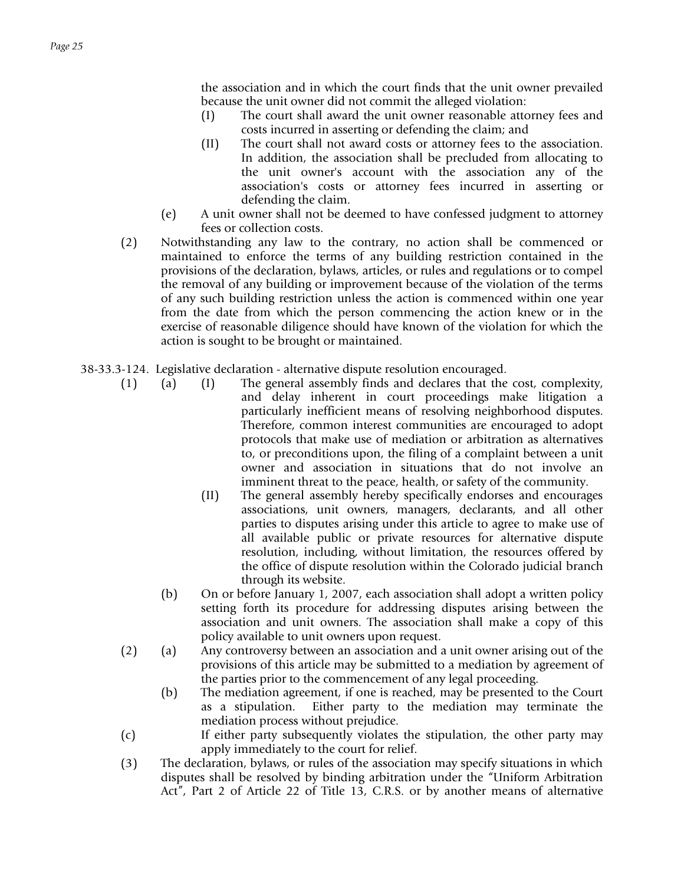the association and in which the court finds that the unit owner prevailed because the unit owner did not commit the alleged violation:

(I) The court shall award the unit owner reasonable attorney fees and costs incurred in asserting or defending the claim; and

(II) The court shall not award costs or attorney fees to the association. In addition, the association shall be precluded from allocating to the unit owner's account with the association any of the association's costs or attorney fees incurred in asserting or defending the claim.

(e) A unit owner shall not be deemed to have confessed judgment to attorney fees or collection costs.

(2) Notwithstanding any law to the contrary, no action shall be commenced or maintained to enforce the terms of any building restriction contained in the provisions of the declaration, bylaws, articles, or rules and regulations or to compel the removal of any building or improvement because of the violation of the terms of any such building restriction unless the action is commenced within one year from the date from which the person commencing the action knew or in the exercise of reasonable diligence should have known of the violation for which the action is sought to be brought or maintained.

38-33.3-124. Legislative declaration - alternative dispute resolution encouraged.

(1) (a) (I) The general assembly finds and declares that the cost, complexity, and delay inherent in court proceedings make litigation a particularly inefficient means of resolving neighborhood disputes. Therefore, common interest communities are encouraged to adopt protocols that make use of mediation or arbitration as alternatives to, or preconditions upon, the filing of a complaint between a unit owner and association in situations that do not involve an imminent threat to the peace, health, or safety of the community.

(II) The general assembly hereby specifically endorses and encourages associations, unit owners, managers, declarants, and all other parties to disputes arising under this article to agree to make use of all available public or private resources for alternative dispute resolution, including, without limitation, the resources offered by the office of dispute resolution within the Colorado judicial branch through its website.

(b) On or before January 1, 2007, each association shall adopt a written policy setting forth its procedure for addressing disputes arising between the association and unit owners. The association shall make a copy of this policy available to unit owners upon request.

(2) (a) Any controversy between an association and a unit owner arising out of the provisions of this article may be submitted to a mediation by agreement of the parties prior to the commencement of any legal proceeding.

(b) The mediation agreement, if one is reached, may be presented to the Court as a stipulation. Either party to the mediation may terminate the mediation process without prejudice.

(c) If either party subsequently violates the stipulation, the other party may apply immediately to the court for relief.

(3) The declaration, bylaws, or rules of the association may specify situations in which disputes shall be resolved by binding arbitration under the "Uniform Arbitration Act", Part 2 of Article 22 of Title 13, C.R.S. or by another means of alternative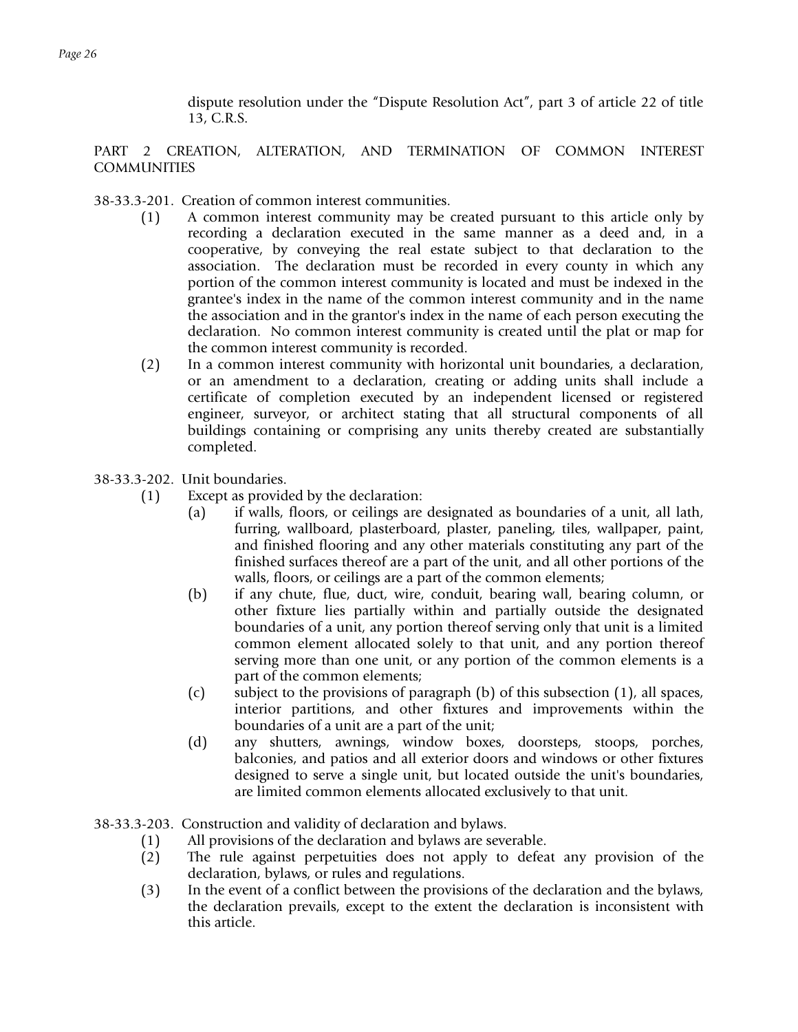dispute resolution under the "Dispute Resolution Act", part 3 of article 22 of title 13, C.R.S.

## PART 2 CREATION, ALTERATION, AND TERMINATION OF COMMON INTEREST COMMUNITIES

### 38-33.3-201. Creation of common interest communities.

(1) A common interest community may be created pursuant to this article only by recording a declaration executed in the same manner as a deed and, in a cooperative, by conveying the real estate subject to that declaration to the association. The declaration must be recorded in every county in which any portion of the common interest community is located and must be indexed in the grantee's index in the name of the common interest community and in the name the association and in the grantor's index in the name of each person executing the declaration. No common interest community is created until the plat or map for the common interest community is recorded.

(2) In a common interest community with horizontal unit boundaries, a declaration, or an amendment to a declaration, creating or adding units shall include a certificate of completion executed by an independent licensed or registered engineer, surveyor, or architect stating that all structural components of all buildings containing or comprising any units thereby created are substantially completed.

### 38-33.3-202. Unit boundaries.

(1) Except as provided by the declaration:

(a) if walls, floors, or ceilings are designated as boundaries of a unit, all lath, furring, wallboard, plasterboard, plaster, paneling, tiles, wallpaper, paint, and finished flooring and any other materials constituting any part of the finished surfaces thereof are a part of the unit, and all other portions of the walls, floors, or ceilings are a part of the common elements;

(b) if any chute, flue, duct, wire, conduit, bearing wall, bearing column, or other fixture lies partially within and partially outside the designated boundaries of a unit, any portion thereof serving only that unit is a limited common element allocated solely to that unit, and any portion thereof serving more than one unit, or any portion of the common elements is a part of the common elements;

(c) subject to the provisions of paragraph (b) of this subsection (1), all spaces, interior partitions, and other fixtures and improvements within the boundaries of a unit are a part of the unit;

(d) any shutters, awnings, window boxes, doorsteps, stoops, porches, balconies, and patios and all exterior doors and windows or other fixtures designed to serve a single unit, but located outside the unit's boundaries, are limited common elements allocated exclusively to that unit.

### 38-33.3-203. Construction and validity of declaration and bylaws.

(1) All provisions of the declaration and bylaws are severable.

(2) The rule against perpetuities does not apply to defeat any provision of the declaration, bylaws, or rules and regulations.

(3) In the event of a conflict between the provisions of the declaration and the bylaws, the declaration prevails, except to the extent the declaration is inconsistent with this article.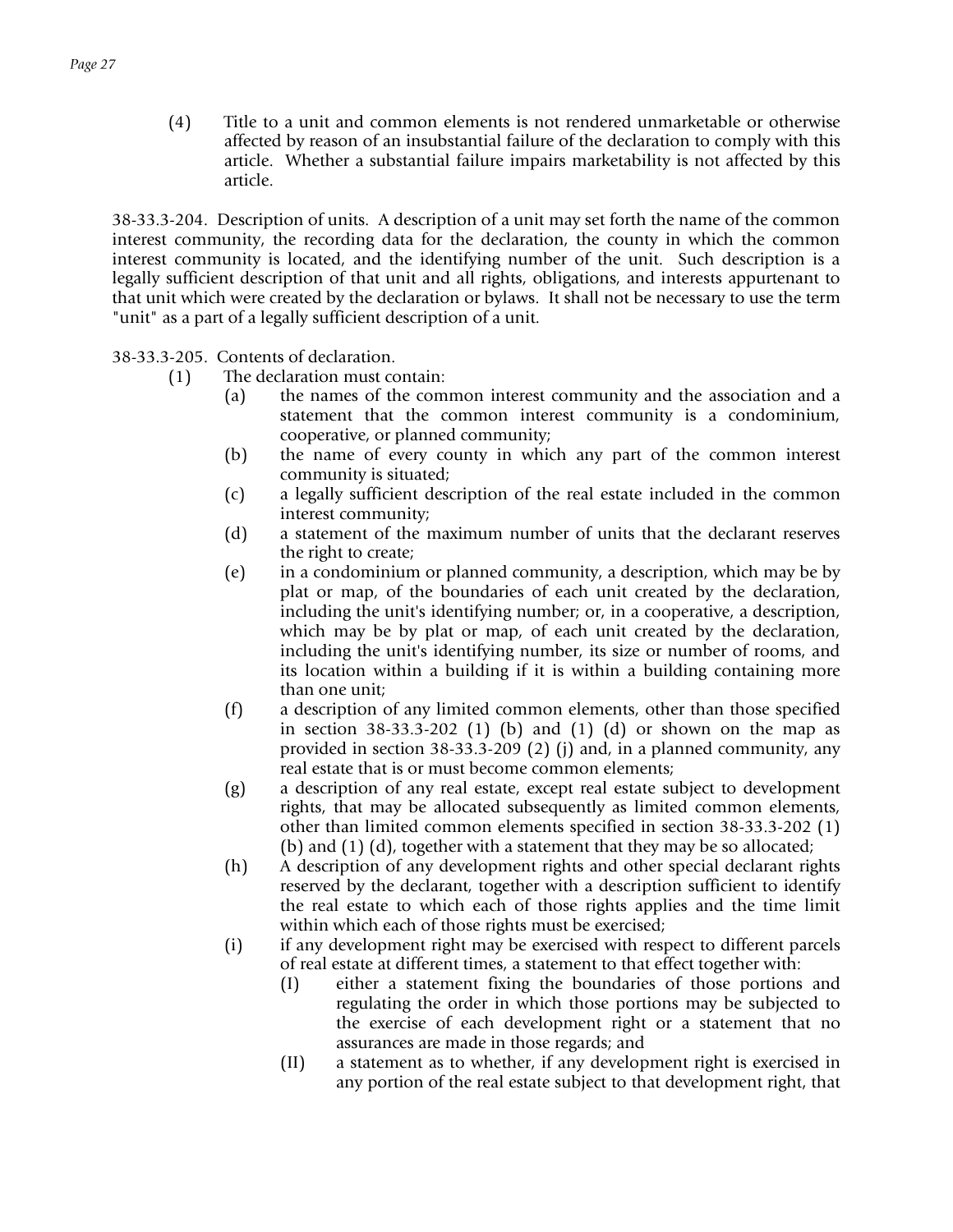(4) Title to a unit and common elements is not rendered unmarketable or otherwise affected by reason of an insubstantial failure of the declaration to comply with this article. Whether a substantial failure impairs marketability is not affected by this article.

38-33.3-204. Description of units. A description of a unit may set forth the name of the common interest community, the recording data for the declaration, the county in which the common interest community is located, and the identifying number of the unit. Such description is a legally sufficient description of that unit and all rights, obligations, and interests appurtenant to that unit which were created by the declaration or bylaws. It shall not be necessary to use the term "unit" as a part of a legally sufficient description of a unit.

38-33.3-205. Contents of declaration.

(1) The declaration must contain:

- (a) the names of the common interest community and the association and a statement that the common interest community is a condominium, cooperative, or planned community;
- (b) the name of every county in which any part of the common interest community is situated;
- (c) a legally sufficient description of the real estate included in the common interest community;
- (d) a statement of the maximum number of units that the declarant reserves the right to create;
- (e) in a condominium or planned community, a description, which may be by plat or map, of the boundaries of each unit created by the declaration, including the unit's identifying number; or, in a cooperative, a description, which may be by plat or map, of each unit created by the declaration, including the unit's identifying number, its size or number of rooms, and its location within a building if it is within a building containing more than one unit;
- (f) a description of any limited common elements, other than those specified in section 38-33.3-202 (1) (b) and (1) (d) or shown on the map as provided in section 38-33.3-209 (2) (j) and, in a planned community, any real estate that is or must become common elements;
- (g) a description of any real estate, except real estate subject to development rights, that may be allocated subsequently as limited common elements, other than limited common elements specified in section 38-33.3-202 (1) (b) and (1) (d), together with a statement that they may be so allocated;
- (h) A description of any development rights and other special declarant rights reserved by the declarant, together with a description sufficient to identify the real estate to which each of those rights applies and the time limit within which each of those rights must be exercised;
- (i) if any development right may be exercised with respect to different parcels of real estate at different times, a statement to that effect together with:
  - (I) either a statement fixing the boundaries of those portions and regulating the order in which those portions may be subjected to the exercise of each development right or a statement that no assurances are made in those regards; and
  - (II) a statement as to whether, if any development right is exercised in any portion of the real estate subject to that development right, that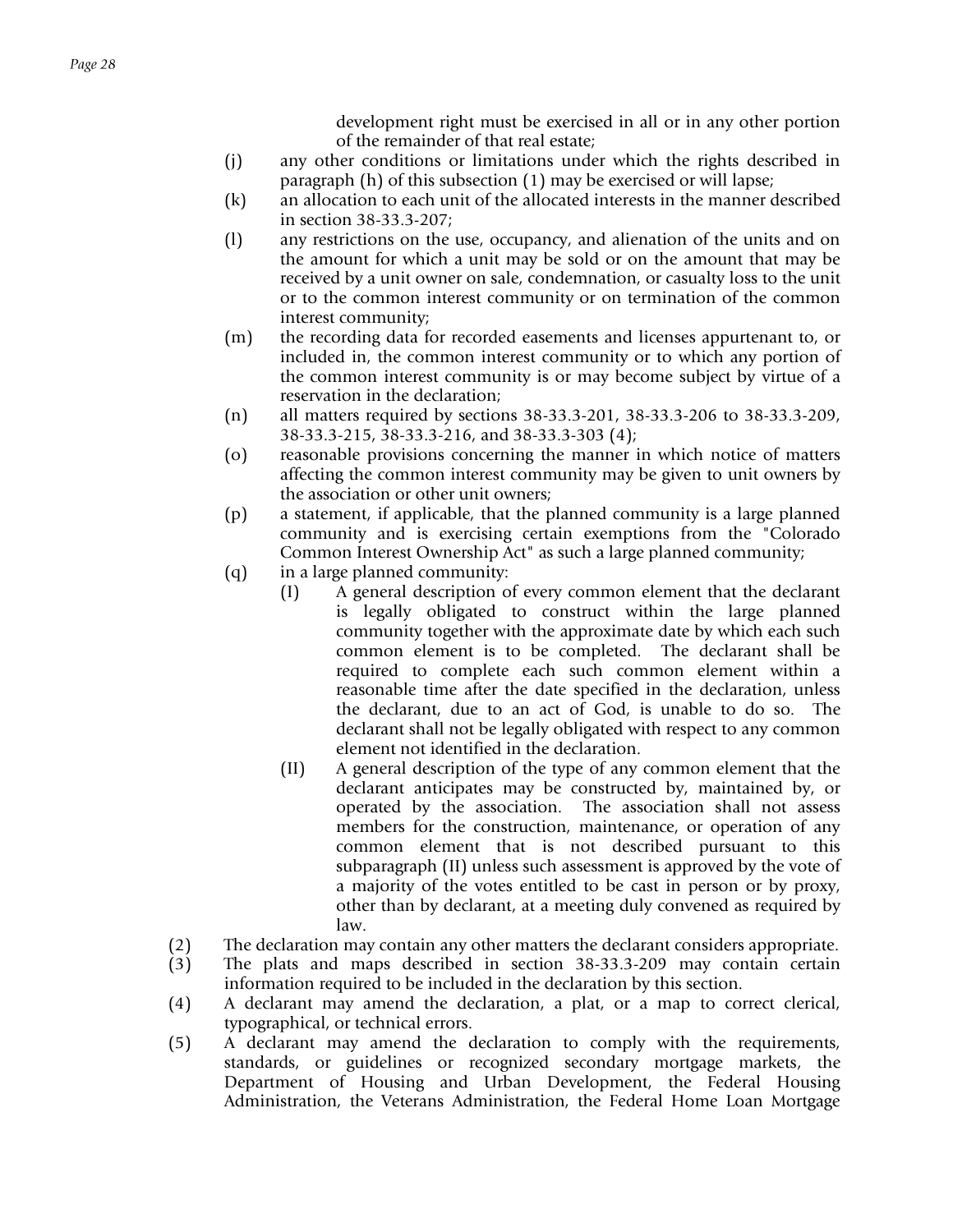development right must be exercised in all or in any other portion of the remainder of that real estate;

(j) any other conditions or limitations under which the rights described in paragraph (h) of this subsection (1) may be exercised or will lapse;

(k) an allocation to each unit of the allocated interests in the manner described in section 38-33.3-207;

(l) any restrictions on the use, occupancy, and alienation of the units and on the amount for which a unit may be sold or on the amount that may be received by a unit owner on sale, condemnation, or casualty loss to the unit or to the common interest community or on termination of the common interest community;

(m) the recording data for recorded easements and licenses appurtenant to, or included in, the common interest community or to which any portion of the common interest community is or may become subject by virtue of a reservation in the declaration;

(n) all matters required by sections 38-33.3-201, 38-33.3-206 to 38-33.3-209, 38-33.3-215, 38-33.3-216, and 38-33.3-303 (4);

(o) reasonable provisions concerning the manner in which notice of matters affecting the common interest community may be given to unit owners by the association or other unit owners;

(p) a statement, if applicable, that the planned community is a large planned community and is exercising certain exemptions from the "Colorado Common Interest Ownership Act" as such a large planned community;

(q) in a large planned community:

(I) A general description of every common element that the declarant is legally obligated to construct within the large planned community together with the approximate date by which each such common element is to be completed. The declarant shall be required to complete each such common element within a reasonable time after the date specified in the declaration, unless the declarant, due to an act of God, is unable to do so. The declarant shall not be legally obligated with respect to any common element not identified in the declaration.

(II) A general description of the type of any common element that the declarant anticipates may be constructed by, maintained by, or operated by the association. The association shall not assess members for the construction, maintenance, or operation of any common element that is not described pursuant to this subparagraph (II) unless such assessment is approved by the vote of a majority of the votes entitled to be cast in person or by proxy, other than by declarant, at a meeting duly convened as required by law.

(2) The declaration may contain any other matters the declarant considers appropriate.

(3) The plats and maps described in section 38-33.3-209 may contain certain information required to be included in the declaration by this section.

(4) A declarant may amend the declaration, a plat, or a map to correct clerical, typographical, or technical errors.

(5) A declarant may amend the declaration to comply with the requirements, standards, or guidelines or recognized secondary mortgage markets, the Department of Housing and Urban Development, the Federal Housing Administration, the Veterans Administration, the Federal Home Loan Mortgage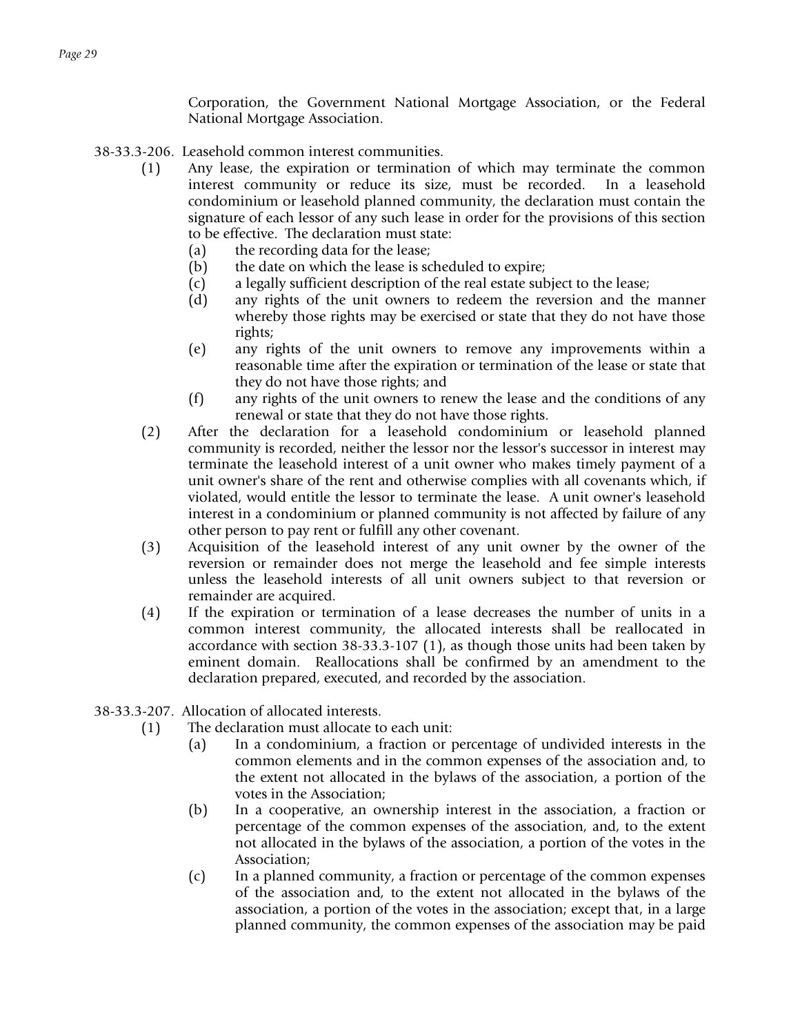Corporation, the Government National Mortgage Association, or the Federal National Mortgage Association.

38-33.3-206. Leasehold common interest communities.

(1) Any lease, the expiration or termination of which may terminate the common interest community or reduce its size, must be recorded. In a leasehold condominium or leasehold planned community, the declaration must contain the signature of each lessor of any such lease in order for the provisions of this section to be effective. The declaration must state:
   - (a) the recording data for the lease;
   - (b) the date on which the lease is scheduled to expire;
   - (c) a legally sufficient description of the real estate subject to the lease;
   - (d) any rights of the unit owners to redeem the reversion and the manner whereby those rights may be exercised or state that they do not have those rights;
   - (e) any rights of the unit owners to remove any improvements within a reasonable time after the expiration or termination of the lease or state that they do not have those rights; and
   - (f) any rights of the unit owners to renew the lease and the conditions of any renewal or state that they do not have those rights.

(2) After the declaration for a leasehold condominium or leasehold planned community is recorded, neither the lessor nor the lessor's successor in interest may terminate the leasehold interest of a unit owner who makes timely payment of a unit owner's share of the rent and otherwise complies with all covenants which, if violated, would entitle the lessor to terminate the lease. A unit owner's leasehold interest in a condominium or planned community is not affected by failure of any other person to pay rent or fulfill any other covenant.

(3) Acquisition of the leasehold interest of any unit owner by the owner of the reversion or remainder does not merge the leasehold and fee simple interests unless the leasehold interests of all unit owners subject to that reversion or remainder are acquired.

(4) If the expiration or termination of a lease decreases the number of units in a common interest community, the allocated interests shall be reallocated in accordance with section 38-33.3-107 (1), as though those units had been taken by eminent domain. Reallocations shall be confirmed by an amendment to the declaration prepared, executed, and recorded by the association.

38-33.3-207. Allocation of allocated interests.

(1) The declaration must allocate to each unit:
   - (a) In a condominium, a fraction or percentage of undivided interests in the common elements and in the common expenses of the association and, to the extent not allocated in the bylaws of the association, a portion of the votes in the Association;
   - (b) In a cooperative, an ownership interest in the association, a fraction or percentage of the common expenses of the association, and, to the extent not allocated in the bylaws of the association, a portion of the votes in the Association;
   - (c) In a planned community, a fraction or percentage of the common expenses of the association and, to the extent not allocated in the bylaws of the association, a portion of the votes in the association; except that, in a large planned community, the common expenses of the association may be paid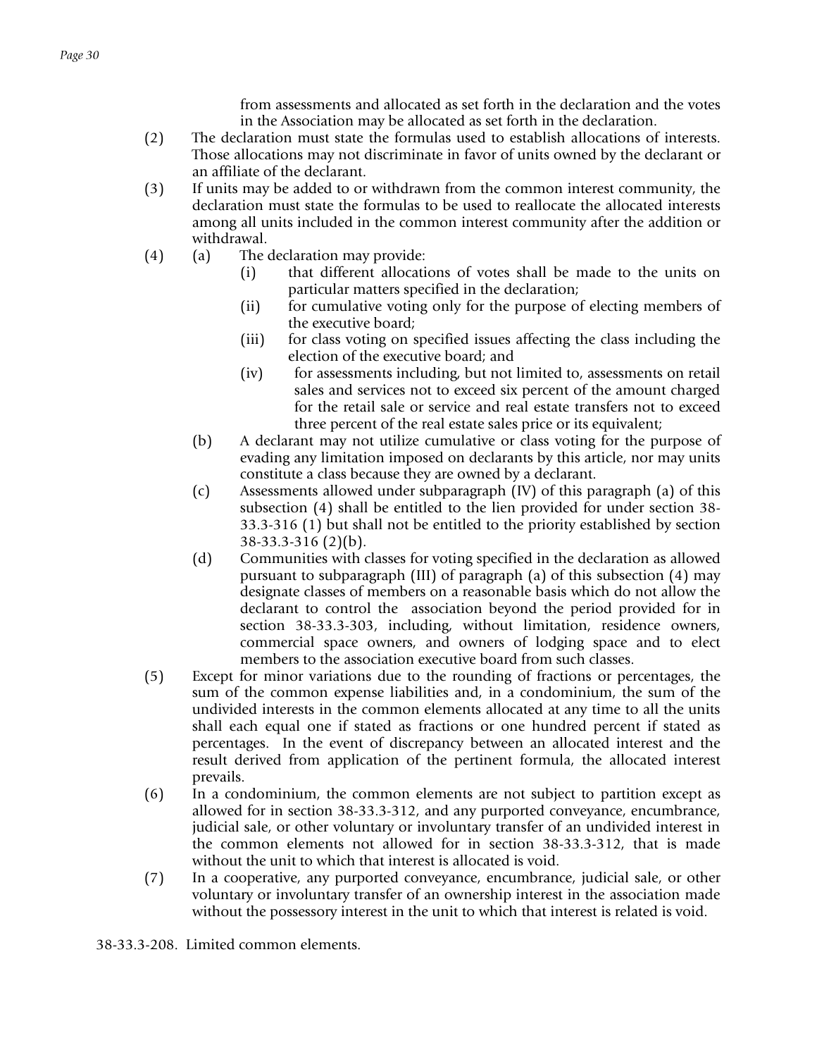from assessments and allocated as set forth in the declaration and the votes in the Association may be allocated as set forth in the declaration.

(2) The declaration must state the formulas used to establish allocations of interests. Those allocations may not discriminate in favor of units owned by the declarant or an affiliate of the declarant.

(3) If units may be added to or withdrawn from the common interest community, the declaration must state the formulas to be used to reallocate the allocated interests among all units included in the common interest community after the addition or withdrawal.

(4) (a) The declaration may provide:

(i) that different allocations of votes shall be made to the units on particular matters specified in the declaration;

(ii) for cumulative voting only for the purpose of electing members of the executive board;

(iii) for class voting on specified issues affecting the class including the election of the executive board; and

(iv) for assessments including, but not limited to, assessments on retail sales and services not to exceed six percent of the amount charged for the retail sale or service and real estate transfers not to exceed three percent of the real estate sales price or its equivalent;

(b) A declarant may not utilize cumulative or class voting for the purpose of evading any limitation imposed on declarants by this article, nor may units constitute a class because they are owned by a declarant.

(c) Assessments allowed under subparagraph (IV) of this paragraph (a) of this subsection (4) shall be entitled to the lien provided for under section 38-33.3-316 (1) but shall not be entitled to the priority established by section 38-33.3-316 (2)(b).

(d) Communities with classes for voting specified in the declaration as allowed pursuant to subparagraph (III) of paragraph (a) of this subsection (4) may designate classes of members on a reasonable basis which do not allow the declarant to control the association beyond the period provided for in section 38-33.3-303, including, without limitation, residence owners, commercial space owners, and owners of lodging space and to elect members to the association executive board from such classes.

(5) Except for minor variations due to the rounding of fractions or percentages, the sum of the common expense liabilities and, in a condominium, the sum of the undivided interests in the common elements allocated at any time to all the units shall each equal one if stated as fractions or one hundred percent if stated as percentages. In the event of discrepancy between an allocated interest and the result derived from application of the pertinent formula, the allocated interest prevails.

(6) In a condominium, the common elements are not subject to partition except as allowed for in section 38-33.3-312, and any purported conveyance, encumbrance, judicial sale, or other voluntary or involuntary transfer of an undivided interest in the common elements not allowed for in section 38-33.3-312, that is made without the unit to which that interest is allocated is void.

(7) In a cooperative, any purported conveyance, encumbrance, judicial sale, or other voluntary or involuntary transfer of an ownership interest in the association made without the possessory interest in the unit to which that interest is related is void.

38-33.3-208. Limited common elements.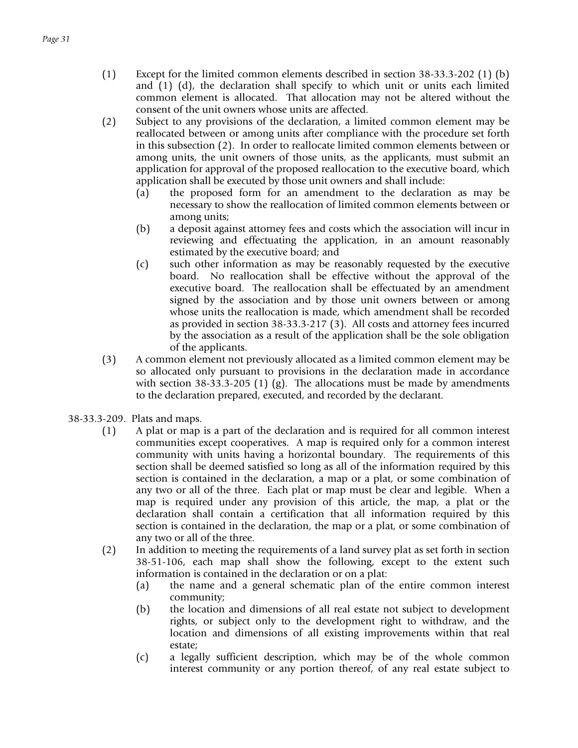(1) Except for the limited common elements described in section 38-33.3-202 (1) (b) and (1) (d), the declaration shall specify to which unit or units each limited common element is allocated. That allocation may not be altered without the consent of the unit owners whose units are affected.

(2) Subject to any provisions of the declaration, a limited common element may be reallocated between or among units after compliance with the procedure set forth in this subsection (2). In order to reallocate limited common elements between or among units, the unit owners of those units, as the applicants, must submit an application for approval of the proposed reallocation to the executive board, which application shall be executed by those unit owners and shall include:

   (a) the proposed form for an amendment to the declaration as may be necessary to show the reallocation of limited common elements between or among units;

   (b) a deposit against attorney fees and costs which the association will incur in reviewing and effectuating the application, in an amount reasonably estimated by the executive board; and

   (c) such other information as may be reasonably requested by the executive board. No reallocation shall be effective without the approval of the executive board. The reallocation shall be effectuated by an amendment signed by the association and by those unit owners between or among whose units the reallocation is made, which amendment shall be recorded as provided in section 38-33.3-217 (3). All costs and attorney fees incurred by the association as a result of the application shall be the sole obligation of the applicants.

(3) A common element not previously allocated as a limited common element may be so allocated only pursuant to provisions in the declaration made in accordance with section 38-33.3-205 (1) (g). The allocations must be made by amendments to the declaration prepared, executed, and recorded by the declarant.

38-33.3-209. Plats and maps.

(1) A plat or map is a part of the declaration and is required for all common interest communities except cooperatives. A map is required only for a common interest community with units having a horizontal boundary. The requirements of this section shall be deemed satisfied so long as all of the information required by this section is contained in the declaration, a map or a plat, or some combination of any two or all of the three. Each plat or map must be clear and legible. When a map is required under any provision of this article, the map, a plat or the declaration shall contain a certification that all information required by this section is contained in the declaration, the map or a plat, or some combination of any two or all of the three.

(2) In addition to meeting the requirements of a land survey plat as set forth in section 38-51-106, each map shall show the following, except to the extent such information is contained in the declaration or on a plat:

   (a) the name and a general schematic plan of the entire common interest community;

   (b) the location and dimensions of all real estate not subject to development rights, or subject only to the development right to withdraw, and the location and dimensions of all existing improvements within that real estate;

   (c) a legally sufficient description, which may be of the whole common interest community or any portion thereof, of any real estate subject to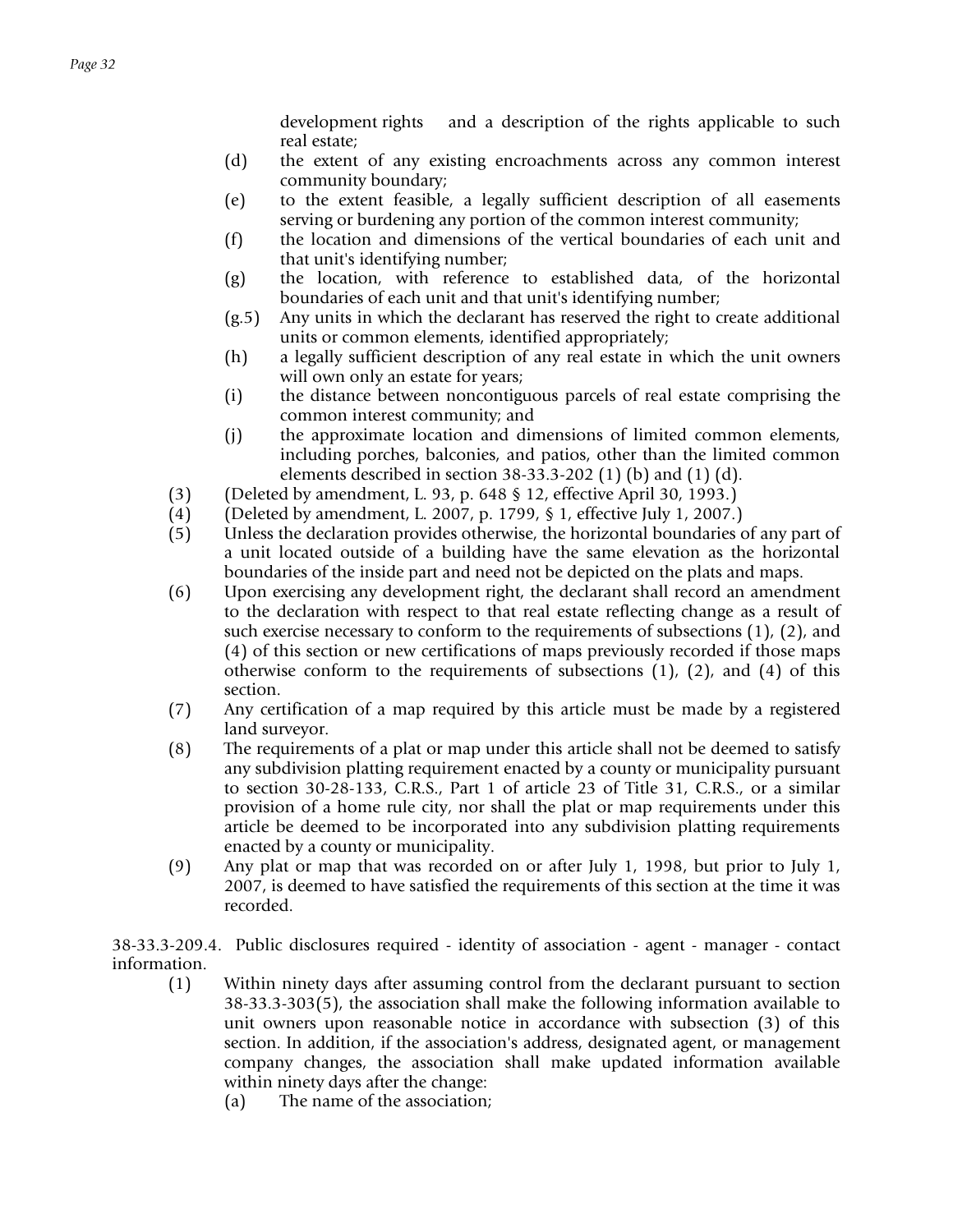development rights and a description of the rights applicable to such real estate;

(d) the extent of any existing encroachments across any common interest community boundary;

(e) to the extent feasible, a legally sufficient description of all easements serving or burdening any portion of the common interest community;

(f) the location and dimensions of the vertical boundaries of each unit and that unit's identifying number;

(g) the location, with reference to established data, of the horizontal boundaries of each unit and that unit's identifying number;

(g.5) Any units in which the declarant has reserved the right to create additional units or common elements, identified appropriately;

(h) a legally sufficient description of any real estate in which the unit owners will own only an estate for years;

(i) the distance between noncontiguous parcels of real estate comprising the common interest community; and

(j) the approximate location and dimensions of limited common elements, including porches, balconies, and patios, other than the limited common elements described in section 38-33.3-202 (1) (b) and (1) (d).

(3) (Deleted by amendment, L. 93, p. 648 § 12, effective April 30, 1993.)

(4) (Deleted by amendment, L. 2007, p. 1799, § 1, effective July 1, 2007.)

(5) Unless the declaration provides otherwise, the horizontal boundaries of any part of a unit located outside of a building have the same elevation as the horizontal boundaries of the inside part and need not be depicted on the plats and maps.

(6) Upon exercising any development right, the declarant shall record an amendment to the declaration with respect to that real estate reflecting change as a result of such exercise necessary to conform to the requirements of subsections (1), (2), and (4) of this section or new certifications of maps previously recorded if those maps otherwise conform to the requirements of subsections (1), (2), and (4) of this section.

(7) Any certification of a map required by this article must be made by a registered land surveyor.

(8) The requirements of a plat or map under this article shall not be deemed to satisfy any subdivision platting requirement enacted by a county or municipality pursuant to section 30-28-133, C.R.S., Part 1 of article 23 of Title 31, C.R.S., or a similar provision of a home rule city, nor shall the plat or map requirements under this article be deemed to be incorporated into any subdivision platting requirements enacted by a county or municipality.

(9) Any plat or map that was recorded on or after July 1, 1998, but prior to July 1, 2007, is deemed to have satisfied the requirements of this section at the time it was recorded.

38-33.3-209.4. Public disclosures required - identity of association - agent - manager - contact information.

(1) Within ninety days after assuming control from the declarant pursuant to section 38-33.3-303(5), the association shall make the following information available to unit owners upon reasonable notice in accordance with subsection (3) of this section. In addition, if the association's address, designated agent, or management company changes, the association shall make updated information available within ninety days after the change:

(a) The name of the association;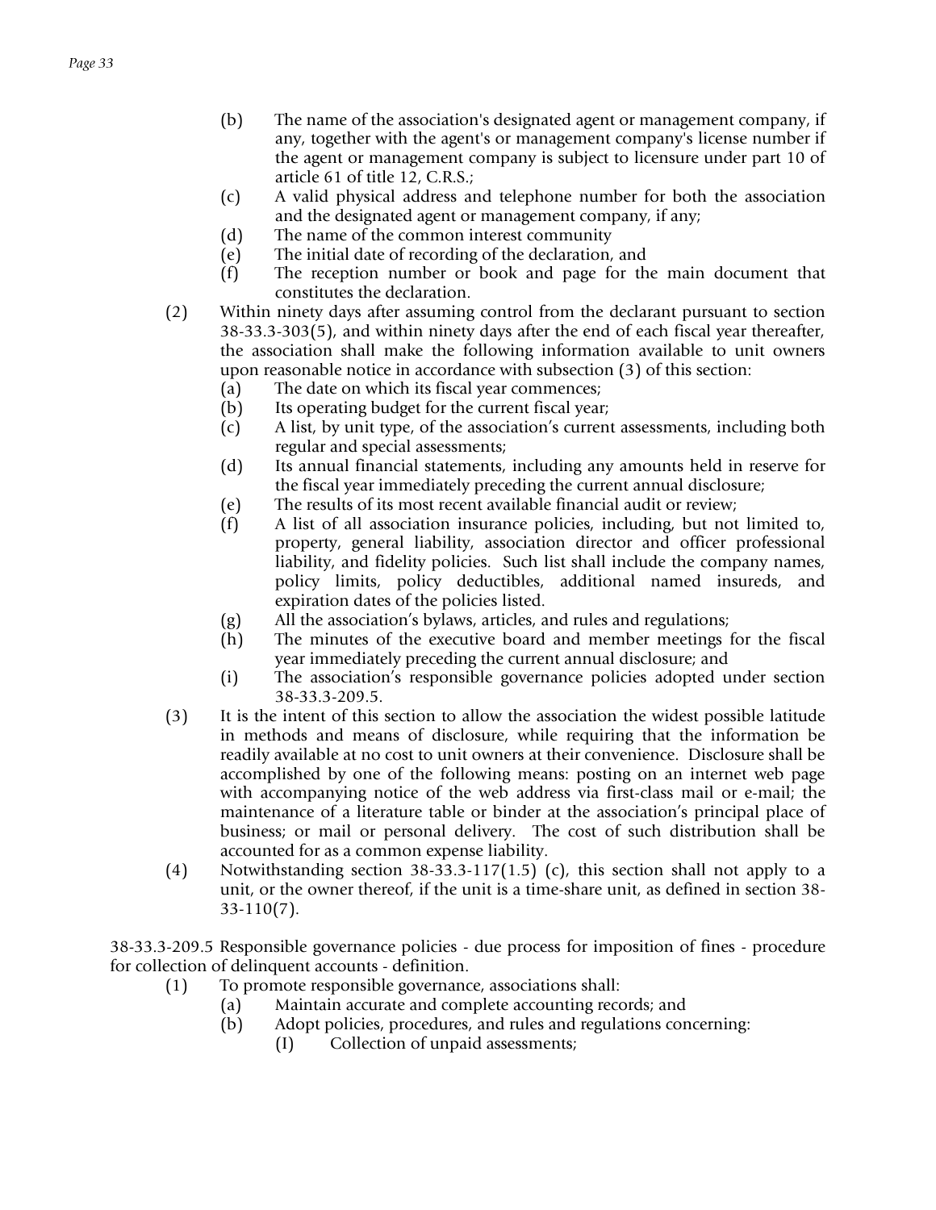(b) The name of the association's designated agent or management company, if any, together with the agent's or management company's license number if the agent or management company is subject to licensure under part 10 of article 61 of title 12, C.R.S.;

(c) A valid physical address and telephone number for both the association and the designated agent or management company, if any;

(d) The name of the common interest community

(e) The initial date of recording of the declaration, and

(f) The reception number or book and page for the main document that constitutes the declaration.

(2) Within ninety days after assuming control from the declarant pursuant to section 38-33.3-303(5), and within ninety days after the end of each fiscal year thereafter, the association shall make the following information available to unit owners upon reasonable notice in accordance with subsection (3) of this section:

(a) The date on which its fiscal year commences;

(b) Its operating budget for the current fiscal year;

(c) A list, by unit type, of the association's current assessments, including both regular and special assessments;

(d) Its annual financial statements, including any amounts held in reserve for the fiscal year immediately preceding the current annual disclosure;

(e) The results of its most recent available financial audit or review;

(f) A list of all association insurance policies, including, but not limited to, property, general liability, association director and officer professional liability, and fidelity policies. Such list shall include the company names, policy limits, policy deductibles, additional named insureds, and expiration dates of the policies listed.

(g) All the association's bylaws, articles, and rules and regulations;

(h) The minutes of the executive board and member meetings for the fiscal year immediately preceding the current annual disclosure; and

(i) The association's responsible governance policies adopted under section 38-33.3-209.5.

(3) It is the intent of this section to allow the association the widest possible latitude in methods and means of disclosure, while requiring that the information be readily available at no cost to unit owners at their convenience. Disclosure shall be accomplished by one of the following means: posting on an internet web page with accompanying notice of the web address via first-class mail or e-mail; the maintenance of a literature table or binder at the association's principal place of business; or mail or personal delivery. The cost of such distribution shall be accounted for as a common expense liability.

(4) Notwithstanding section 38-33.3-117(1.5) (c), this section shall not apply to a unit, or the owner thereof, if the unit is a time-share unit, as defined in section 38-33-110(7).

38-33.3-209.5 Responsible governance policies - due process for imposition of fines - procedure for collection of delinquent accounts - definition.

(1) To promote responsible governance, associations shall:

(a) Maintain accurate and complete accounting records; and

(b) Adopt policies, procedures, and rules and regulations concerning:

(I) Collection of unpaid assessments;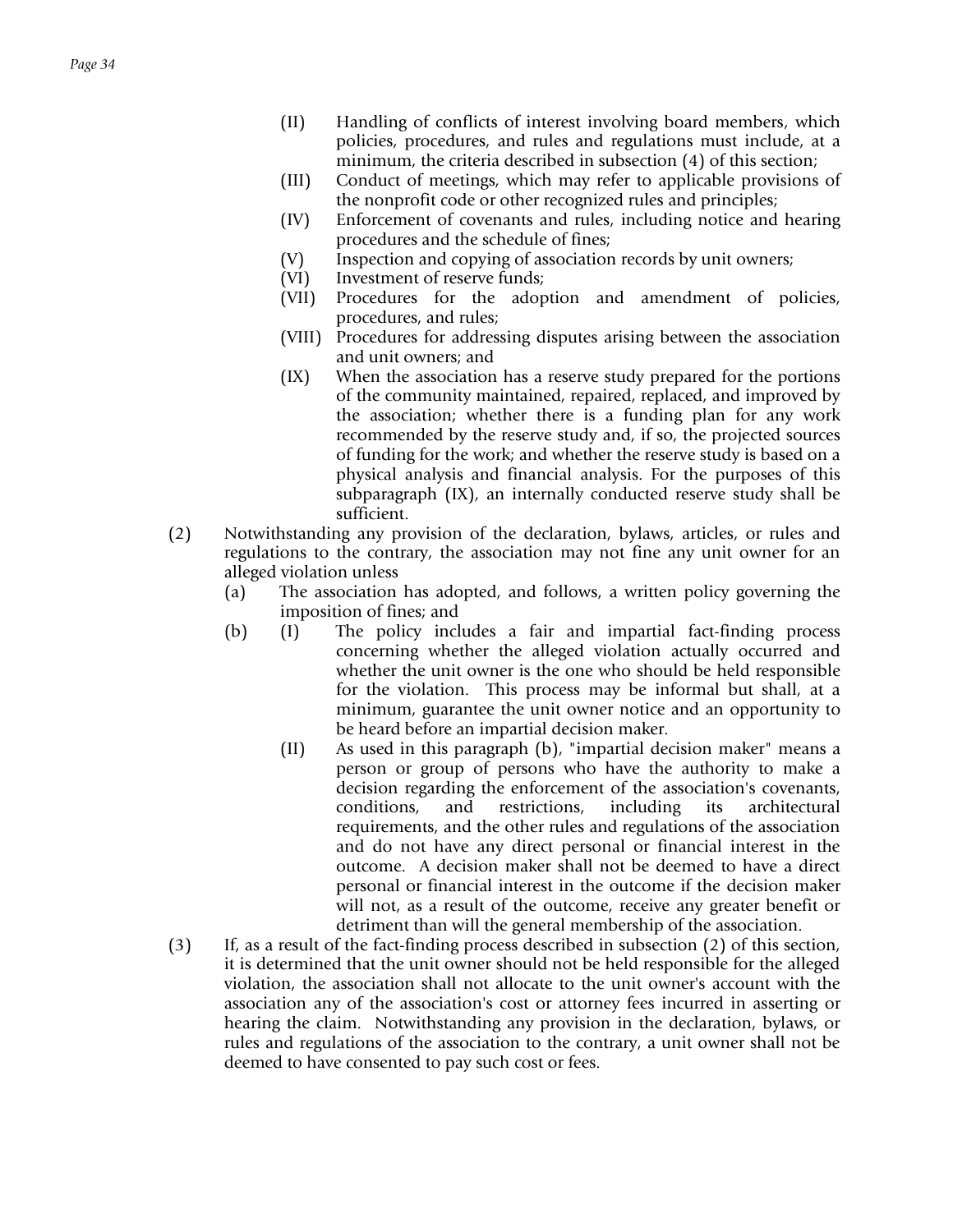(II) Handling of conflicts of interest involving board members, which policies, procedures, and rules and regulations must include, at a minimum, the criteria described in subsection (4) of this section;

(III) Conduct of meetings, which may refer to applicable provisions of the nonprofit code or other recognized rules and principles;

(IV) Enforcement of covenants and rules, including notice and hearing procedures and the schedule of fines;

(V) Inspection and copying of association records by unit owners;

(VI) Investment of reserve funds;

(VII) Procedures for the adoption and amendment of policies, procedures, and rules;

(VIII) Procedures for addressing disputes arising between the association and unit owners; and

(IX) When the association has a reserve study prepared for the portions of the community maintained, repaired, replaced, and improved by the association; whether there is a funding plan for any work recommended by the reserve study and, if so, the projected sources of funding for the work; and whether the reserve study is based on a physical analysis and financial analysis. For the purposes of this subparagraph (IX), an internally conducted reserve study shall be sufficient.

(2) Notwithstanding any provision of the declaration, bylaws, articles, or rules and regulations to the contrary, the association may not fine any unit owner for an alleged violation unless

(a) The association has adopted, and follows, a written policy governing the imposition of fines; and

(b) (I) The policy includes a fair and impartial fact-finding process concerning whether the alleged violation actually occurred and whether the unit owner is the one who should be held responsible for the violation. This process may be informal but shall, at a minimum, guarantee the unit owner notice and an opportunity to be heard before an impartial decision maker.

(II) As used in this paragraph (b), "impartial decision maker" means a person or group of persons who have the authority to make a decision regarding the enforcement of the association's covenants, conditions, and restrictions, including its architectural requirements, and the other rules and regulations of the association and do not have any direct personal or financial interest in the outcome. A decision maker shall not be deemed to have a direct personal or financial interest in the outcome if the decision maker will not, as a result of the outcome, receive any greater benefit or detriment than will the general membership of the association.

(3) If, as a result of the fact-finding process described in subsection (2) of this section, it is determined that the unit owner should not be held responsible for the alleged violation, the association shall not allocate to the unit owner's account with the association any of the association's cost or attorney fees incurred in asserting or hearing the claim. Notwithstanding any provision in the declaration, bylaws, or rules and regulations of the association to the contrary, a unit owner shall not be deemed to have consented to pay such cost or fees.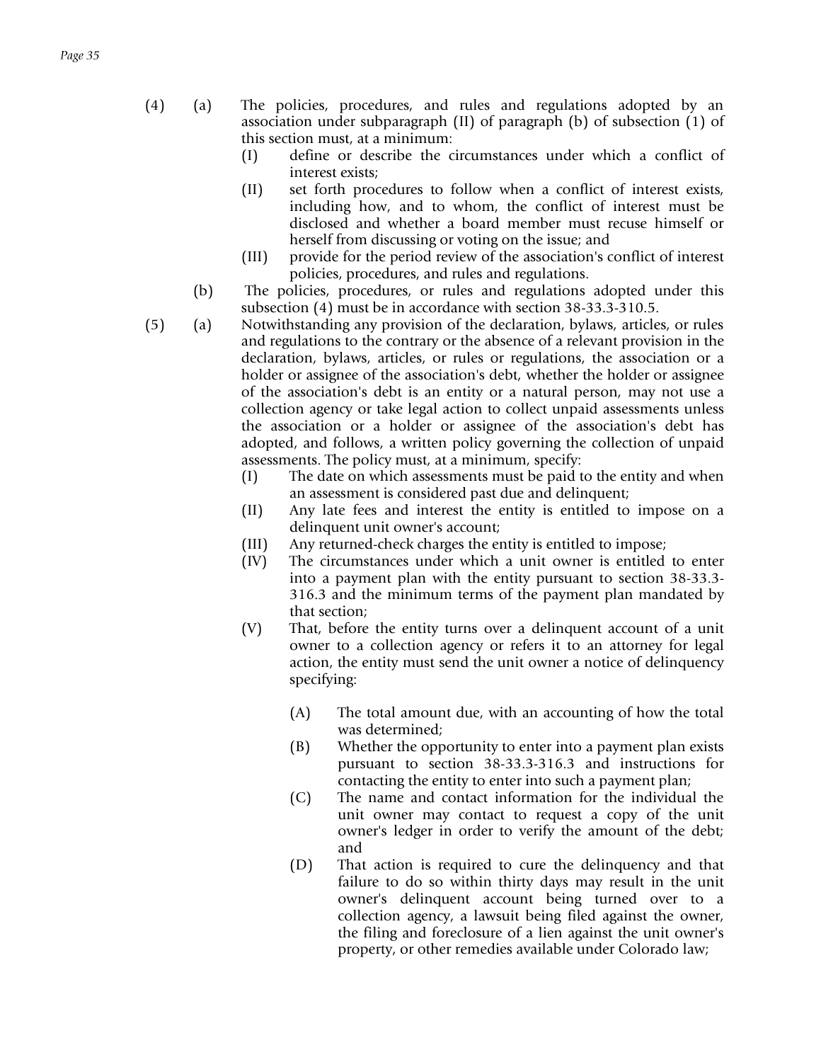(4) (a) The policies, procedures, and rules and regulations adopted by an association under subparagraph (II) of paragraph (b) of subsection (1) of this section must, at a minimum:

(I) define or describe the circumstances under which a conflict of interest exists;

(II) set forth procedures to follow when a conflict of interest exists, including how, and to whom, the conflict of interest must be disclosed and whether a board member must recuse himself or herself from discussing or voting on the issue; and

(III) provide for the period review of the association's conflict of interest policies, procedures, and rules and regulations.

(b) The policies, procedures, or rules and regulations adopted under this subsection (4) must be in accordance with section 38-33.3-310.5.

(5) (a) Notwithstanding any provision of the declaration, bylaws, articles, or rules and regulations to the contrary or the absence of a relevant provision in the declaration, bylaws, articles, or rules or regulations, the association or a holder or assignee of the association's debt, whether the holder or assignee of the association's debt is an entity or a natural person, may not use a collection agency or take legal action to collect unpaid assessments unless the association or a holder or assignee of the association's debt has adopted, and follows, a written policy governing the collection of unpaid assessments. The policy must, at a minimum, specify:

(I) The date on which assessments must be paid to the entity and when an assessment is considered past due and delinquent;

(II) Any late fees and interest the entity is entitled to impose on a delinquent unit owner's account;

(III) Any returned-check charges the entity is entitled to impose;

(IV) The circumstances under which a unit owner is entitled to enter into a payment plan with the entity pursuant to section 38-33.3-316.3 and the minimum terms of the payment plan mandated by that section;

(V) That, before the entity turns over a delinquent account of a unit owner to a collection agency or refers it to an attorney for legal action, the entity must send the unit owner a notice of delinquency specifying:

(A) The total amount due, with an accounting of how the total was determined;

(B) Whether the opportunity to enter into a payment plan exists pursuant to section 38-33.3-316.3 and instructions for contacting the entity to enter into such a payment plan;

(C) The name and contact information for the individual the unit owner may contact to request a copy of the unit owner's ledger in order to verify the amount of the debt; and

(D) That action is required to cure the delinquency and that failure to do so within thirty days may result in the unit owner's delinquent account being turned over to a collection agency, a lawsuit being filed against the owner, the filing and foreclosure of a lien against the unit owner's property, or other remedies available under Colorado law;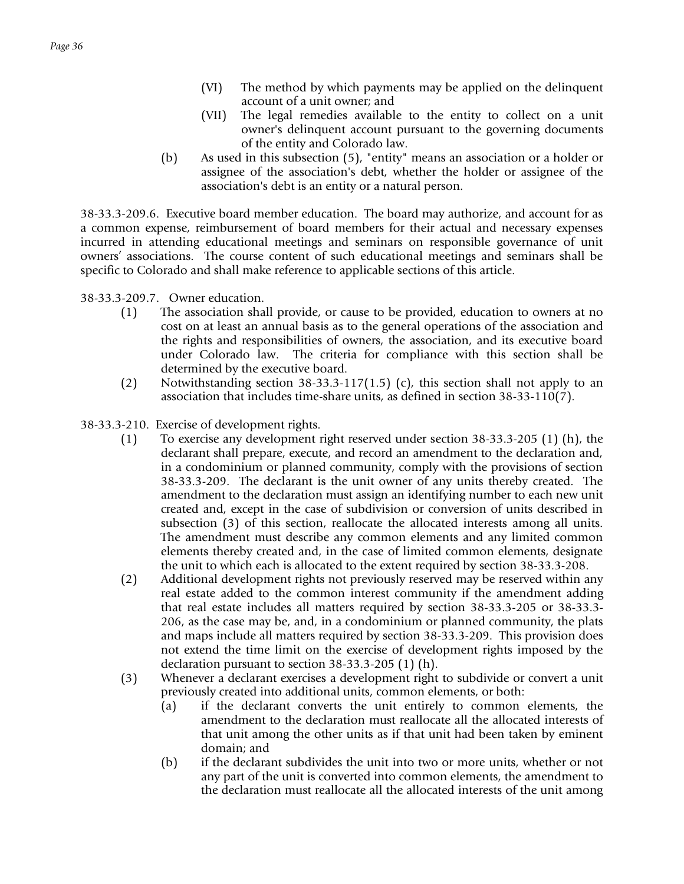(VI) The method by which payments may be applied on the delinquent account of a unit owner; and

(VII) The legal remedies available to the entity to collect on a unit owner's delinquent account pursuant to the governing documents of the entity and Colorado law.

(b) As used in this subsection (5), "entity" means an association or a holder or assignee of the association's debt, whether the holder or assignee of the association's debt is an entity or a natural person.

38-33.3-209.6. Executive board member education. The board may authorize, and account for as a common expense, reimbursement of board members for their actual and necessary expenses incurred in attending educational meetings and seminars on responsible governance of unit owners' associations. The course content of such educational meetings and seminars shall be specific to Colorado and shall make reference to applicable sections of this article.

38-33.3-209.7. Owner education.

(1) The association shall provide, or cause to be provided, education to owners at no cost on at least an annual basis as to the general operations of the association and the rights and responsibilities of owners, the association, and its executive board under Colorado law. The criteria for compliance with this section shall be determined by the executive board.

(2) Notwithstanding section 38-33.3-117(1.5) (c), this section shall not apply to an association that includes time-share units, as defined in section 38-33-110(7).

38-33.3-210. Exercise of development rights.

(1) To exercise any development right reserved under section 38-33.3-205 (1) (h), the declarant shall prepare, execute, and record an amendment to the declaration and, in a condominium or planned community, comply with the provisions of section 38-33.3-209. The declarant is the unit owner of any units thereby created. The amendment to the declaration must assign an identifying number to each new unit created and, except in the case of subdivision or conversion of units described in subsection (3) of this section, reallocate the allocated interests among all units. The amendment must describe any common elements and any limited common elements thereby created and, in the case of limited common elements, designate the unit to which each is allocated to the extent required by section 38-33.3-208.

(2) Additional development rights not previously reserved may be reserved within any real estate added to the common interest community if the amendment adding that real estate includes all matters required by section 38-33.3-205 or 38-33.3-206, as the case may be, and, in a condominium or planned community, the plats and maps include all matters required by section 38-33.3-209. This provision does not extend the time limit on the exercise of development rights imposed by the declaration pursuant to section 38-33.3-205 (1) (h).

(3) Whenever a declarant exercises a development right to subdivide or convert a unit previously created into additional units, common elements, or both:

(a) if the declarant converts the unit entirely to common elements, the amendment to the declaration must reallocate all the allocated interests of that unit among the other units as if that unit had been taken by eminent domain; and

(b) if the declarant subdivides the unit into two or more units, whether or not any part of the unit is converted into common elements, the amendment to the declaration must reallocate all the allocated interests of the unit among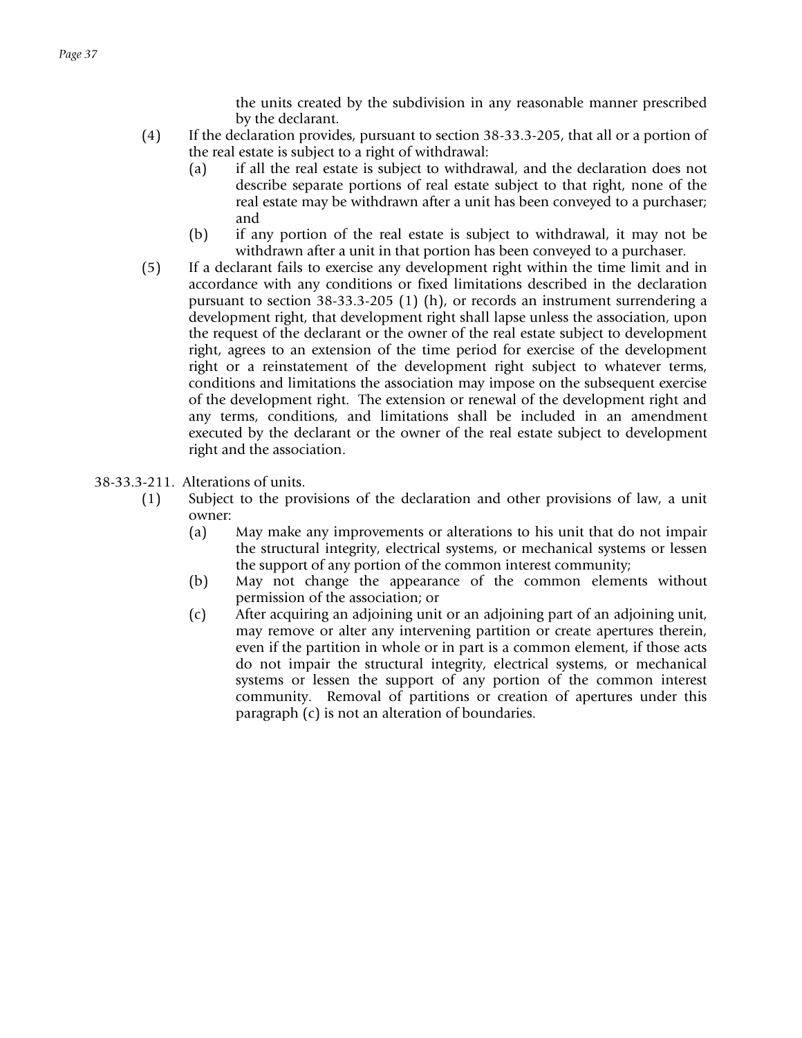the units created by the subdivision in any reasonable manner prescribed by the declarant.

(4) If the declaration provides, pursuant to section 38-33.3-205, that all or a portion of the real estate is subject to a right of withdrawal:

   (a) if all the real estate is subject to withdrawal, and the declaration does not describe separate portions of real estate subject to that right, none of the real estate may be withdrawn after a unit has been conveyed to a purchaser; and

   (b) if any portion of the real estate is subject to withdrawal, it may not be withdrawn after a unit in that portion has been conveyed to a purchaser.

(5) If a declarant fails to exercise any development right within the time limit and in accordance with any conditions or fixed limitations described in the declaration pursuant to section 38-33.3-205 (1) (h), or records an instrument surrendering a development right, that development right shall lapse unless the association, upon the request of the declarant or the owner of the real estate subject to development right, agrees to an extension of the time period for exercise of the development right or a reinstatement of the development right subject to whatever terms, conditions and limitations the association may impose on the subsequent exercise of the development right. The extension or renewal of the development right and any terms, conditions, and limitations shall be included in an amendment executed by the declarant or the owner of the real estate subject to development right and the association.

38-33.3-211. Alterations of units.

(1) Subject to the provisions of the declaration and other provisions of law, a unit owner:

   (a) May make any improvements or alterations to his unit that do not impair the structural integrity, electrical systems, or mechanical systems or lessen the support of any portion of the common interest community;

   (b) May not change the appearance of the common elements without permission of the association; or

   (c) After acquiring an adjoining unit or an adjoining part of an adjoining unit, may remove or alter any intervening partition or create apertures therein, even if the partition in whole or in part is a common element, if those acts do not impair the structural integrity, electrical systems, or mechanical systems or lessen the support of any portion of the common interest community. Removal of partitions or creation of apertures under this paragraph (c) is not an alteration of boundaries.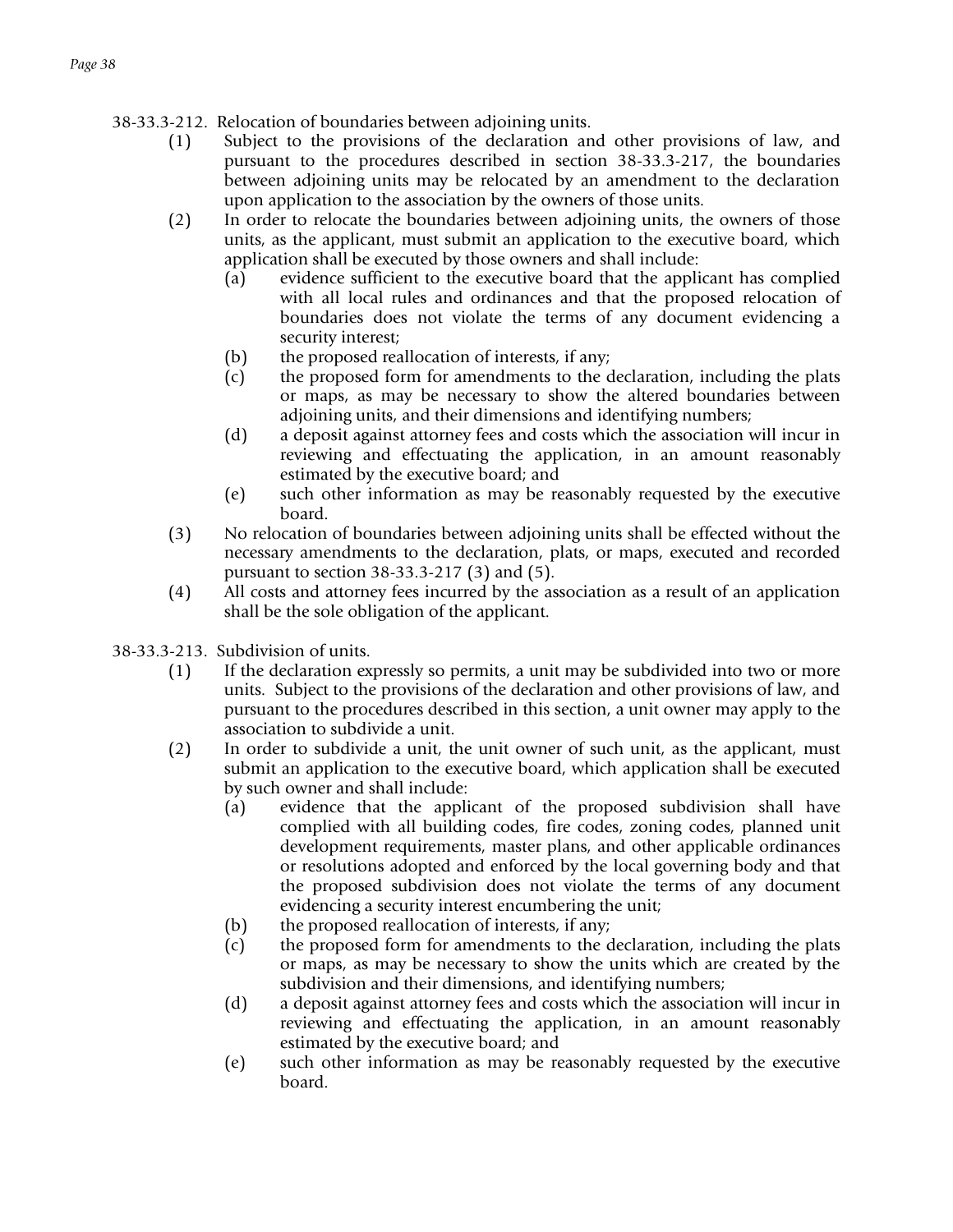38-33.3-212. Relocation of boundaries between adjoining units.

(1) Subject to the provisions of the declaration and other provisions of law, and pursuant to the procedures described in section 38-33.3-217, the boundaries between adjoining units may be relocated by an amendment to the declaration upon application to the association by the owners of those units.

(2) In order to relocate the boundaries between adjoining units, the owners of those units, as the applicant, must submit an application to the executive board, which application shall be executed by those owners and shall include:

(a) evidence sufficient to the executive board that the applicant has complied with all local rules and ordinances and that the proposed relocation of boundaries does not violate the terms of any document evidencing a security interest;

(b) the proposed reallocation of interests, if any;

(c) the proposed form for amendments to the declaration, including the plats or maps, as may be necessary to show the altered boundaries between adjoining units, and their dimensions and identifying numbers;

(d) a deposit against attorney fees and costs which the association will incur in reviewing and effectuating the application, in an amount reasonably estimated by the executive board; and

(e) such other information as may be reasonably requested by the executive board.

(3) No relocation of boundaries between adjoining units shall be effected without the necessary amendments to the declaration, plats, or maps, executed and recorded pursuant to section 38-33.3-217 (3) and (5).

(4) All costs and attorney fees incurred by the association as a result of an application shall be the sole obligation of the applicant.

38-33.3-213. Subdivision of units.

(1) If the declaration expressly so permits, a unit may be subdivided into two or more units. Subject to the provisions of the declaration and other provisions of law, and pursuant to the procedures described in this section, a unit owner may apply to the association to subdivide a unit.

(2) In order to subdivide a unit, the unit owner of such unit, as the applicant, must submit an application to the executive board, which application shall be executed by such owner and shall include:

(a) evidence that the applicant of the proposed subdivision shall have complied with all building codes, fire codes, zoning codes, planned unit development requirements, master plans, and other applicable ordinances or resolutions adopted and enforced by the local governing body and that the proposed subdivision does not violate the terms of any document evidencing a security interest encumbering the unit;

(b) the proposed reallocation of interests, if any;

(c) the proposed form for amendments to the declaration, including the plats or maps, as may be necessary to show the units which are created by the subdivision and their dimensions, and identifying numbers;

(d) a deposit against attorney fees and costs which the association will incur in reviewing and effectuating the application, in an amount reasonably estimated by the executive board; and

(e) such other information as may be reasonably requested by the executive board.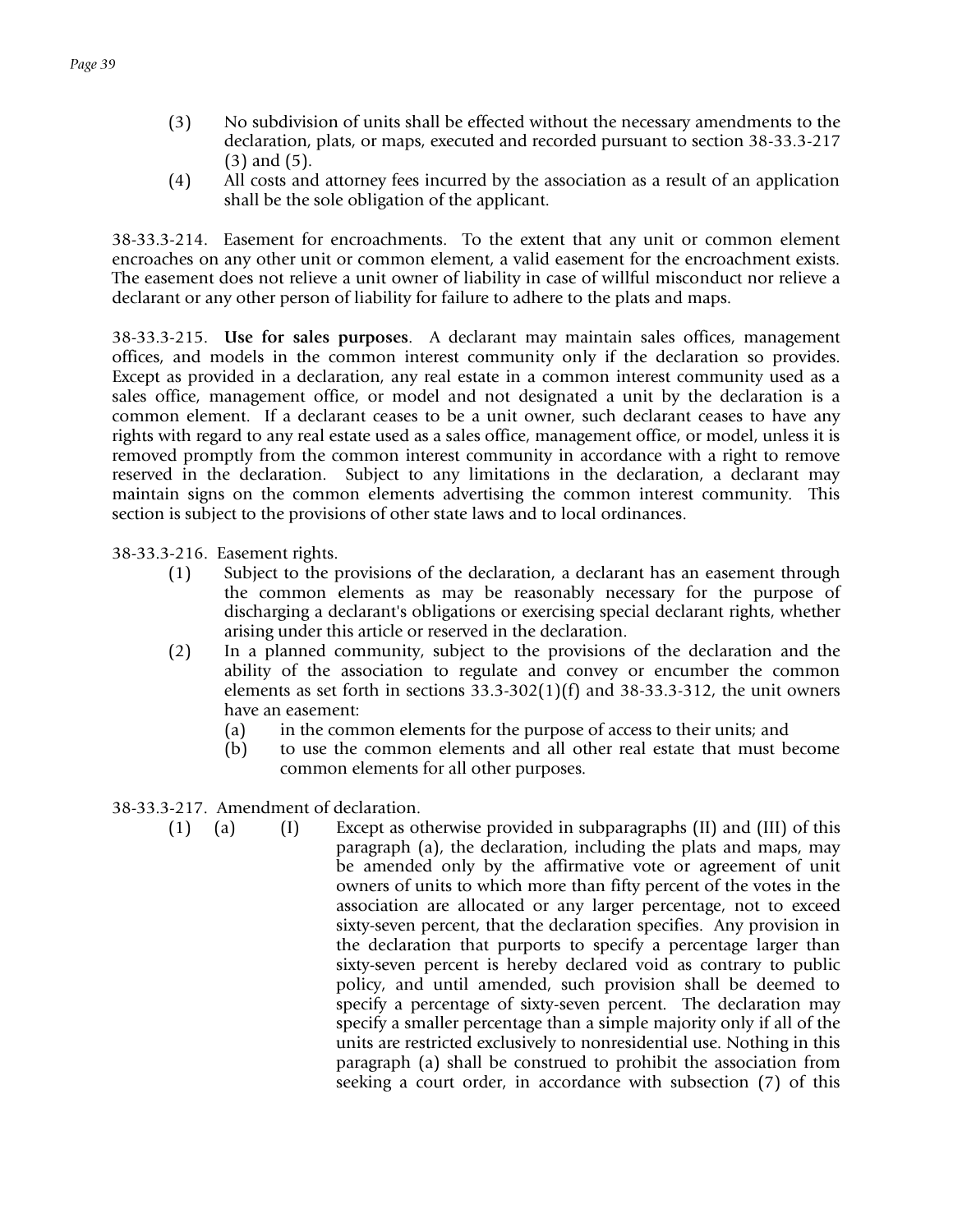(3) No subdivision of units shall be effected without the necessary amendments to the declaration, plats, or maps, executed and recorded pursuant to section 38-33.3-217 (3) and (5).

(4) All costs and attorney fees incurred by the association as a result of an application shall be the sole obligation of the applicant.

38-33.3-214. Easement for encroachments. To the extent that any unit or common element encroaches on any other unit or common element, a valid easement for the encroachment exists. The easement does not relieve a unit owner of liability in case of willful misconduct nor relieve a declarant or any other person of liability for failure to adhere to the plats and maps.

38-33.3-215. **Use for sales purposes**. A declarant may maintain sales offices, management offices, and models in the common interest community only if the declaration so provides. Except as provided in a declaration, any real estate in a common interest community used as a sales office, management office, or model and not designated a unit by the declaration is a common element. If a declarant ceases to be a unit owner, such declarant ceases to have any rights with regard to any real estate used as a sales office, management office, or model, unless it is removed promptly from the common interest community in accordance with a right to remove reserved in the declaration. Subject to any limitations in the declaration, a declarant may maintain signs on the common elements advertising the common interest community. This section is subject to the provisions of other state laws and to local ordinances.

38-33.3-216. Easement rights.

(1) Subject to the provisions of the declaration, a declarant has an easement through the common elements as may be reasonably necessary for the purpose of discharging a declarant's obligations or exercising special declarant rights, whether arising under this article or reserved in the declaration.

(2) In a planned community, subject to the provisions of the declaration and the ability of the association to regulate and convey or encumber the common elements as set forth in sections 33.3-302(1)(f) and 38-33.3-312, the unit owners have an easement:

(a) in the common elements for the purpose of access to their units; and

(b) to use the common elements and all other real estate that must become common elements for all other purposes.

38-33.3-217. Amendment of declaration.

(1) (a) (I) Except as otherwise provided in subparagraphs (II) and (III) of this paragraph (a), the declaration, including the plats and maps, may be amended only by the affirmative vote or agreement of unit owners of units to which more than fifty percent of the votes in the association are allocated or any larger percentage, not to exceed sixty-seven percent, that the declaration specifies. Any provision in the declaration that purports to specify a percentage larger than sixty-seven percent is hereby declared void as contrary to public policy, and until amended, such provision shall be deemed to specify a percentage of sixty-seven percent. The declaration may specify a smaller percentage than a simple majority only if all of the units are restricted exclusively to nonresidential use. Nothing in this paragraph (a) shall be construed to prohibit the association from seeking a court order, in accordance with subsection (7) of this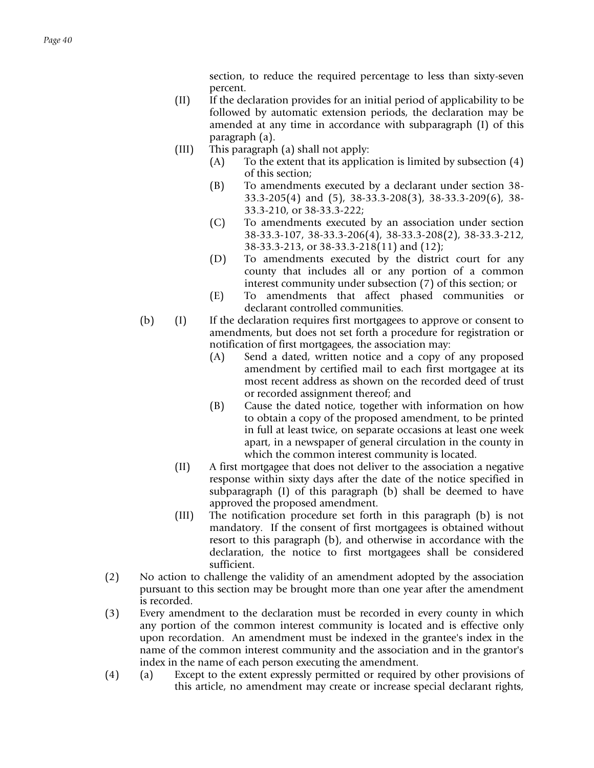section, to reduce the required percentage to less than sixty-seven percent.

(II) If the declaration provides for an initial period of applicability to be followed by automatic extension periods, the declaration may be amended at any time in accordance with subparagraph (I) of this paragraph (a).

(III) This paragraph (a) shall not apply:

(A) To the extent that its application is limited by subsection (4) of this section;

(B) To amendments executed by a declarant under section 38-33.3-205(4) and (5), 38-33.3-208(3), 38-33.3-209(6), 38-33.3-210, or 38-33.3-222;

(C) To amendments executed by an association under section 38-33.3-107, 38-33.3-206(4), 38-33.3-208(2), 38-33.3-212, 38-33.3-213, or 38-33.3-218(11) and (12);

(D) To amendments executed by the district court for any county that includes all or any portion of a common interest community under subsection (7) of this section; or

(E) To amendments that affect phased communities or declarant controlled communities.

(b) (I) If the declaration requires first mortgagees to approve or consent to amendments, but does not set forth a procedure for registration or notification of first mortgagees, the association may:

(A) Send a dated, written notice and a copy of any proposed amendment by certified mail to each first mortgagee at its most recent address as shown on the recorded deed of trust or recorded assignment thereof; and

(B) Cause the dated notice, together with information on how to obtain a copy of the proposed amendment, to be printed in full at least twice, on separate occasions at least one week apart, in a newspaper of general circulation in the county in which the common interest community is located.

(II) A first mortgagee that does not deliver to the association a negative response within sixty days after the date of the notice specified in subparagraph (I) of this paragraph (b) shall be deemed to have approved the proposed amendment.

(III) The notification procedure set forth in this paragraph (b) is not mandatory. If the consent of first mortgagees is obtained without resort to this paragraph (b), and otherwise in accordance with the declaration, the notice to first mortgagees shall be considered sufficient.

(2) No action to challenge the validity of an amendment adopted by the association pursuant to this section may be brought more than one year after the amendment is recorded.

(3) Every amendment to the declaration must be recorded in every county in which any portion of the common interest community is located and is effective only upon recordation. An amendment must be indexed in the grantee's index in the name of the common interest community and the association and in the grantor's index in the name of each person executing the amendment.

(4) (a) Except to the extent expressly permitted or required by other provisions of this article, no amendment may create or increase special declarant rights,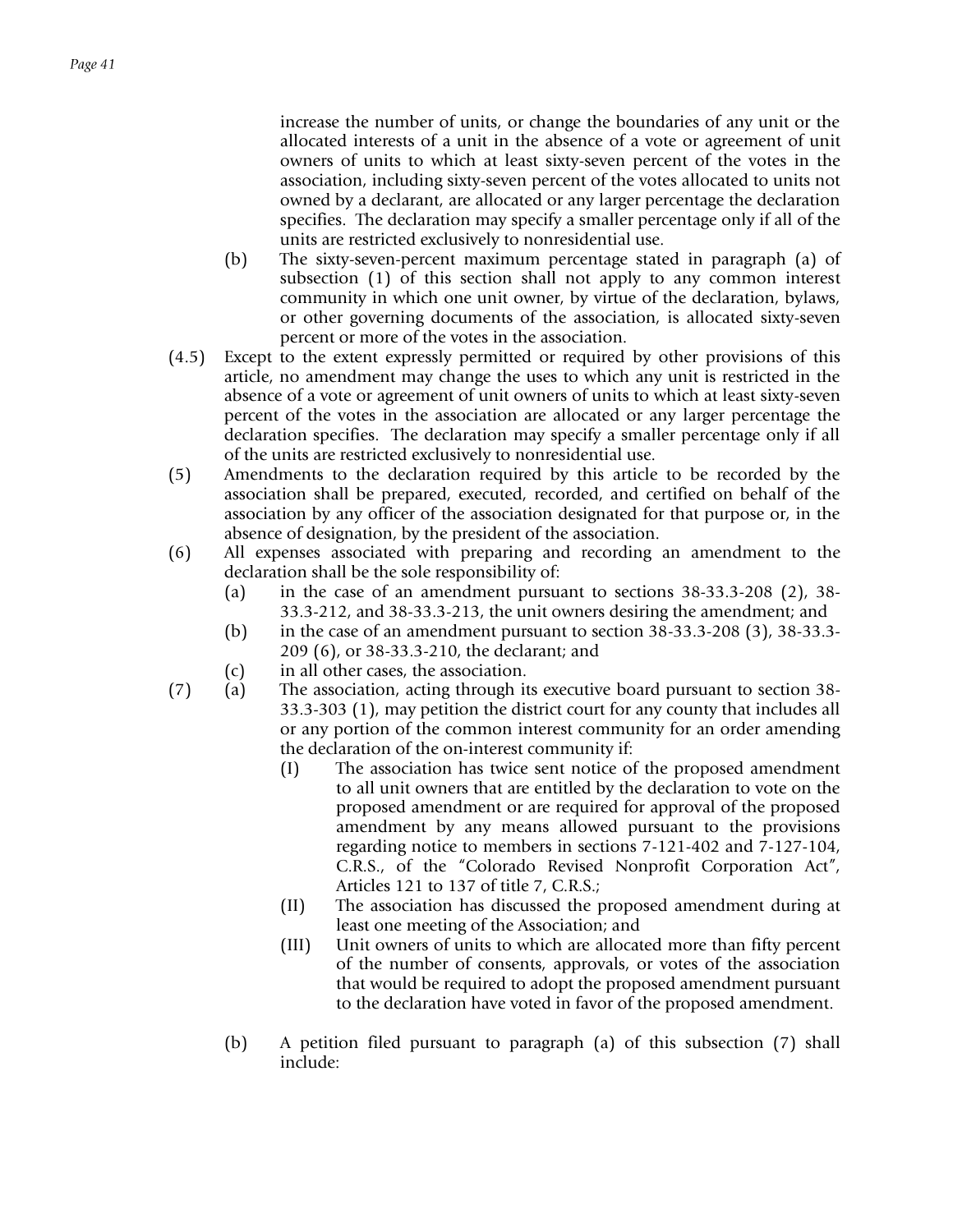increase the number of units, or change the boundaries of any unit or the allocated interests of a unit in the absence of a vote or agreement of unit owners of units to which at least sixty-seven percent of the votes in the association, including sixty-seven percent of the votes allocated to units not owned by a declarant, are allocated or any larger percentage the declaration specifies. The declaration may specify a smaller percentage only if all of the units are restricted exclusively to nonresidential use.

(b) The sixty-seven-percent maximum percentage stated in paragraph (a) of subsection (1) of this section shall not apply to any common interest community in which one unit owner, by virtue of the declaration, bylaws, or other governing documents of the association, is allocated sixty-seven percent or more of the votes in the association.

(4.5) Except to the extent expressly permitted or required by other provisions of this article, no amendment may change the uses to which any unit is restricted in the absence of a vote or agreement of unit owners of units to which at least sixty-seven percent of the votes in the association are allocated or any larger percentage the declaration specifies. The declaration may specify a smaller percentage only if all of the units are restricted exclusively to nonresidential use.

(5) Amendments to the declaration required by this article to be recorded by the association shall be prepared, executed, recorded, and certified on behalf of the association by any officer of the association designated for that purpose or, in the absence of designation, by the president of the association.

(6) All expenses associated with preparing and recording an amendment to the declaration shall be the sole responsibility of:

(a) in the case of an amendment pursuant to sections 38-33.3-208 (2), 38-33.3-212, and 38-33.3-213, the unit owners desiring the amendment; and

(b) in the case of an amendment pursuant to section 38-33.3-208 (3), 38-33.3-209 (6), or 38-33.3-210, the declarant; and

(c) in all other cases, the association.

(7) (a) The association, acting through its executive board pursuant to section 38-33.3-303 (1), may petition the district court for any county that includes all or any portion of the common interest community for an order amending the declaration of the on-interest community if:

(I) The association has twice sent notice of the proposed amendment to all unit owners that are entitled by the declaration to vote on the proposed amendment or are required for approval of the proposed amendment by any means allowed pursuant to the provisions regarding notice to members in sections 7-121-402 and 7-127-104, C.R.S., of the "Colorado Revised Nonprofit Corporation Act", Articles 121 to 137 of title 7, C.R.S.;

(II) The association has discussed the proposed amendment during at least one meeting of the Association; and

(III) Unit owners of units to which are allocated more than fifty percent of the number of consents, approvals, or votes of the association that would be required to adopt the proposed amendment pursuant to the declaration have voted in favor of the proposed amendment.

(b) A petition filed pursuant to paragraph (a) of this subsection (7) shall include: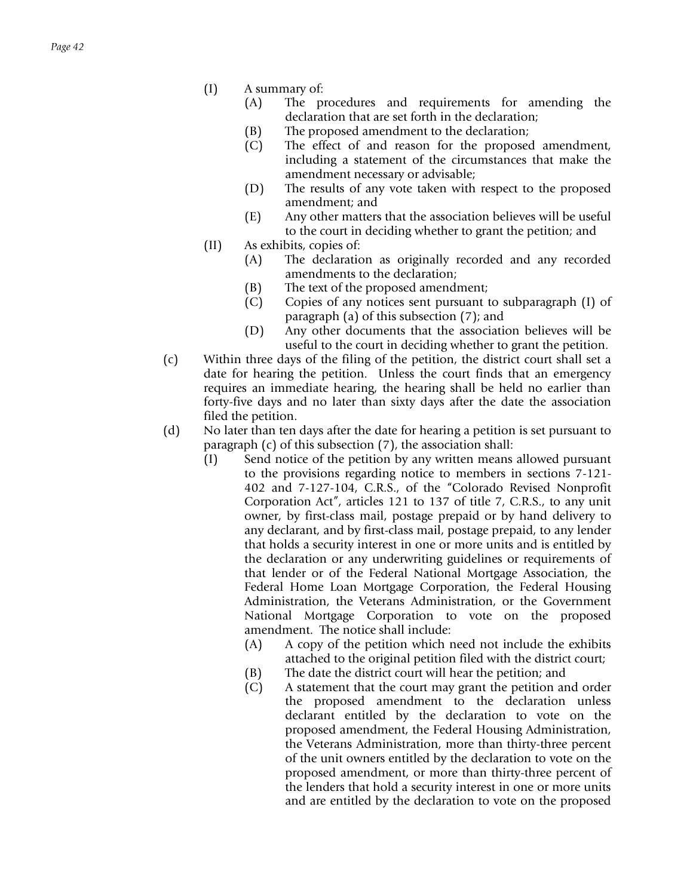- (I) A summary of:
  - (A) The procedures and requirements for amending the declaration that are set forth in the declaration;
  - (B) The proposed amendment to the declaration;
  - (C) The effect of and reason for the proposed amendment, including a statement of the circumstances that make the amendment necessary or advisable;
  - (D) The results of any vote taken with respect to the proposed amendment; and
  - (E) Any other matters that the association believes will be useful to the court in deciding whether to grant the petition; and
- (II) As exhibits, copies of:
  - (A) The declaration as originally recorded and any recorded amendments to the declaration;
  - (B) The text of the proposed amendment;
  - (C) Copies of any notices sent pursuant to subparagraph (I) of paragraph (a) of this subsection (7); and
  - (D) Any other documents that the association believes will be useful to the court in deciding whether to grant the petition.

(c) Within three days of the filing of the petition, the district court shall set a date for hearing the petition. Unless the court finds that an emergency requires an immediate hearing, the hearing shall be held no earlier than forty-five days and no later than sixty days after the date the association filed the petition.

(d) No later than ten days after the date for hearing a petition is set pursuant to paragraph (c) of this subsection (7), the association shall:

- (I) Send notice of the petition by any written means allowed pursuant to the provisions regarding notice to members in sections 7-121-402 and 7-127-104, C.R.S., of the "Colorado Revised Nonprofit Corporation Act", articles 121 to 137 of title 7, C.R.S., to any unit owner, by first-class mail, postage prepaid or by hand delivery to any declarant, and by first-class mail, postage prepaid, to any lender that holds a security interest in one or more units and is entitled by the declaration or any underwriting guidelines or requirements of that lender or of the Federal National Mortgage Association, the Federal Home Loan Mortgage Corporation, the Federal Housing Administration, the Veterans Administration, or the Government National Mortgage Corporation to vote on the proposed amendment. The notice shall include:
  - (A) A copy of the petition which need not include the exhibits attached to the original petition filed with the district court;
  - (B) The date the district court will hear the petition; and
  - (C) A statement that the court may grant the petition and order the proposed amendment to the declaration unless declarant entitled by the declaration to vote on the proposed amendment, the Federal Housing Administration, the Veterans Administration, more than thirty-three percent of the unit owners entitled by the declaration to vote on the proposed amendment, or more than thirty-three percent of the lenders that hold a security interest in one or more units and are entitled by the declaration to vote on the proposed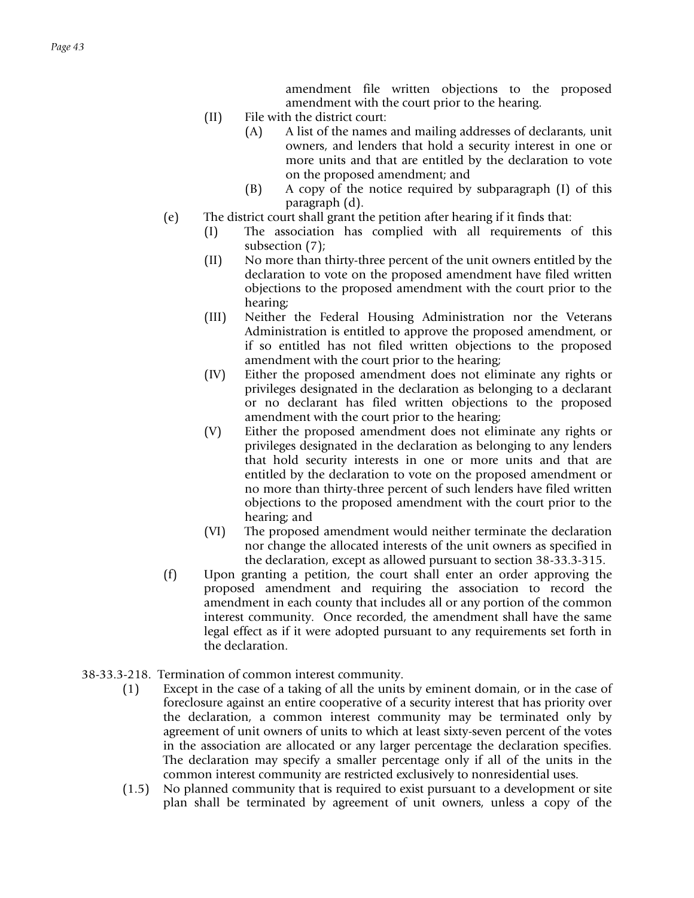amendment file written objections to the proposed amendment with the court prior to the hearing.

(II) File with the district court:

(A) A list of the names and mailing addresses of declarants, unit owners, and lenders that hold a security interest in one or more units and that are entitled by the declaration to vote on the proposed amendment; and

(B) A copy of the notice required by subparagraph (I) of this paragraph (d).

(e) The district court shall grant the petition after hearing if it finds that:

(I) The association has complied with all requirements of this subsection (7);

(II) No more than thirty-three percent of the unit owners entitled by the declaration to vote on the proposed amendment have filed written objections to the proposed amendment with the court prior to the hearing;

(III) Neither the Federal Housing Administration nor the Veterans Administration is entitled to approve the proposed amendment, or if so entitled has not filed written objections to the proposed amendment with the court prior to the hearing;

(IV) Either the proposed amendment does not eliminate any rights or privileges designated in the declaration as belonging to a declarant or no declarant has filed written objections to the proposed amendment with the court prior to the hearing;

(V) Either the proposed amendment does not eliminate any rights or privileges designated in the declaration as belonging to any lenders that hold security interests in one or more units and that are entitled by the declaration to vote on the proposed amendment or no more than thirty-three percent of such lenders have filed written objections to the proposed amendment with the court prior to the hearing; and

(VI) The proposed amendment would neither terminate the declaration nor change the allocated interests of the unit owners as specified in the declaration, except as allowed pursuant to section 38-33.3-315.

(f) Upon granting a petition, the court shall enter an order approving the proposed amendment and requiring the association to record the amendment in each county that includes all or any portion of the common interest community. Once recorded, the amendment shall have the same legal effect as if it were adopted pursuant to any requirements set forth in the declaration.

38-33.3-218. Termination of common interest community.

(1) Except in the case of a taking of all the units by eminent domain, or in the case of foreclosure against an entire cooperative of a security interest that has priority over the declaration, a common interest community may be terminated only by agreement of unit owners of units to which at least sixty-seven percent of the votes in the association are allocated or any larger percentage the declaration specifies. The declaration may specify a smaller percentage only if all of the units in the common interest community are restricted exclusively to nonresidential uses.

(1.5) No planned community that is required to exist pursuant to a development or site plan shall be terminated by agreement of unit owners, unless a copy of the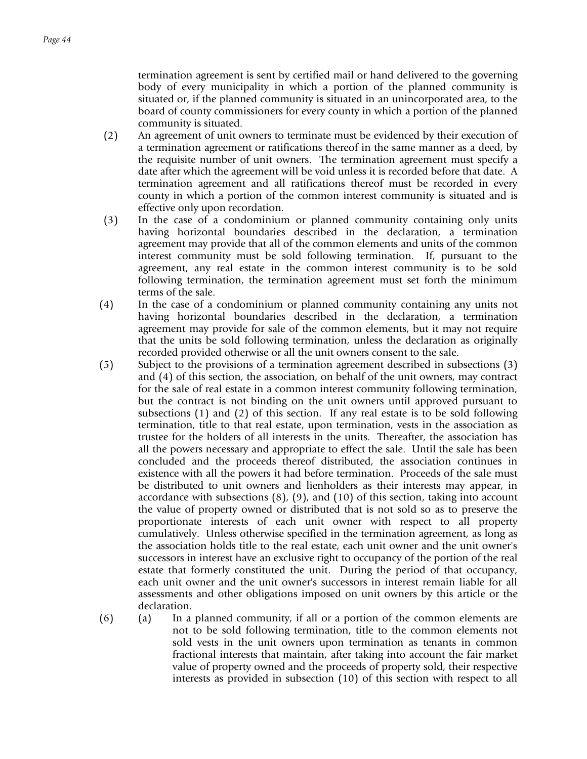termination agreement is sent by certified mail or hand delivered to the governing body of every municipality in which a portion of the planned community is situated or, if the planned community is situated in an unincorporated area, to the board of county commissioners for every county in which a portion of the planned community is situated.

(2) An agreement of unit owners to terminate must be evidenced by their execution of a termination agreement or ratifications thereof in the same manner as a deed, by the requisite number of unit owners. The termination agreement must specify a date after which the agreement will be void unless it is recorded before that date. A termination agreement and all ratifications thereof must be recorded in every county in which a portion of the common interest community is situated and is effective only upon recordation.

(3) In the case of a condominium or planned community containing only units having horizontal boundaries described in the declaration, a termination agreement may provide that all of the common elements and units of the common interest community must be sold following termination. If, pursuant to the agreement, any real estate in the common interest community is to be sold following termination, the termination agreement must set forth the minimum terms of the sale.

(4) In the case of a condominium or planned community containing any units not having horizontal boundaries described in the declaration, a termination agreement may provide for sale of the common elements, but it may not require that the units be sold following termination, unless the declaration as originally recorded provided otherwise or all the unit owners consent to the sale.

(5) Subject to the provisions of a termination agreement described in subsections (3) and (4) of this section, the association, on behalf of the unit owners, may contract for the sale of real estate in a common interest community following termination, but the contract is not binding on the unit owners until approved pursuant to subsections (1) and (2) of this section. If any real estate is to be sold following termination, title to that real estate, upon termination, vests in the association as trustee for the holders of all interests in the units. Thereafter, the association has all the powers necessary and appropriate to effect the sale. Until the sale has been concluded and the proceeds thereof distributed, the association continues in existence with all the powers it had before termination. Proceeds of the sale must be distributed to unit owners and lienholders as their interests may appear, in accordance with subsections (8), (9), and (10) of this section, taking into account the value of property owned or distributed that is not sold so as to preserve the proportionate interests of each unit owner with respect to all property cumulatively. Unless otherwise specified in the termination agreement, as long as the association holds title to the real estate, each unit owner and the unit owner's successors in interest have an exclusive right to occupancy of the portion of the real estate that formerly constituted the unit. During the period of that occupancy, each unit owner and the unit owner's successors in interest remain liable for all assessments and other obligations imposed on unit owners by this article or the declaration.

(6) (a) In a planned community, if all or a portion of the common elements are not to be sold following termination, title to the common elements not sold vests in the unit owners upon termination as tenants in common fractional interests that maintain, after taking into account the fair market value of property owned and the proceeds of property sold, their respective interests as provided in subsection (10) of this section with respect to all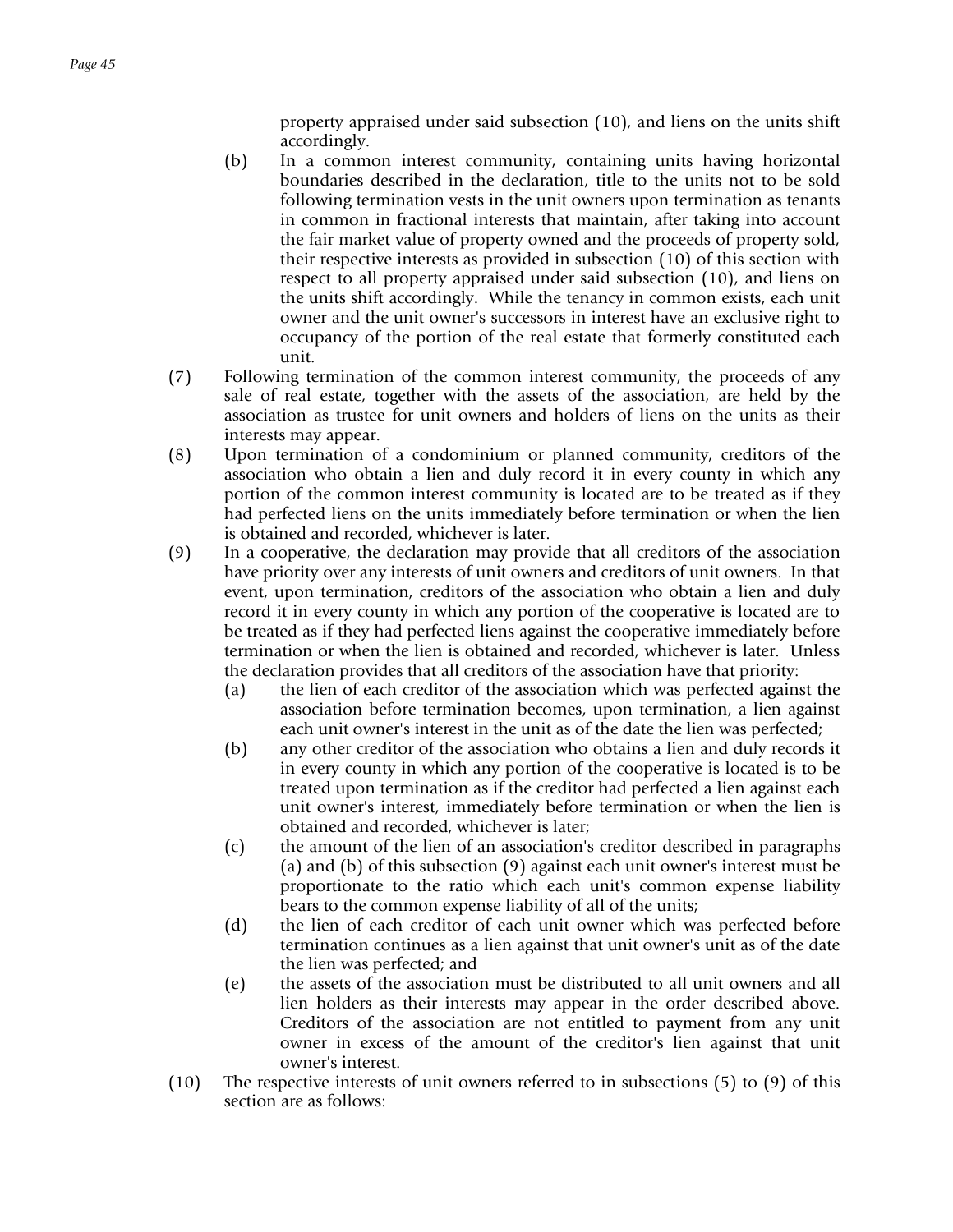property appraised under said subsection (10), and liens on the units shift accordingly.

(b) In a common interest community, containing units having horizontal boundaries described in the declaration, title to the units not to be sold following termination vests in the unit owners upon termination as tenants in common in fractional interests that maintain, after taking into account the fair market value of property owned and the proceeds of property sold, their respective interests as provided in subsection (10) of this section with respect to all property appraised under said subsection (10), and liens on the units shift accordingly. While the tenancy in common exists, each unit owner and the unit owner's successors in interest have an exclusive right to occupancy of the portion of the real estate that formerly constituted each unit.

(7) Following termination of the common interest community, the proceeds of any sale of real estate, together with the assets of the association, are held by the association as trustee for unit owners and holders of liens on the units as their interests may appear.

(8) Upon termination of a condominium or planned community, creditors of the association who obtain a lien and duly record it in every county in which any portion of the common interest community is located are to be treated as if they had perfected liens on the units immediately before termination or when the lien is obtained and recorded, whichever is later.

(9) In a cooperative, the declaration may provide that all creditors of the association have priority over any interests of unit owners and creditors of unit owners. In that event, upon termination, creditors of the association who obtain a lien and duly record it in every county in which any portion of the cooperative is located are to be treated as if they had perfected liens against the cooperative immediately before termination or when the lien is obtained and recorded, whichever is later. Unless the declaration provides that all creditors of the association have that priority:

(a) the lien of each creditor of the association which was perfected against the association before termination becomes, upon termination, a lien against each unit owner's interest in the unit as of the date the lien was perfected;

(b) any other creditor of the association who obtains a lien and duly records it in every county in which any portion of the cooperative is located is to be treated upon termination as if the creditor had perfected a lien against each unit owner's interest, immediately before termination or when the lien is obtained and recorded, whichever is later;

(c) the amount of the lien of an association's creditor described in paragraphs (a) and (b) of this subsection (9) against each unit owner's interest must be proportionate to the ratio which each unit's common expense liability bears to the common expense liability of all of the units;

(d) the lien of each creditor of each unit owner which was perfected before termination continues as a lien against that unit owner's unit as of the date the lien was perfected; and

(e) the assets of the association must be distributed to all unit owners and all lien holders as their interests may appear in the order described above. Creditors of the association are not entitled to payment from any unit owner in excess of the amount of the creditor's lien against that unit owner's interest.

(10) The respective interests of unit owners referred to in subsections (5) to (9) of this section are as follows: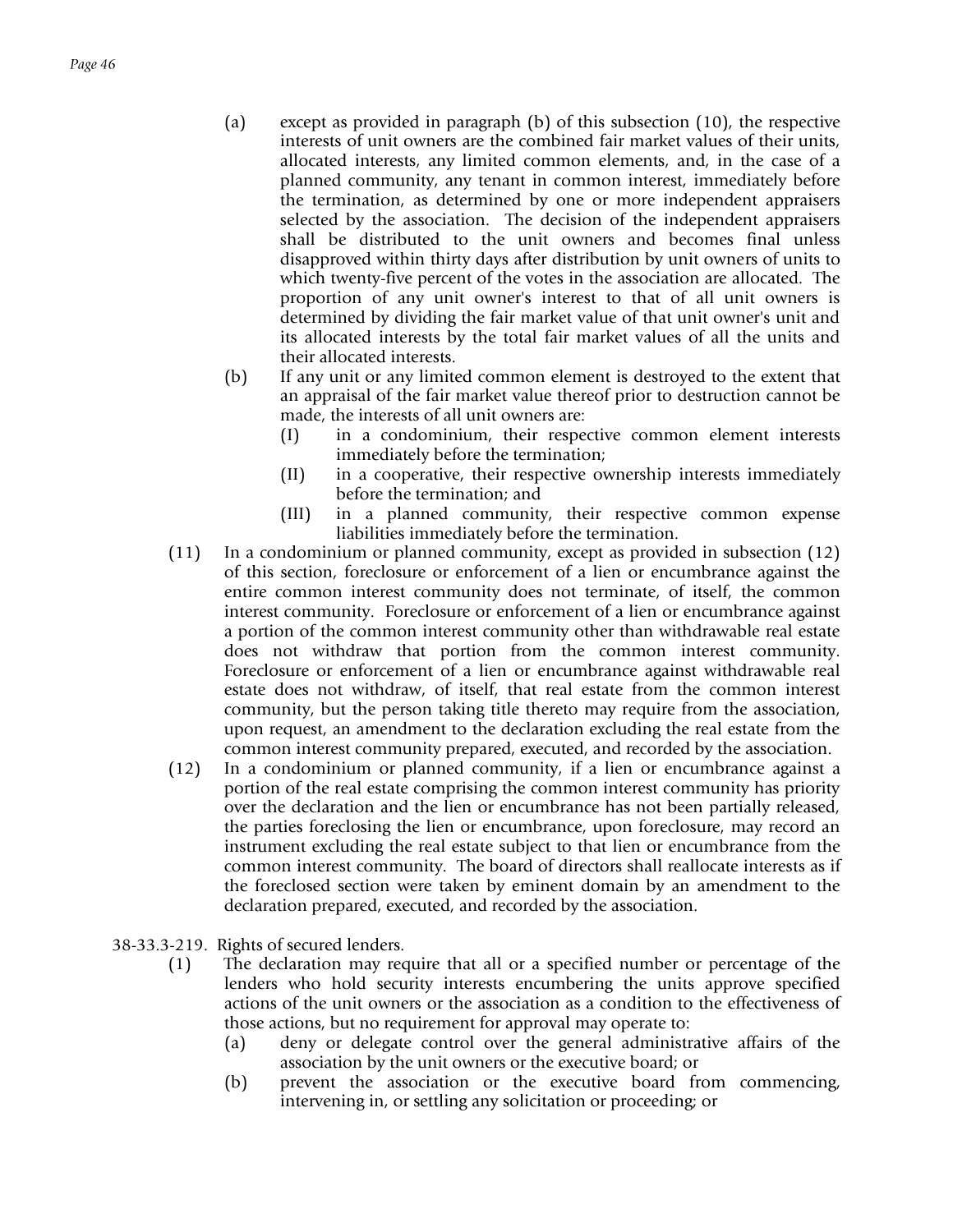(a) except as provided in paragraph (b) of this subsection (10), the respective interests of unit owners are the combined fair market values of their units, allocated interests, any limited common elements, and, in the case of a planned community, any tenant in common interest, immediately before the termination, as determined by one or more independent appraisers selected by the association. The decision of the independent appraisers shall be distributed to the unit owners and becomes final unless disapproved within thirty days after distribution by unit owners of units to which twenty-five percent of the votes in the association are allocated. The proportion of any unit owner's interest to that of all unit owners is determined by dividing the fair market value of that unit owner's unit and its allocated interests by the total fair market values of all the units and their allocated interests.

(b) If any unit or any limited common element is destroyed to the extent that an appraisal of the fair market value thereof prior to destruction cannot be made, the interests of all unit owners are:

(I) in a condominium, their respective common element interests immediately before the termination;

(II) in a cooperative, their respective ownership interests immediately before the termination; and

(III) in a planned community, their respective common expense liabilities immediately before the termination.

(11) In a condominium or planned community, except as provided in subsection (12) of this section, foreclosure or enforcement of a lien or encumbrance against the entire common interest community does not terminate, of itself, the common interest community. Foreclosure or enforcement of a lien or encumbrance against a portion of the common interest community other than withdrawable real estate does not withdraw that portion from the common interest community. Foreclosure or enforcement of a lien or encumbrance against withdrawable real estate does not withdraw, of itself, that real estate from the common interest community, but the person taking title thereto may require from the association, upon request, an amendment to the declaration excluding the real estate from the common interest community prepared, executed, and recorded by the association.

(12) In a condominium or planned community, if a lien or encumbrance against a portion of the real estate comprising the common interest community has priority over the declaration and the lien or encumbrance has not been partially released, the parties foreclosing the lien or encumbrance, upon foreclosure, may record an instrument excluding the real estate subject to that lien or encumbrance from the common interest community. The board of directors shall reallocate interests as if the foreclosed section were taken by eminent domain by an amendment to the declaration prepared, executed, and recorded by the association.

38-33.3-219. Rights of secured lenders.

(1) The declaration may require that all or a specified number or percentage of the lenders who hold security interests encumbering the units approve specified actions of the unit owners or the association as a condition to the effectiveness of those actions, but no requirement for approval may operate to:

(a) deny or delegate control over the general administrative affairs of the association by the unit owners or the executive board; or

(b) prevent the association or the executive board from commencing, intervening in, or settling any solicitation or proceeding; or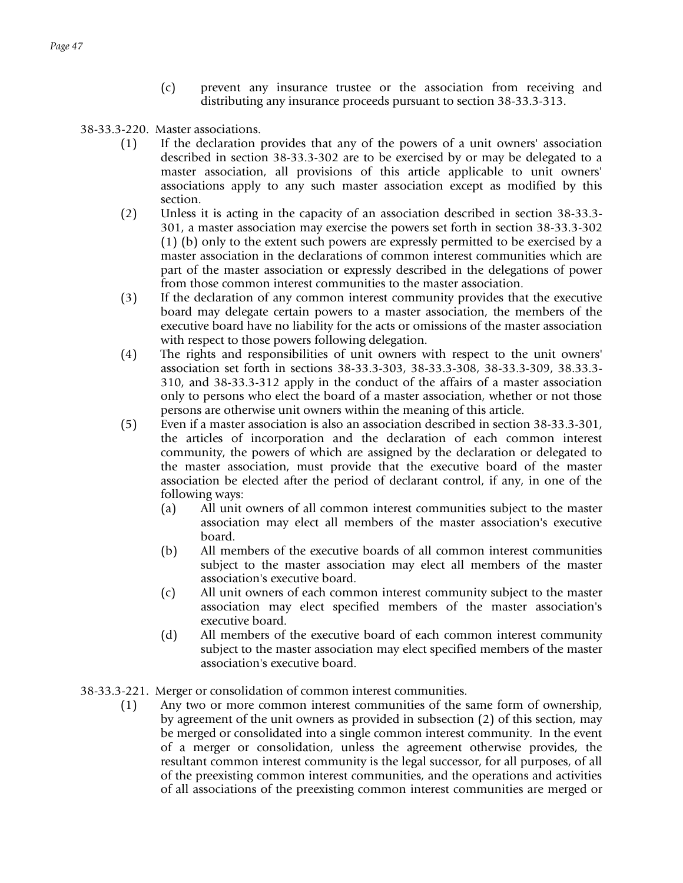(c) prevent any insurance trustee or the association from receiving and distributing any insurance proceeds pursuant to section 38-33.3-313.

38-33.3-220. Master associations.

(1) If the declaration provides that any of the powers of a unit owners' association described in section 38-33.3-302 are to be exercised by or may be delegated to a master association, all provisions of this article applicable to unit owners' associations apply to any such master association except as modified by this section.

(2) Unless it is acting in the capacity of an association described in section 38-33.3-301, a master association may exercise the powers set forth in section 38-33.3-302 (1) (b) only to the extent such powers are expressly permitted to be exercised by a master association in the declarations of common interest communities which are part of the master association or expressly described in the delegations of power from those common interest communities to the master association.

(3) If the declaration of any common interest community provides that the executive board may delegate certain powers to a master association, the members of the executive board have no liability for the acts or omissions of the master association with respect to those powers following delegation.

(4) The rights and responsibilities of unit owners with respect to the unit owners' association set forth in sections 38-33.3-303, 38-33.3-308, 38-33.3-309, 38.33.3-310, and 38-33.3-312 apply in the conduct of the affairs of a master association only to persons who elect the board of a master association, whether or not those persons are otherwise unit owners within the meaning of this article.

(5) Even if a master association is also an association described in section 38-33.3-301, the articles of incorporation and the declaration of each common interest community, the powers of which are assigned by the declaration or delegated to the master association, must provide that the executive board of the master association be elected after the period of declarant control, if any, in one of the following ways:

(a) All unit owners of all common interest communities subject to the master association may elect all members of the master association's executive board.

(b) All members of the executive boards of all common interest communities subject to the master association may elect all members of the master association's executive board.

(c) All unit owners of each common interest community subject to the master association may elect specified members of the master association's executive board.

(d) All members of the executive board of each common interest community subject to the master association may elect specified members of the master association's executive board.

38-33.3-221. Merger or consolidation of common interest communities.

(1) Any two or more common interest communities of the same form of ownership, by agreement of the unit owners as provided in subsection (2) of this section, may be merged or consolidated into a single common interest community. In the event of a merger or consolidation, unless the agreement otherwise provides, the resultant common interest community is the legal successor, for all purposes, of all of the preexisting common interest communities, and the operations and activities of all associations of the preexisting common interest communities are merged or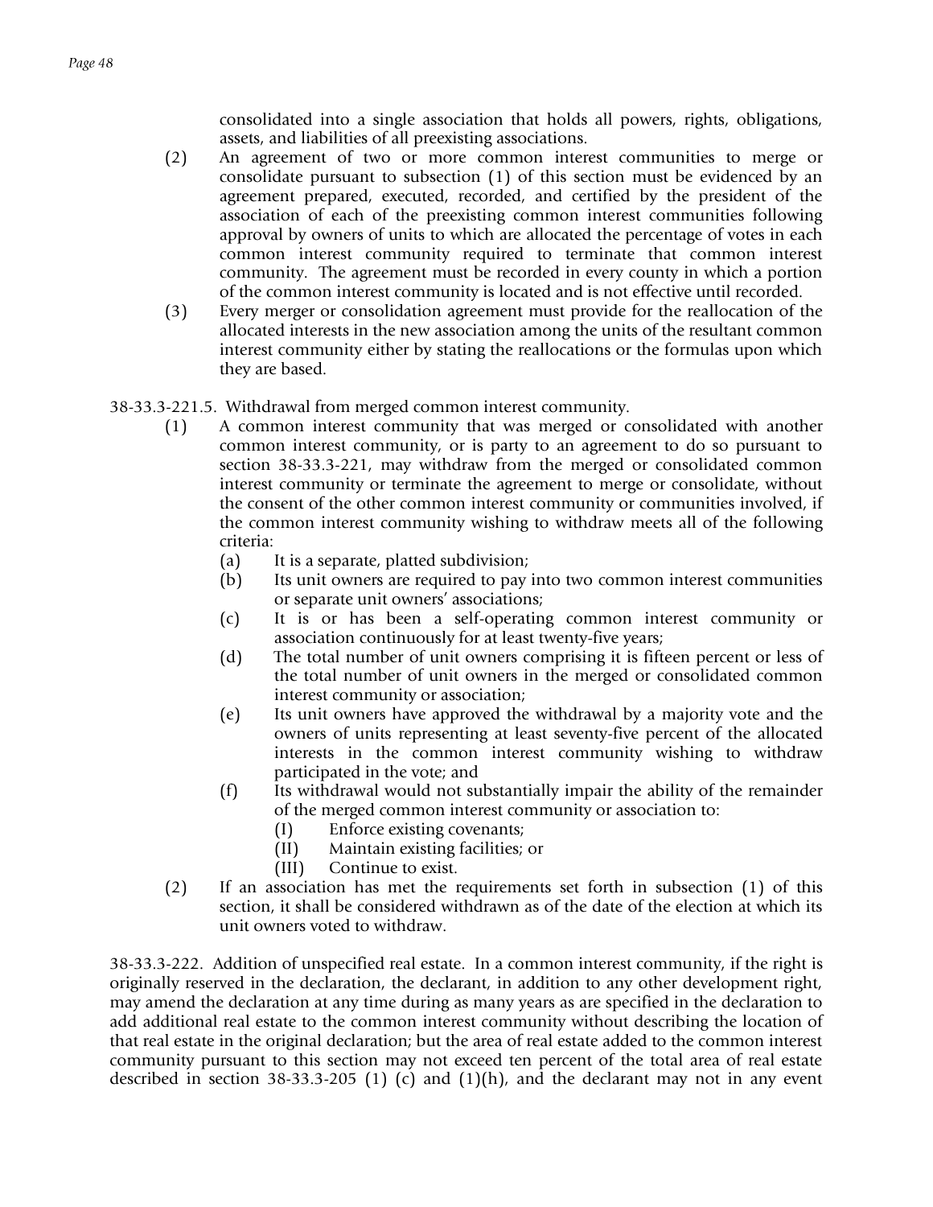consolidated into a single association that holds all powers, rights, obligations, assets, and liabilities of all preexisting associations.

(2) An agreement of two or more common interest communities to merge or consolidate pursuant to subsection (1) of this section must be evidenced by an agreement prepared, executed, recorded, and certified by the president of the association of each of the preexisting common interest communities following approval by owners of units to which are allocated the percentage of votes in each common interest community required to terminate that common interest community. The agreement must be recorded in every county in which a portion of the common interest community is located and is not effective until recorded.

(3) Every merger or consolidation agreement must provide for the reallocation of the allocated interests in the new association among the units of the resultant common interest community either by stating the reallocations or the formulas upon which they are based.

38-33.3-221.5. Withdrawal from merged common interest community.

(1) A common interest community that was merged or consolidated with another common interest community, or is party to an agreement to do so pursuant to section 38-33.3-221, may withdraw from the merged or consolidated common interest community or terminate the agreement to merge or consolidate, without the consent of the other common interest community or communities involved, if the common interest community wishing to withdraw meets all of the following criteria:
   - (a) It is a separate, platted subdivision;
   - (b) Its unit owners are required to pay into two common interest communities or separate unit owners' associations;
   - (c) It is or has been a self-operating common interest community or association continuously for at least twenty-five years;
   - (d) The total number of unit owners comprising it is fifteen percent or less of the total number of unit owners in the merged or consolidated common interest community or association;
   - (e) Its unit owners have approved the withdrawal by a majority vote and the owners of units representing at least seventy-five percent of the allocated interests in the common interest community wishing to withdraw participated in the vote; and
   - (f) Its withdrawal would not substantially impair the ability of the remainder of the merged common interest community or association to:
     - (I) Enforce existing covenants;
     - (II) Maintain existing facilities; or
     - (III) Continue to exist.

(2) If an association has met the requirements set forth in subsection (1) of this section, it shall be considered withdrawn as of the date of the election at which its unit owners voted to withdraw.

38-33.3-222. Addition of unspecified real estate. In a common interest community, if the right is originally reserved in the declaration, the declarant, in addition to any other development right, may amend the declaration at any time during as many years as are specified in the declaration to add additional real estate to the common interest community without describing the location of that real estate in the original declaration; but the area of real estate added to the common interest community pursuant to this section may not exceed ten percent of the total area of real estate described in section 38-33.3-205 (1) (c) and (1)(h), and the declarant may not in any event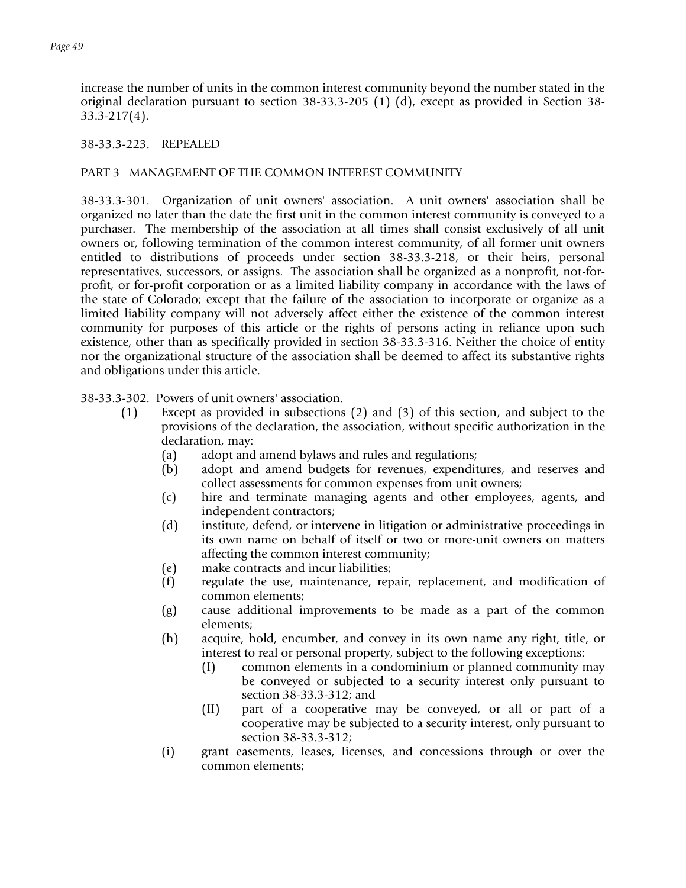increase the number of units in the common interest community beyond the number stated in the original declaration pursuant to section 38-33.3-205 (1) (d), except as provided in Section 38-33.3-217(4).

38-33.3-223. REPEALED

PART 3 MANAGEMENT OF THE COMMON INTEREST COMMUNITY

38-33.3-301. Organization of unit owners' association. A unit owners' association shall be organized no later than the date the first unit in the common interest community is conveyed to a purchaser. The membership of the association at all times shall consist exclusively of all unit owners or, following termination of the common interest community, of all former unit owners entitled to distributions of proceeds under section 38-33.3-218, or their heirs, personal representatives, successors, or assigns. The association shall be organized as a nonprofit, not-for-profit, or for-profit corporation or as a limited liability company in accordance with the laws of the state of Colorado; except that the failure of the association to incorporate or organize as a limited liability company will not adversely affect either the existence of the common interest community for purposes of this article or the rights of persons acting in reliance upon such existence, other than as specifically provided in section 38-33.3-316. Neither the choice of entity nor the organizational structure of the association shall be deemed to affect its substantive rights and obligations under this article.

38-33.3-302. Powers of unit owners' association.

(1) Except as provided in subsections (2) and (3) of this section, and subject to the provisions of the declaration, the association, without specific authorization in the declaration, may:
   - (a) adopt and amend bylaws and rules and regulations;
   - (b) adopt and amend budgets for revenues, expenditures, and reserves and collect assessments for common expenses from unit owners;
   - (c) hire and terminate managing agents and other employees, agents, and independent contractors;
   - (d) institute, defend, or intervene in litigation or administrative proceedings in its own name on behalf of itself or two or more-unit owners on matters affecting the common interest community;
   - (e) make contracts and incur liabilities;
   - (f) regulate the use, maintenance, repair, replacement, and modification of common elements;
   - (g) cause additional improvements to be made as a part of the common elements;
   - (h) acquire, hold, encumber, and convey in its own name any right, title, or interest to real or personal property, subject to the following exceptions:
     - (I) common elements in a condominium or planned community may be conveyed or subjected to a security interest only pursuant to section 38-33.3-312; and
     - (II) part of a cooperative may be conveyed, or all or part of a cooperative may be subjected to a security interest, only pursuant to section 38-33.3-312;
   - (i) grant easements, leases, licenses, and concessions through or over the common elements;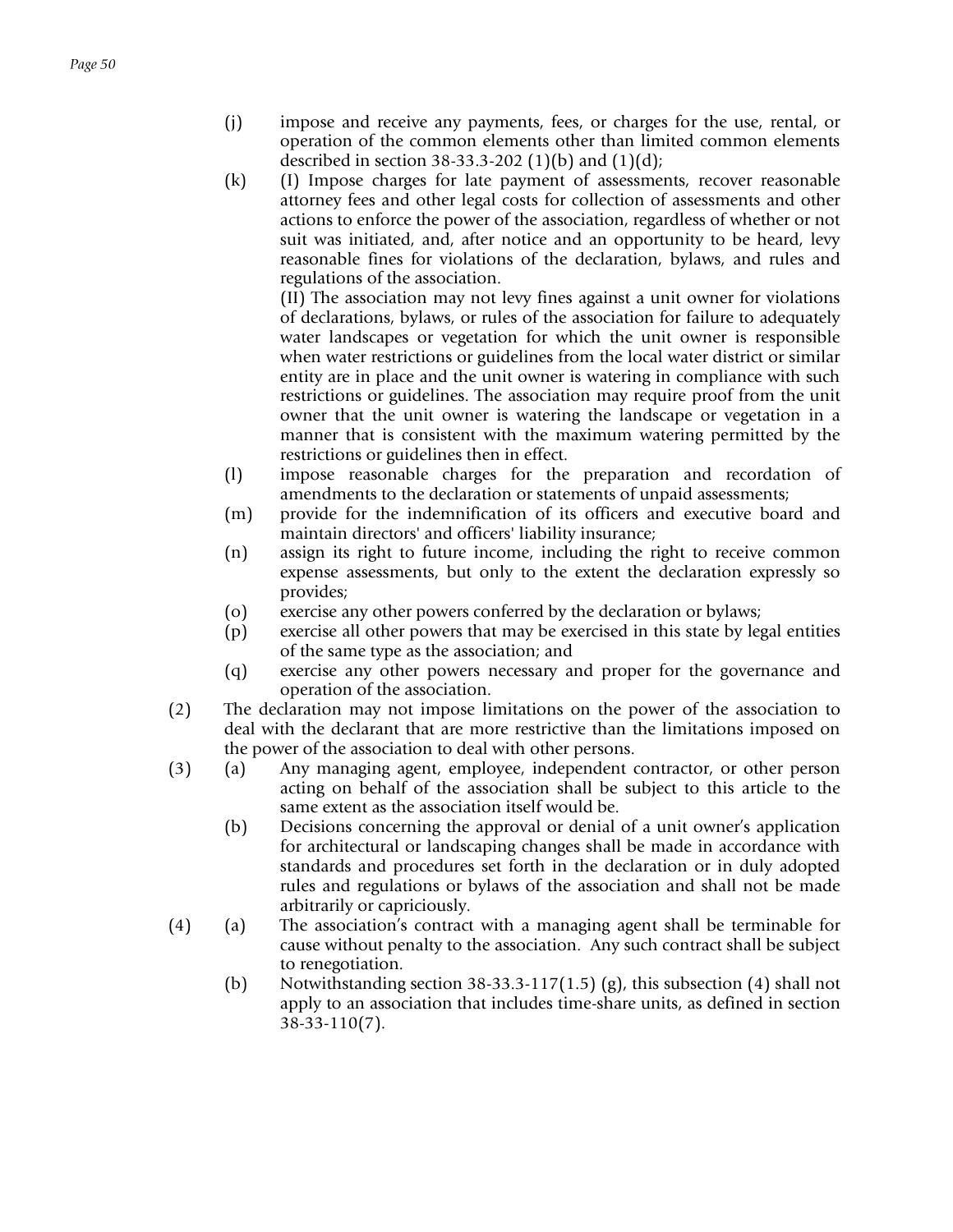(j) impose and receive any payments, fees, or charges for the use, rental, or operation of the common elements other than limited common elements described in section 38-33.3-202 (1)(b) and (1)(d);

(k) (I) Impose charges for late payment of assessments, recover reasonable attorney fees and other legal costs for collection of assessments and other actions to enforce the power of the association, regardless of whether or not suit was initiated, and, after notice and an opportunity to be heard, levy reasonable fines for violations of the declaration, bylaws, and rules and regulations of the association.

(II) The association may not levy fines against a unit owner for violations of declarations, bylaws, or rules of the association for failure to adequately water landscapes or vegetation for which the unit owner is responsible when water restrictions or guidelines from the local water district or similar entity are in place and the unit owner is watering in compliance with such restrictions or guidelines. The association may require proof from the unit owner that the unit owner is watering the landscape or vegetation in a manner that is consistent with the maximum watering permitted by the restrictions or guidelines then in effect.

(l) impose reasonable charges for the preparation and recordation of amendments to the declaration or statements of unpaid assessments;

(m) provide for the indemnification of its officers and executive board and maintain directors' and officers' liability insurance;

(n) assign its right to future income, including the right to receive common expense assessments, but only to the extent the declaration expressly so provides;

(o) exercise any other powers conferred by the declaration or bylaws;

(p) exercise all other powers that may be exercised in this state by legal entities of the same type as the association; and

(q) exercise any other powers necessary and proper for the governance and operation of the association.

(2) The declaration may not impose limitations on the power of the association to deal with the declarant that are more restrictive than the limitations imposed on the power of the association to deal with other persons.

(3) (a) Any managing agent, employee, independent contractor, or other person acting on behalf of the association shall be subject to this article to the same extent as the association itself would be.

(b) Decisions concerning the approval or denial of a unit owner's application for architectural or landscaping changes shall be made in accordance with standards and procedures set forth in the declaration or in duly adopted rules and regulations or bylaws of the association and shall not be made arbitrarily or capriciously.

(4) (a) The association's contract with a managing agent shall be terminable for cause without penalty to the association. Any such contract shall be subject to renegotiation.

(b) Notwithstanding section 38-33.3-117(1.5) (g), this subsection (4) shall not apply to an association that includes time-share units, as defined in section 38-33-110(7).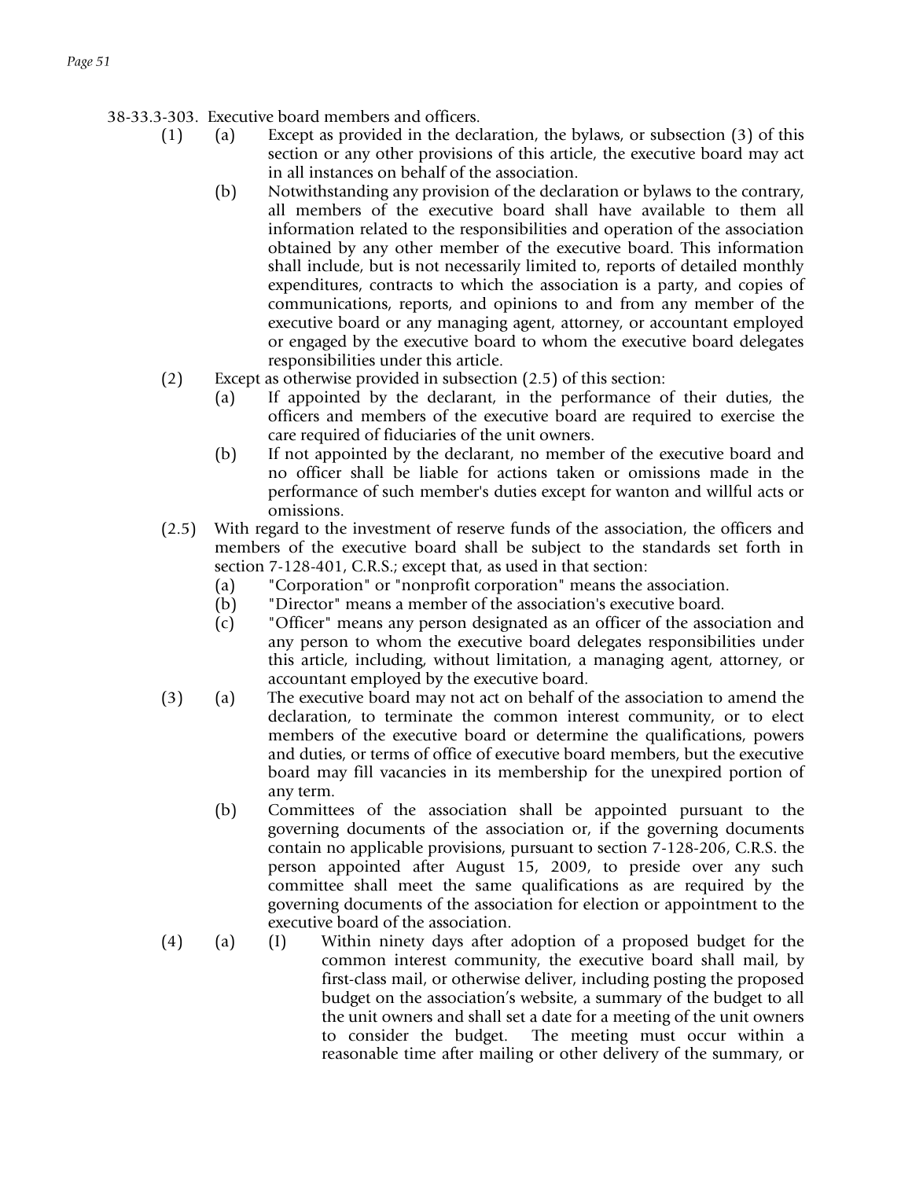38-33.3-303. Executive board members and officers.

(1) (a) Except as provided in the declaration, the bylaws, or subsection (3) of this section or any other provisions of this article, the executive board may act in all instances on behalf of the association.

(b) Notwithstanding any provision of the declaration or bylaws to the contrary, all members of the executive board shall have available to them all information related to the responsibilities and operation of the association obtained by any other member of the executive board. This information shall include, but is not necessarily limited to, reports of detailed monthly expenditures, contracts to which the association is a party, and copies of communications, reports, and opinions to and from any member of the executive board or any managing agent, attorney, or accountant employed or engaged by the executive board to whom the executive board delegates responsibilities under this article.

(2) Except as otherwise provided in subsection (2.5) of this section:

(a) If appointed by the declarant, in the performance of their duties, the officers and members of the executive board are required to exercise the care required of fiduciaries of the unit owners.

(b) If not appointed by the declarant, no member of the executive board and no officer shall be liable for actions taken or omissions made in the performance of such member's duties except for wanton and willful acts or omissions.

(2.5) With regard to the investment of reserve funds of the association, the officers and members of the executive board shall be subject to the standards set forth in section 7-128-401, C.R.S.; except that, as used in that section:

(a) "Corporation" or "nonprofit corporation" means the association.

(b) "Director" means a member of the association's executive board.

(c) "Officer" means any person designated as an officer of the association and any person to whom the executive board delegates responsibilities under this article, including, without limitation, a managing agent, attorney, or accountant employed by the executive board.

(3) (a) The executive board may not act on behalf of the association to amend the declaration, to terminate the common interest community, or to elect members of the executive board or determine the qualifications, powers and duties, or terms of office of executive board members, but the executive board may fill vacancies in its membership for the unexpired portion of any term.

(b) Committees of the association shall be appointed pursuant to the governing documents of the association or, if the governing documents contain no applicable provisions, pursuant to section 7-128-206, C.R.S. the person appointed after August 15, 2009, to preside over any such committee shall meet the same qualifications as are required by the governing documents of the association for election or appointment to the executive board of the association.

(4) (a) (I) Within ninety days after adoption of a proposed budget for the common interest community, the executive board shall mail, by first-class mail, or otherwise deliver, including posting the proposed budget on the association's website, a summary of the budget to all the unit owners and shall set a date for a meeting of the unit owners to consider the budget. The meeting must occur within a reasonable time after mailing or other delivery of the summary, or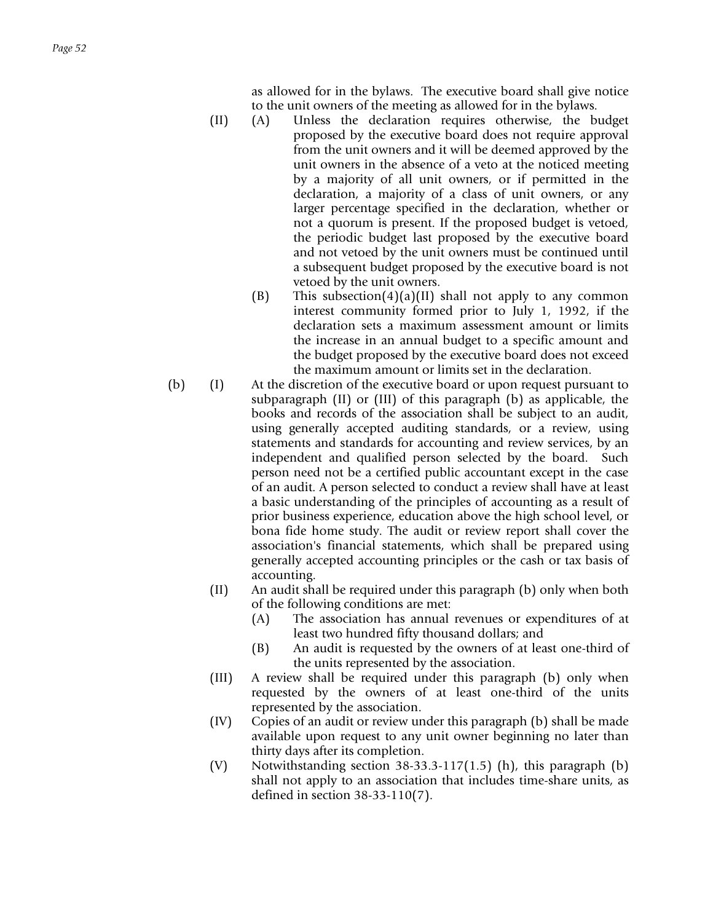as allowed for in the bylaws. The executive board shall give notice to the unit owners of the meeting as allowed for in the bylaws.

(II) (A) Unless the declaration requires otherwise, the budget proposed by the executive board does not require approval from the unit owners and it will be deemed approved by the unit owners in the absence of a veto at the noticed meeting by a majority of all unit owners, or if permitted in the declaration, a majority of a class of unit owners, or any larger percentage specified in the declaration, whether or not a quorum is present. If the proposed budget is vetoed, the periodic budget last proposed by the executive board and not vetoed by the unit owners must be continued until a subsequent budget proposed by the executive board is not vetoed by the unit owners.

(B) This subsection(4)(a)(II) shall not apply to any common interest community formed prior to July 1, 1992, if the declaration sets a maximum assessment amount or limits the increase in an annual budget to a specific amount and the budget proposed by the executive board does not exceed the maximum amount or limits set in the declaration.

(b) (I) At the discretion of the executive board or upon request pursuant to subparagraph (II) or (III) of this paragraph (b) as applicable, the books and records of the association shall be subject to an audit, using generally accepted auditing standards, or a review, using statements and standards for accounting and review services, by an independent and qualified person selected by the board. Such person need not be a certified public accountant except in the case of an audit. A person selected to conduct a review shall have at least a basic understanding of the principles of accounting as a result of prior business experience, education above the high school level, or bona fide home study. The audit or review report shall cover the association's financial statements, which shall be prepared using generally accepted accounting principles or the cash or tax basis of accounting.

(II) An audit shall be required under this paragraph (b) only when both of the following conditions are met:

(A) The association has annual revenues or expenditures of at least two hundred fifty thousand dollars; and

(B) An audit is requested by the owners of at least one-third of the units represented by the association.

(III) A review shall be required under this paragraph (b) only when requested by the owners of at least one-third of the units represented by the association.

(IV) Copies of an audit or review under this paragraph (b) shall be made available upon request to any unit owner beginning no later than thirty days after its completion.

(V) Notwithstanding section 38-33.3-117(1.5) (h), this paragraph (b) shall not apply to an association that includes time-share units, as defined in section 38-33-110(7).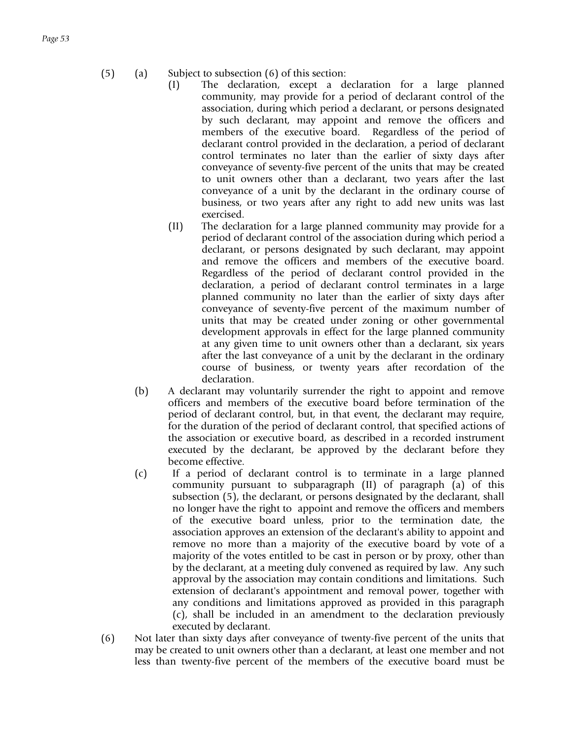(5) (a) Subject to subsection (6) of this section:

(I) The declaration, except a declaration for a large planned community, may provide for a period of declarant control of the association, during which period a declarant, or persons designated by such declarant, may appoint and remove the officers and members of the executive board. Regardless of the period of declarant control provided in the declaration, a period of declarant control terminates no later than the earlier of sixty days after conveyance of seventy-five percent of the units that may be created to unit owners other than a declarant, two years after the last conveyance of a unit by the declarant in the ordinary course of business, or two years after any right to add new units was last exercised.

(II) The declaration for a large planned community may provide for a period of declarant control of the association during which period a declarant, or persons designated by such declarant, may appoint and remove the officers and members of the executive board. Regardless of the period of declarant control provided in the declaration, a period of declarant control terminates in a large planned community no later than the earlier of sixty days after conveyance of seventy-five percent of the maximum number of units that may be created under zoning or other governmental development approvals in effect for the large planned community at any given time to unit owners other than a declarant, six years after the last conveyance of a unit by the declarant in the ordinary course of business, or twenty years after recordation of the declaration.

(b) A declarant may voluntarily surrender the right to appoint and remove officers and members of the executive board before termination of the period of declarant control, but, in that event, the declarant may require, for the duration of the period of declarant control, that specified actions of the association or executive board, as described in a recorded instrument executed by the declarant, be approved by the declarant before they become effective.

(c) If a period of declarant control is to terminate in a large planned community pursuant to subparagraph (II) of paragraph (a) of this subsection (5), the declarant, or persons designated by the declarant, shall no longer have the right to appoint and remove the officers and members of the executive board unless, prior to the termination date, the association approves an extension of the declarant's ability to appoint and remove no more than a majority of the executive board by vote of a majority of the votes entitled to be cast in person or by proxy, other than by the declarant, at a meeting duly convened as required by law. Any such approval by the association may contain conditions and limitations. Such extension of declarant's appointment and removal power, together with any conditions and limitations approved as provided in this paragraph (c), shall be included in an amendment to the declaration previously executed by declarant.

(6) Not later than sixty days after conveyance of twenty-five percent of the units that may be created to unit owners other than a declarant, at least one member and not less than twenty-five percent of the members of the executive board must be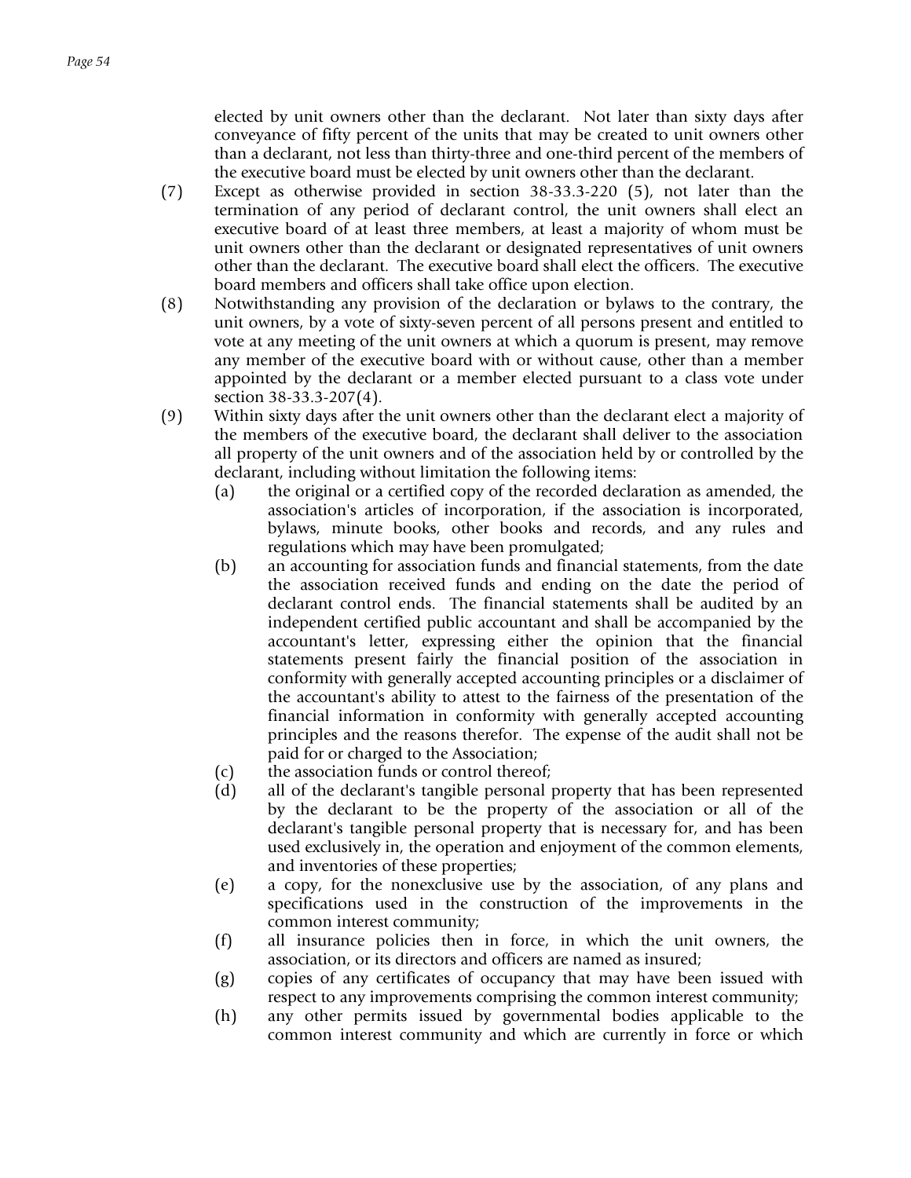elected by unit owners other than the declarant. Not later than sixty days after conveyance of fifty percent of the units that may be created to unit owners other than a declarant, not less than thirty-three and one-third percent of the members of the executive board must be elected by unit owners other than the declarant.

(7) Except as otherwise provided in section 38-33.3-220 (5), not later than the termination of any period of declarant control, the unit owners shall elect an executive board of at least three members, at least a majority of whom must be unit owners other than the declarant or designated representatives of unit owners other than the declarant. The executive board shall elect the officers. The executive board members and officers shall take office upon election.

(8) Notwithstanding any provision of the declaration or bylaws to the contrary, the unit owners, by a vote of sixty-seven percent of all persons present and entitled to vote at any meeting of the unit owners at which a quorum is present, may remove any member of the executive board with or without cause, other than a member appointed by the declarant or a member elected pursuant to a class vote under section 38-33.3-207(4).

(9) Within sixty days after the unit owners other than the declarant elect a majority of the members of the executive board, the declarant shall deliver to the association all property of the unit owners and of the association held by or controlled by the declarant, including without limitation the following items:

   (a) the original or a certified copy of the recorded declaration as amended, the association's articles of incorporation, if the association is incorporated, bylaws, minute books, other books and records, and any rules and regulations which may have been promulgated;

   (b) an accounting for association funds and financial statements, from the date the association received funds and ending on the date the period of declarant control ends. The financial statements shall be audited by an independent certified public accountant and shall be accompanied by the accountant's letter, expressing either the opinion that the financial statements present fairly the financial position of the association in conformity with generally accepted accounting principles or a disclaimer of the accountant's ability to attest to the fairness of the presentation of the financial information in conformity with generally accepted accounting principles and the reasons therefor. The expense of the audit shall not be paid for or charged to the Association;

   (c) the association funds or control thereof;

   (d) all of the declarant's tangible personal property that has been represented by the declarant to be the property of the association or all of the declarant's tangible personal property that is necessary for, and has been used exclusively in, the operation and enjoyment of the common elements, and inventories of these properties;

   (e) a copy, for the nonexclusive use by the association, of any plans and specifications used in the construction of the improvements in the common interest community;

   (f) all insurance policies then in force, in which the unit owners, the association, or its directors and officers are named as insured;

   (g) copies of any certificates of occupancy that may have been issued with respect to any improvements comprising the common interest community;

   (h) any other permits issued by governmental bodies applicable to the common interest community and which are currently in force or which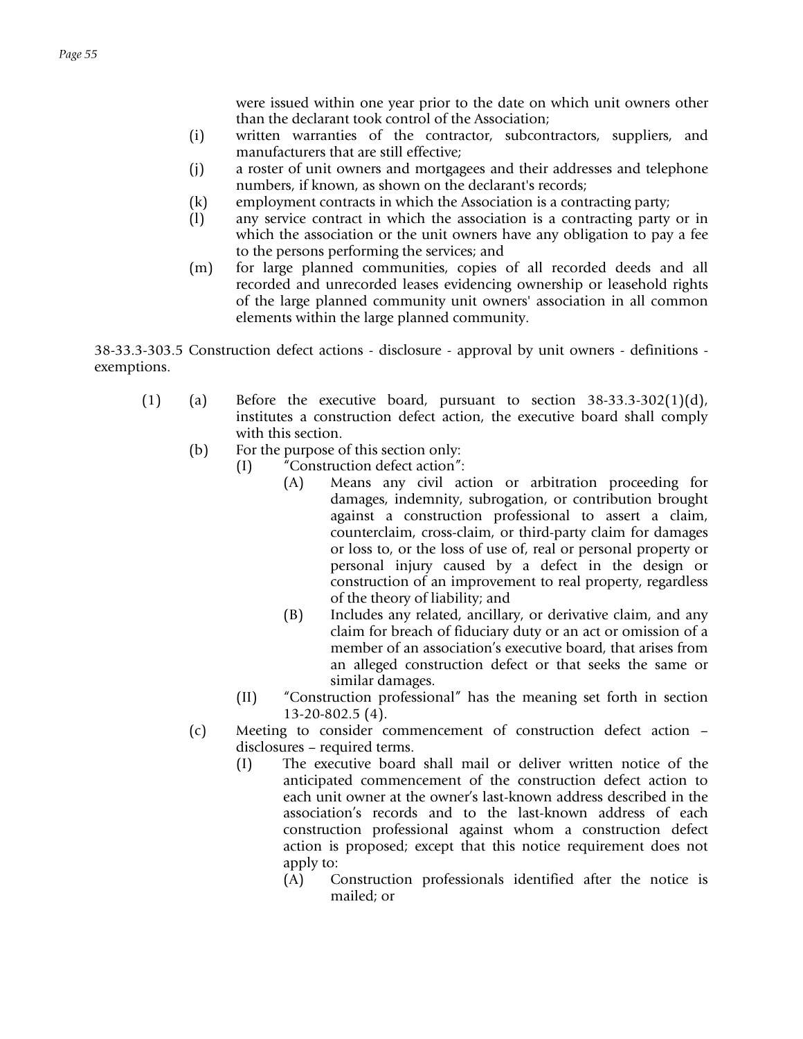were issued within one year prior to the date on which unit owners other than the declarant took control of the Association;

(i) written warranties of the contractor, subcontractors, suppliers, and manufacturers that are still effective;

(j) a roster of unit owners and mortgagees and their addresses and telephone numbers, if known, as shown on the declarant's records;

(k) employment contracts in which the Association is a contracting party;

(l) any service contract in which the association is a contracting party or in which the association or the unit owners have any obligation to pay a fee to the persons performing the services; and

(m) for large planned communities, copies of all recorded deeds and all recorded and unrecorded leases evidencing ownership or leasehold rights of the large planned community unit owners' association in all common elements within the large planned community.

38-33.3-303.5 Construction defect actions - disclosure - approval by unit owners - definitions - exemptions.

(1) (a) Before the executive board, pursuant to section 38-33.3-302(1)(d), institutes a construction defect action, the executive board shall comply with this section.

(b) For the purpose of this section only:

(I) "Construction defect action":

(A) Means any civil action or arbitration proceeding for damages, indemnity, subrogation, or contribution brought against a construction professional to assert a claim, counterclaim, cross-claim, or third-party claim for damages or loss to, or the loss of use of, real or personal property or personal injury caused by a defect in the design or construction of an improvement to real property, regardless of the theory of liability; and

(B) Includes any related, ancillary, or derivative claim, and any claim for breach of fiduciary duty or an act or omission of a member of an association's executive board, that arises from an alleged construction defect or that seeks the same or similar damages.

(II) "Construction professional" has the meaning set forth in section 13-20-802.5 (4).

(c) Meeting to consider commencement of construction defect action – disclosures – required terms.

(I) The executive board shall mail or deliver written notice of the anticipated commencement of the construction defect action to each unit owner at the owner's last-known address described in the association's records and to the last-known address of each construction professional against whom a construction defect action is proposed; except that this notice requirement does not apply to:

(A) Construction professionals identified after the notice is mailed; or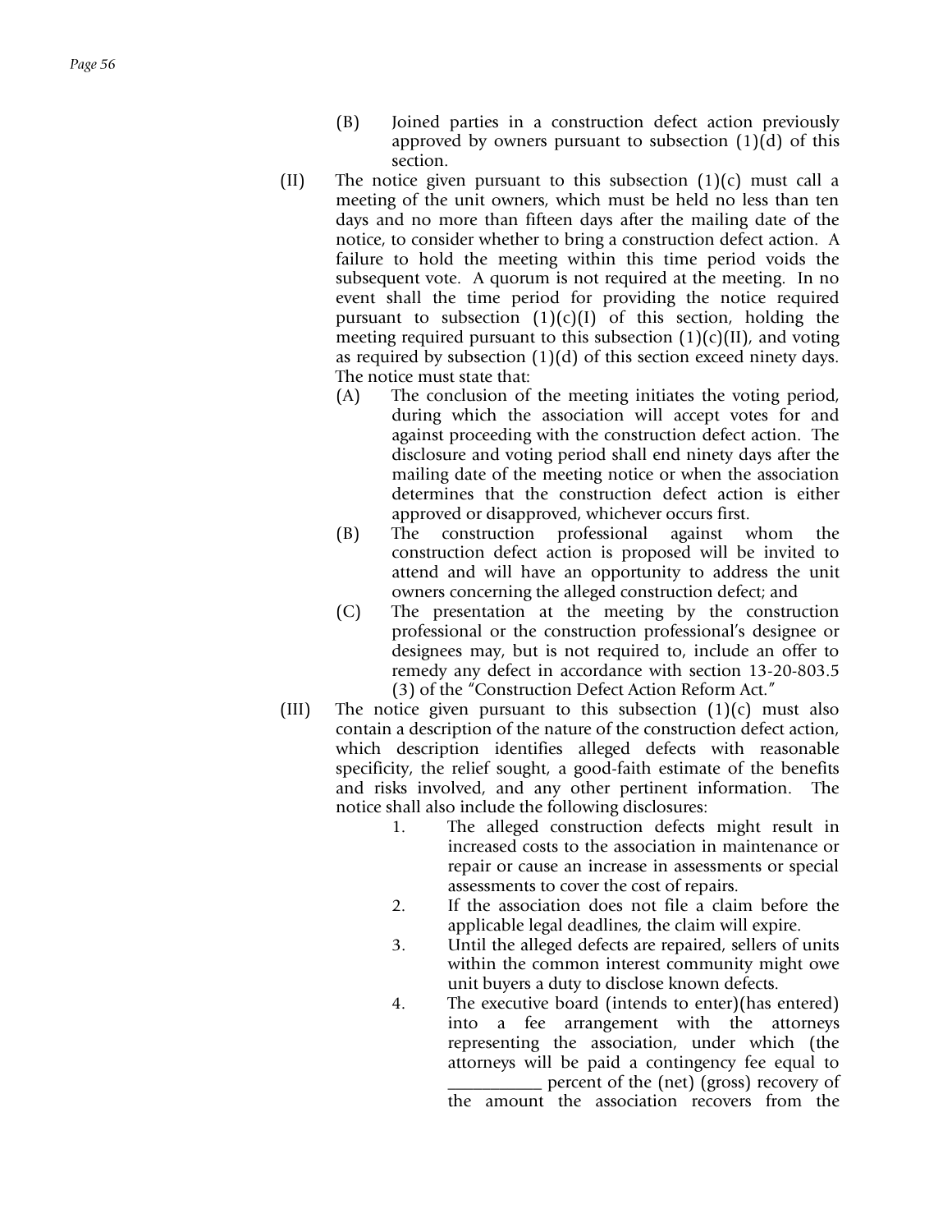(B) Joined parties in a construction defect action previously approved by owners pursuant to subsection (1)(d) of this section.

(II) The notice given pursuant to this subsection (1)(c) must call a meeting of the unit owners, which must be held no less than ten days and no more than fifteen days after the mailing date of the notice, to consider whether to bring a construction defect action. A failure to hold the meeting within this time period voids the subsequent vote. A quorum is not required at the meeting. In no event shall the time period for providing the notice required pursuant to subsection (1)(c)(I) of this section, holding the meeting required pursuant to this subsection (1)(c)(II), and voting as required by subsection (1)(d) of this section exceed ninety days. The notice must state that:

(A) The conclusion of the meeting initiates the voting period, during which the association will accept votes for and against proceeding with the construction defect action. The disclosure and voting period shall end ninety days after the mailing date of the meeting notice or when the association determines that the construction defect action is either approved or disapproved, whichever occurs first.

(B) The construction professional against whom the construction defect action is proposed will be invited to attend and will have an opportunity to address the unit owners concerning the alleged construction defect; and

(C) The presentation at the meeting by the construction professional or the construction professional's designee or designees may, but is not required to, include an offer to remedy any defect in accordance with section 13-20-803.5 (3) of the "Construction Defect Action Reform Act."

(III) The notice given pursuant to this subsection (1)(c) must also contain a description of the nature of the construction defect action, which description identifies alleged defects with reasonable specificity, the relief sought, a good-faith estimate of the benefits and risks involved, and any other pertinent information. The notice shall also include the following disclosures:

1. The alleged construction defects might result in increased costs to the association in maintenance or repair or cause an increase in assessments or special assessments to cover the cost of repairs.
2. If the association does not file a claim before the applicable legal deadlines, the claim will expire.
3. Until the alleged defects are repaired, sellers of units within the common interest community might owe unit buyers a duty to disclose known defects.
4. The executive board (intends to enter)(has entered) into a fee arrangement with the attorneys representing the association, under which (the attorneys will be paid a contingency fee equal to ___________ percent of the (net) (gross) recovery of the amount the association recovers from the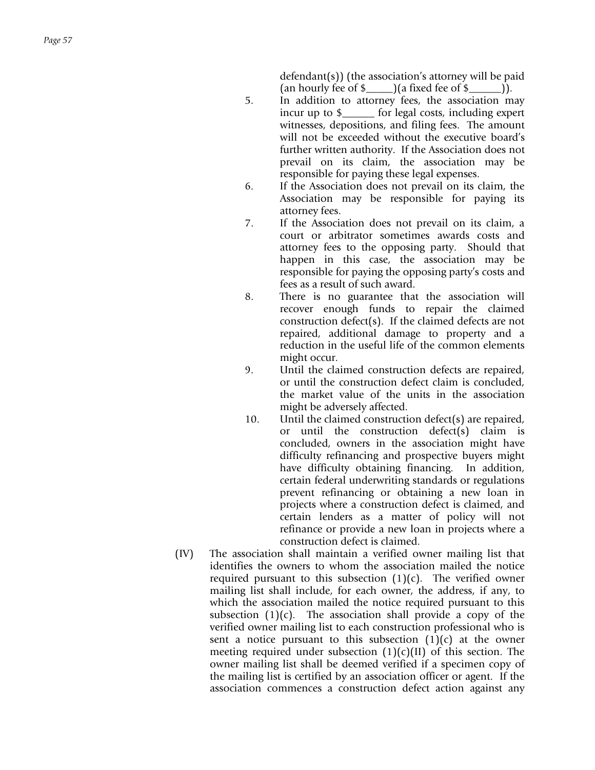defendant(s)) (the association's attorney will be paid (an hourly fee of $_____)(a fixed fee of $______)).

5. In addition to attorney fees, the association may incur up to $______ for legal costs, including expert witnesses, depositions, and filing fees. The amount will not be exceeded without the executive board's further written authority. If the Association does not prevail on its claim, the association may be responsible for paying these legal expenses.
6. If the Association does not prevail on its claim, the Association may be responsible for paying its attorney fees.
7. If the Association does not prevail on its claim, a court or arbitrator sometimes awards costs and attorney fees to the opposing party. Should that happen in this case, the association may be responsible for paying the opposing party's costs and fees as a result of such award.
8. There is no guarantee that the association will recover enough funds to repair the claimed construction defect(s). If the claimed defects are not repaired, additional damage to property and a reduction in the useful life of the common elements might occur.
9. Until the claimed construction defects are repaired, or until the construction defect claim is concluded, the market value of the units in the association might be adversely affected.
10. Until the claimed construction defect(s) are repaired, or until the construction defect(s) claim is concluded, owners in the association might have difficulty refinancing and prospective buyers might have difficulty obtaining financing. In addition, certain federal underwriting standards or regulations prevent refinancing or obtaining a new loan in projects where a construction defect is claimed, and certain lenders as a matter of policy will not refinance or provide a new loan in projects where a construction defect is claimed.

(IV) The association shall maintain a verified owner mailing list that identifies the owners to whom the association mailed the notice required pursuant to this subsection (1)(c). The verified owner mailing list shall include, for each owner, the address, if any, to which the association mailed the notice required pursuant to this subsection (1)(c). The association shall provide a copy of the verified owner mailing list to each construction professional who is sent a notice pursuant to this subsection (1)(c) at the owner meeting required under subsection (1)(c)(II) of this section. The owner mailing list shall be deemed verified if a specimen copy of the mailing list is certified by an association officer or agent. If the association commences a construction defect action against any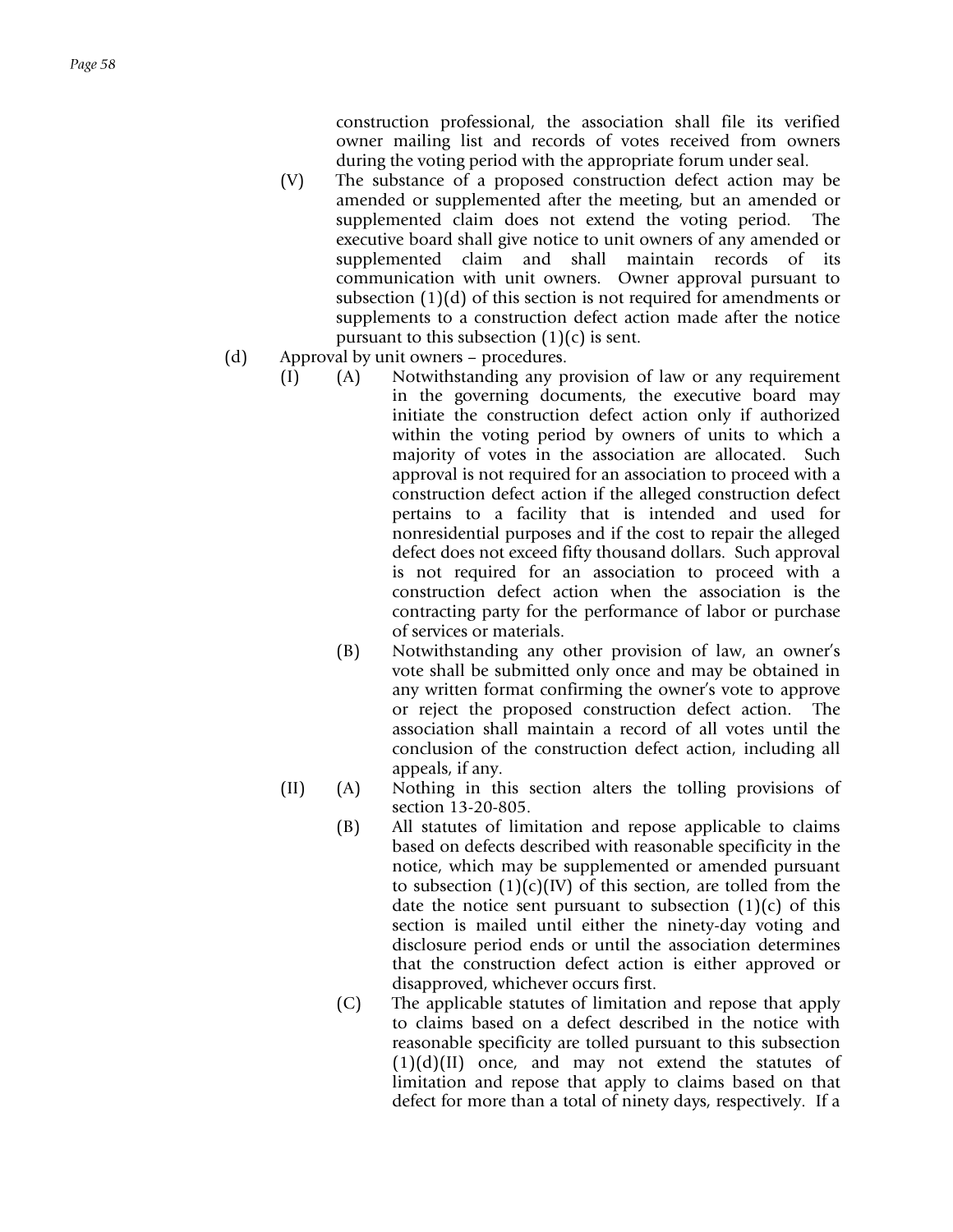construction professional, the association shall file its verified owner mailing list and records of votes received from owners during the voting period with the appropriate forum under seal.

(V) The substance of a proposed construction defect action may be amended or supplemented after the meeting, but an amended or supplemented claim does not extend the voting period. The executive board shall give notice to unit owners of any amended or supplemented claim and shall maintain records of its communication with unit owners. Owner approval pursuant to subsection (1)(d) of this section is not required for amendments or supplements to a construction defect action made after the notice pursuant to this subsection (1)(c) is sent.

(d) Approval by unit owners – procedures.

(I) (A) Notwithstanding any provision of law or any requirement in the governing documents, the executive board may initiate the construction defect action only if authorized within the voting period by owners of units to which a majority of votes in the association are allocated. Such approval is not required for an association to proceed with a construction defect action if the alleged construction defect pertains to a facility that is intended and used for nonresidential purposes and if the cost to repair the alleged defect does not exceed fifty thousand dollars. Such approval is not required for an association to proceed with a construction defect action when the association is the contracting party for the performance of labor or purchase of services or materials.

(B) Notwithstanding any other provision of law, an owner's vote shall be submitted only once and may be obtained in any written format confirming the owner's vote to approve or reject the proposed construction defect action. The association shall maintain a record of all votes until the conclusion of the construction defect action, including all appeals, if any.

(II) (A) Nothing in this section alters the tolling provisions of section 13-20-805.

(B) All statutes of limitation and repose applicable to claims based on defects described with reasonable specificity in the notice, which may be supplemented or amended pursuant to subsection (1)(c)(IV) of this section, are tolled from the date the notice sent pursuant to subsection (1)(c) of this section is mailed until either the ninety-day voting and disclosure period ends or until the association determines that the construction defect action is either approved or disapproved, whichever occurs first.

(C) The applicable statutes of limitation and repose that apply to claims based on a defect described in the notice with reasonable specificity are tolled pursuant to this subsection (1)(d)(II) once, and may not extend the statutes of limitation and repose that apply to claims based on that defect for more than a total of ninety days, respectively. If a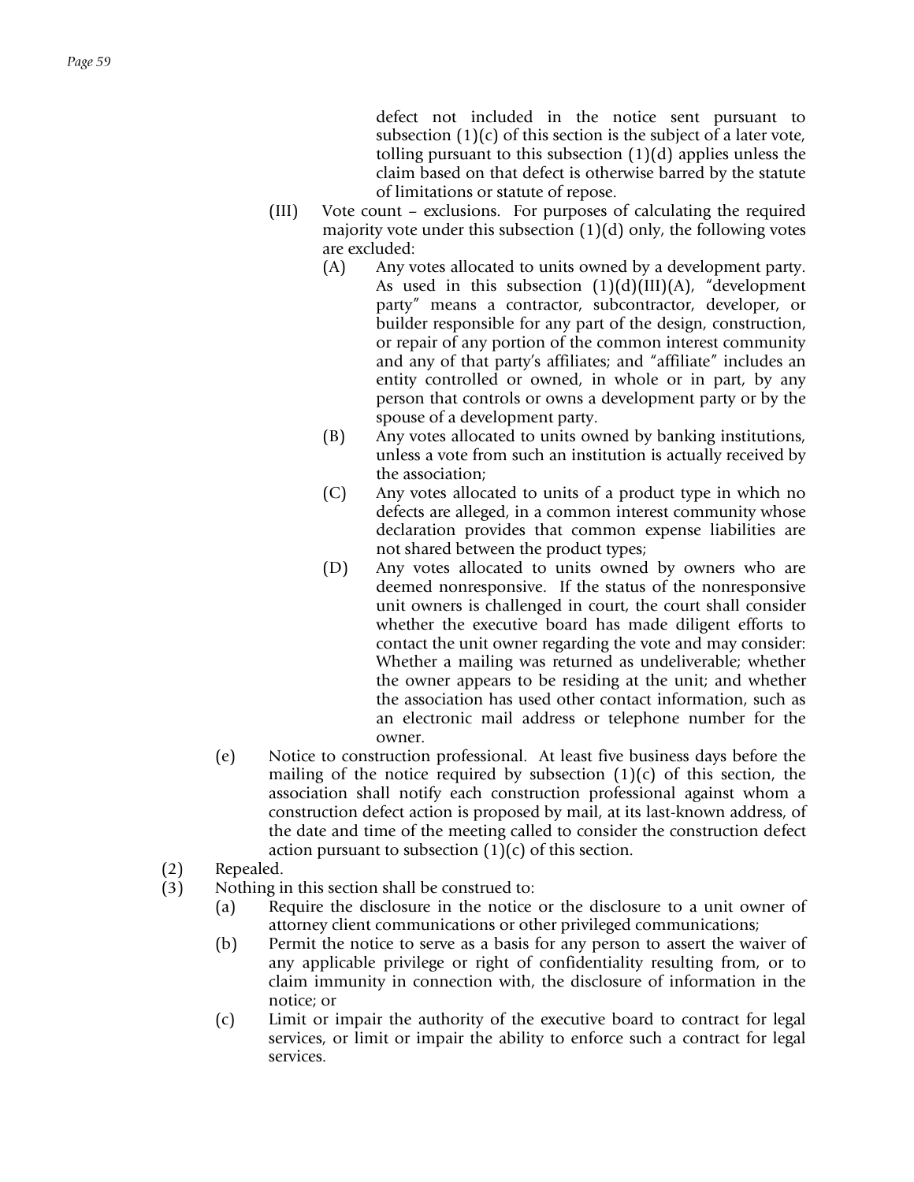defect not included in the notice sent pursuant to subsection (1)(c) of this section is the subject of a later vote, tolling pursuant to this subsection (1)(d) applies unless the claim based on that defect is otherwise barred by the statute of limitations or statute of repose.

(III) Vote count – exclusions. For purposes of calculating the required majority vote under this subsection (1)(d) only, the following votes are excluded:

(A) Any votes allocated to units owned by a development party. As used in this subsection (1)(d)(III)(A), "development party" means a contractor, subcontractor, developer, or builder responsible for any part of the design, construction, or repair of any portion of the common interest community and any of that party's affiliates; and "affiliate" includes an entity controlled or owned, in whole or in part, by any person that controls or owns a development party or by the spouse of a development party.

(B) Any votes allocated to units owned by banking institutions, unless a vote from such an institution is actually received by the association;

(C) Any votes allocated to units of a product type in which no defects are alleged, in a common interest community whose declaration provides that common expense liabilities are not shared between the product types;

(D) Any votes allocated to units owned by owners who are deemed nonresponsive. If the status of the nonresponsive unit owners is challenged in court, the court shall consider whether the executive board has made diligent efforts to contact the unit owner regarding the vote and may consider: Whether a mailing was returned as undeliverable; whether the owner appears to be residing at the unit; and whether the association has used other contact information, such as an electronic mail address or telephone number for the owner.

(e) Notice to construction professional. At least five business days before the mailing of the notice required by subsection (1)(c) of this section, the association shall notify each construction professional against whom a construction defect action is proposed by mail, at its last-known address, of the date and time of the meeting called to consider the construction defect action pursuant to subsection (1)(c) of this section.

(2) Repealed.

(3) Nothing in this section shall be construed to:

(a) Require the disclosure in the notice or the disclosure to a unit owner of attorney client communications or other privileged communications;

(b) Permit the notice to serve as a basis for any person to assert the waiver of any applicable privilege or right of confidentiality resulting from, or to claim immunity in connection with, the disclosure of information in the notice; or

(c) Limit or impair the authority of the executive board to contract for legal services, or limit or impair the ability to enforce such a contract for legal services.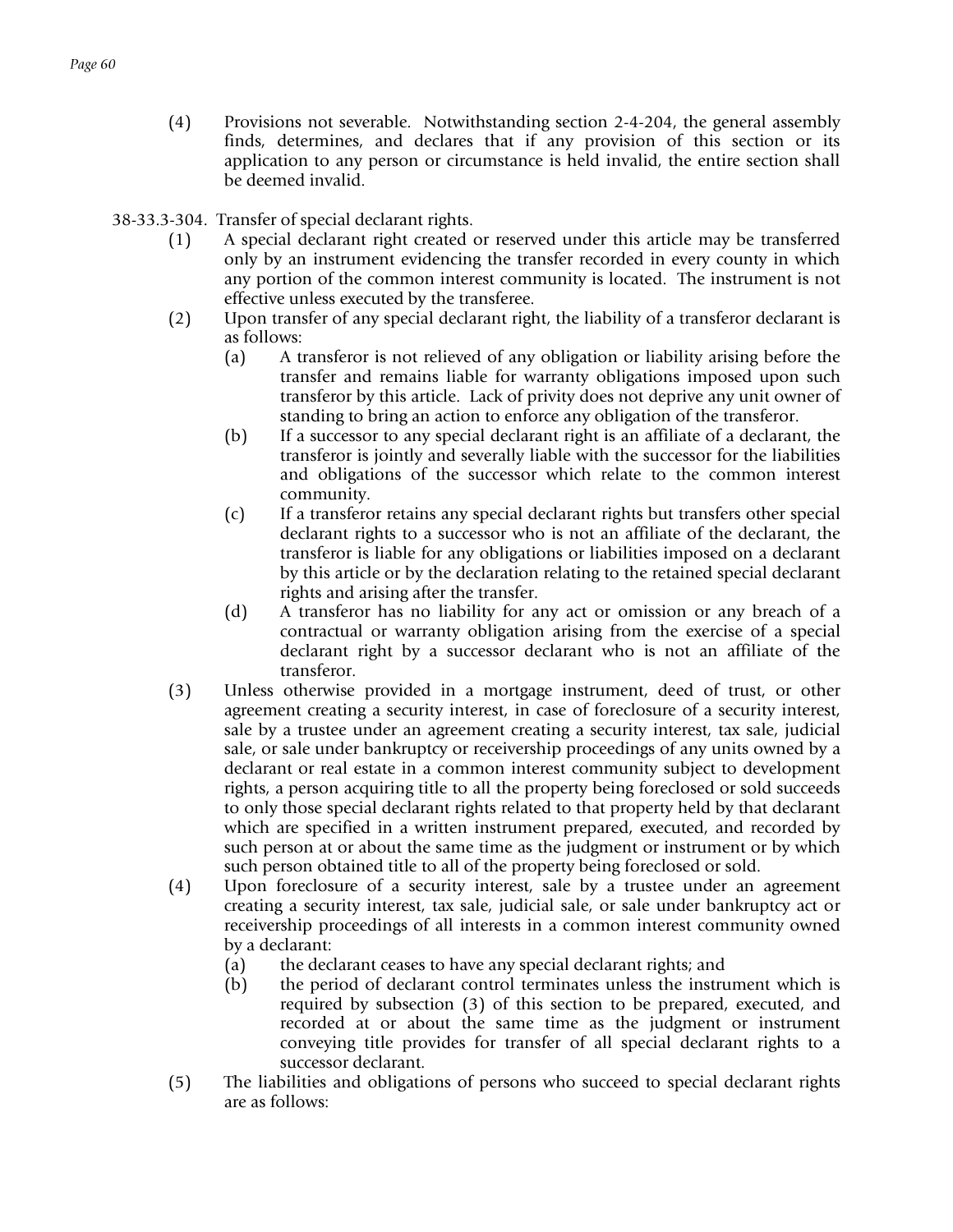(4) Provisions not severable. Notwithstanding section 2-4-204, the general assembly finds, determines, and declares that if any provision of this section or its application to any person or circumstance is held invalid, the entire section shall be deemed invalid.

38-33.3-304. Transfer of special declarant rights.

(1) A special declarant right created or reserved under this article may be transferred only by an instrument evidencing the transfer recorded in every county in which any portion of the common interest community is located. The instrument is not effective unless executed by the transferee.

(2) Upon transfer of any special declarant right, the liability of a transferor declarant is as follows:

(a) A transferor is not relieved of any obligation or liability arising before the transfer and remains liable for warranty obligations imposed upon such transferor by this article. Lack of privity does not deprive any unit owner of standing to bring an action to enforce any obligation of the transferor.

(b) If a successor to any special declarant right is an affiliate of a declarant, the transferor is jointly and severally liable with the successor for the liabilities and obligations of the successor which relate to the common interest community.

(c) If a transferor retains any special declarant rights but transfers other special declarant rights to a successor who is not an affiliate of the declarant, the transferor is liable for any obligations or liabilities imposed on a declarant by this article or by the declaration relating to the retained special declarant rights and arising after the transfer.

(d) A transferor has no liability for any act or omission or any breach of a contractual or warranty obligation arising from the exercise of a special declarant right by a successor declarant who is not an affiliate of the transferor.

(3) Unless otherwise provided in a mortgage instrument, deed of trust, or other agreement creating a security interest, in case of foreclosure of a security interest, sale by a trustee under an agreement creating a security interest, tax sale, judicial sale, or sale under bankruptcy or receivership proceedings of any units owned by a declarant or real estate in a common interest community subject to development rights, a person acquiring title to all the property being foreclosed or sold succeeds to only those special declarant rights related to that property held by that declarant which are specified in a written instrument prepared, executed, and recorded by such person at or about the same time as the judgment or instrument or by which such person obtained title to all of the property being foreclosed or sold.

(4) Upon foreclosure of a security interest, sale by a trustee under an agreement creating a security interest, tax sale, judicial sale, or sale under bankruptcy act or receivership proceedings of all interests in a common interest community owned by a declarant:

(a) the declarant ceases to have any special declarant rights; and

(b) the period of declarant control terminates unless the instrument which is required by subsection (3) of this section to be prepared, executed, and recorded at or about the same time as the judgment or instrument conveying title provides for transfer of all special declarant rights to a successor declarant.

(5) The liabilities and obligations of persons who succeed to special declarant rights are as follows: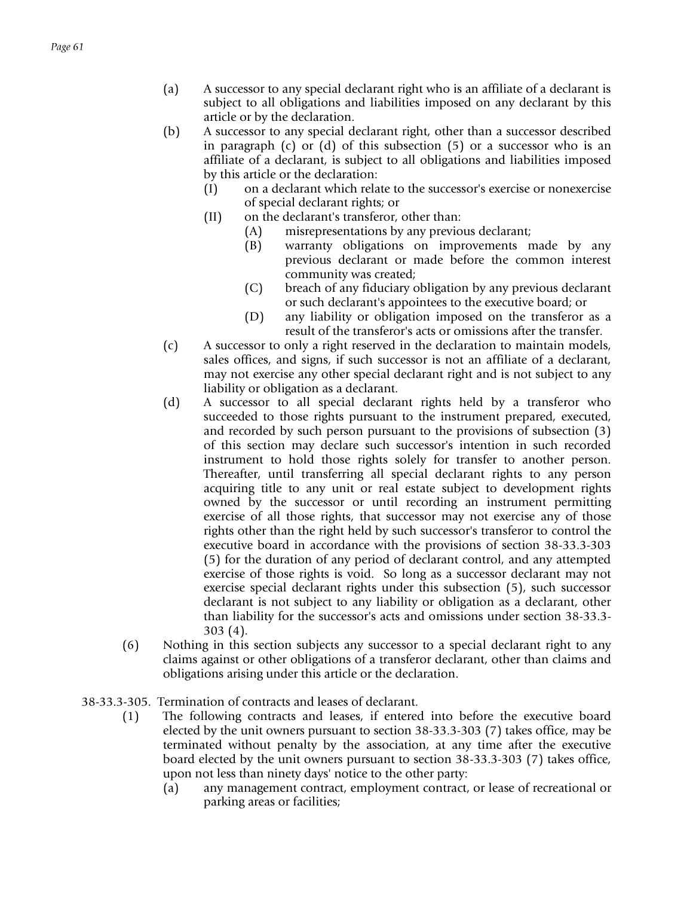(a) A successor to any special declarant right who is an affiliate of a declarant is subject to all obligations and liabilities imposed on any declarant by this article or by the declaration.

(b) A successor to any special declarant right, other than a successor described in paragraph (c) or (d) of this subsection (5) or a successor who is an affiliate of a declarant, is subject to all obligations and liabilities imposed by this article or the declaration:

  (I) on a declarant which relate to the successor's exercise or nonexercise of special declarant rights; or

  (II) on the declarant's transferor, other than:

    (A) misrepresentations by any previous declarant;

    (B) warranty obligations on improvements made by any previous declarant or made before the common interest community was created;

    (C) breach of any fiduciary obligation by any previous declarant or such declarant's appointees to the executive board; or

    (D) any liability or obligation imposed on the transferor as a result of the transferor's acts or omissions after the transfer.

(c) A successor to only a right reserved in the declaration to maintain models, sales offices, and signs, if such successor is not an affiliate of a declarant, may not exercise any other special declarant right and is not subject to any liability or obligation as a declarant.

(d) A successor to all special declarant rights held by a transferor who succeeded to those rights pursuant to the instrument prepared, executed, and recorded by such person pursuant to the provisions of subsection (3) of this section may declare such successor's intention in such recorded instrument to hold those rights solely for transfer to another person. Thereafter, until transferring all special declarant rights to any person acquiring title to any unit or real estate subject to development rights owned by the successor or until recording an instrument permitting exercise of all those rights, that successor may not exercise any of those rights other than the right held by such successor's transferor to control the executive board in accordance with the provisions of section 38-33.3-303 (5) for the duration of any period of declarant control, and any attempted exercise of those rights is void. So long as a successor declarant may not exercise special declarant rights under this subsection (5), such successor declarant is not subject to any liability or obligation as a declarant, other than liability for the successor's acts and omissions under section 38-33.3-303 (4).

(6) Nothing in this section subjects any successor to a special declarant right to any claims against or other obligations of a transferor declarant, other than claims and obligations arising under this article or the declaration.

38-33.3-305. Termination of contracts and leases of declarant.

(1) The following contracts and leases, if entered into before the executive board elected by the unit owners pursuant to section 38-33.3-303 (7) takes office, may be terminated without penalty by the association, at any time after the executive board elected by the unit owners pursuant to section 38-33.3-303 (7) takes office, upon not less than ninety days' notice to the other party:

(a) any management contract, employment contract, or lease of recreational or parking areas or facilities;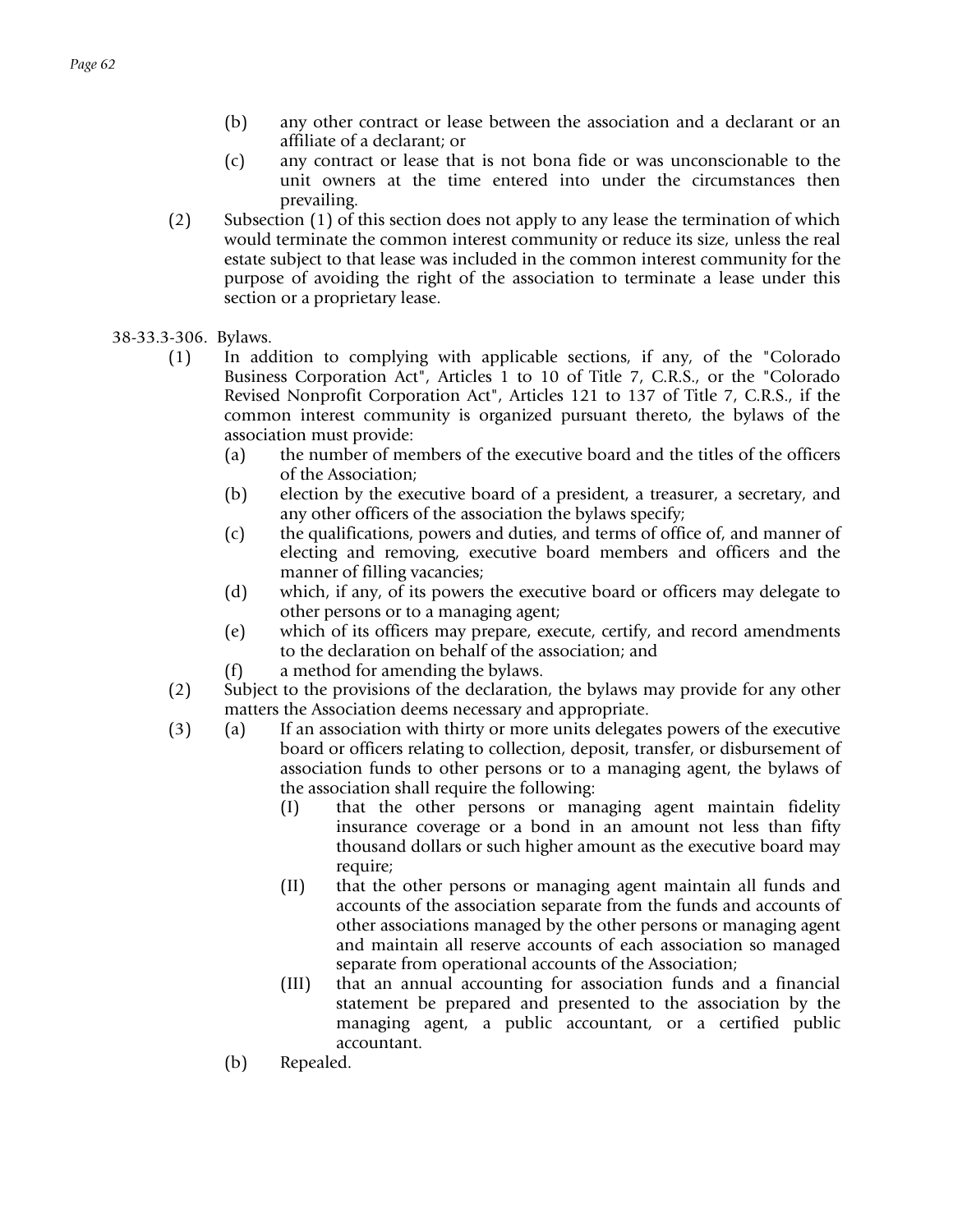(b) any other contract or lease between the association and a declarant or an affiliate of a declarant; or

(c) any contract or lease that is not bona fide or was unconscionable to the unit owners at the time entered into under the circumstances then prevailing.

(2) Subsection (1) of this section does not apply to any lease the termination of which would terminate the common interest community or reduce its size, unless the real estate subject to that lease was included in the common interest community for the purpose of avoiding the right of the association to terminate a lease under this section or a proprietary lease.

38-33.3-306. Bylaws.

(1) In addition to complying with applicable sections, if any, of the "Colorado Business Corporation Act", Articles 1 to 10 of Title 7, C.R.S., or the "Colorado Revised Nonprofit Corporation Act", Articles 121 to 137 of Title 7, C.R.S., if the common interest community is organized pursuant thereto, the bylaws of the association must provide:

(a) the number of members of the executive board and the titles of the officers of the Association;

(b) election by the executive board of a president, a treasurer, a secretary, and any other officers of the association the bylaws specify;

(c) the qualifications, powers and duties, and terms of office of, and manner of electing and removing, executive board members and officers and the manner of filling vacancies;

(d) which, if any, of its powers the executive board or officers may delegate to other persons or to a managing agent;

(e) which of its officers may prepare, execute, certify, and record amendments to the declaration on behalf of the association; and

(f) a method for amending the bylaws.

(2) Subject to the provisions of the declaration, the bylaws may provide for any other matters the Association deems necessary and appropriate.

(3) (a) If an association with thirty or more units delegates powers of the executive board or officers relating to collection, deposit, transfer, or disbursement of association funds to other persons or to a managing agent, the bylaws of the association shall require the following:

(I) that the other persons or managing agent maintain fidelity insurance coverage or a bond in an amount not less than fifty thousand dollars or such higher amount as the executive board may require;

(II) that the other persons or managing agent maintain all funds and accounts of the association separate from the funds and accounts of other associations managed by the other persons or managing agent and maintain all reserve accounts of each association so managed separate from operational accounts of the Association;

(III) that an annual accounting for association funds and a financial statement be prepared and presented to the association by the managing agent, a public accountant, or a certified public accountant.

(b) Repealed.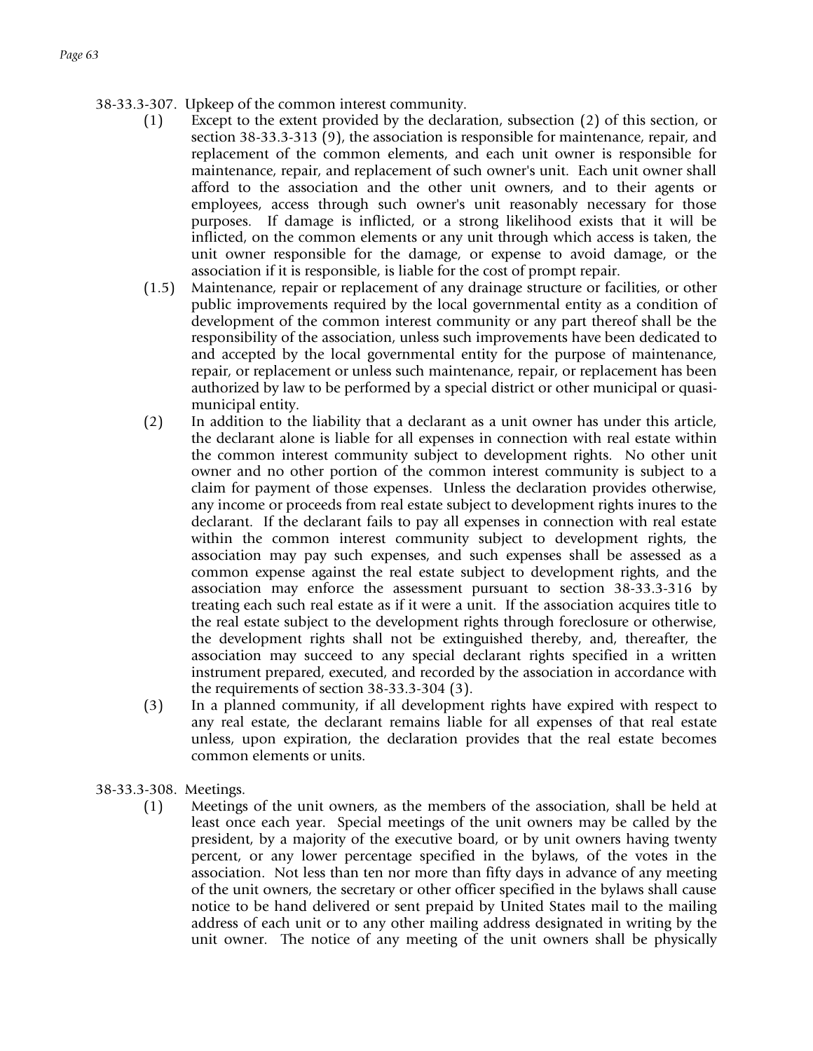38-33.3-307. Upkeep of the common interest community.

(1) Except to the extent provided by the declaration, subsection (2) of this section, or section 38-33.3-313 (9), the association is responsible for maintenance, repair, and replacement of the common elements, and each unit owner is responsible for maintenance, repair, and replacement of such owner's unit. Each unit owner shall afford to the association and the other unit owners, and to their agents or employees, access through such owner's unit reasonably necessary for those purposes. If damage is inflicted, or a strong likelihood exists that it will be inflicted, on the common elements or any unit through which access is taken, the unit owner responsible for the damage, or expense to avoid damage, or the association if it is responsible, is liable for the cost of prompt repair.

(1.5) Maintenance, repair or replacement of any drainage structure or facilities, or other public improvements required by the local governmental entity as a condition of development of the common interest community or any part thereof shall be the responsibility of the association, unless such improvements have been dedicated to and accepted by the local governmental entity for the purpose of maintenance, repair, or replacement or unless such maintenance, repair, or replacement has been authorized by law to be performed by a special district or other municipal or quasi-municipal entity.

(2) In addition to the liability that a declarant as a unit owner has under this article, the declarant alone is liable for all expenses in connection with real estate within the common interest community subject to development rights. No other unit owner and no other portion of the common interest community is subject to a claim for payment of those expenses. Unless the declaration provides otherwise, any income or proceeds from real estate subject to development rights inures to the declarant. If the declarant fails to pay all expenses in connection with real estate within the common interest community subject to development rights, the association may pay such expenses, and such expenses shall be assessed as a common expense against the real estate subject to development rights, and the association may enforce the assessment pursuant to section 38-33.3-316 by treating each such real estate as if it were a unit. If the association acquires title to the real estate subject to the development rights through foreclosure or otherwise, the development rights shall not be extinguished thereby, and, thereafter, the association may succeed to any special declarant rights specified in a written instrument prepared, executed, and recorded by the association in accordance with the requirements of section 38-33.3-304 (3).

(3) In a planned community, if all development rights have expired with respect to any real estate, the declarant remains liable for all expenses of that real estate unless, upon expiration, the declaration provides that the real estate becomes common elements or units.

38-33.3-308. Meetings.

(1) Meetings of the unit owners, as the members of the association, shall be held at least once each year. Special meetings of the unit owners may be called by the president, by a majority of the executive board, or by unit owners having twenty percent, or any lower percentage specified in the bylaws, of the votes in the association. Not less than ten nor more than fifty days in advance of any meeting of the unit owners, the secretary or other officer specified in the bylaws shall cause notice to be hand delivered or sent prepaid by United States mail to the mailing address of each unit or to any other mailing address designated in writing by the unit owner. The notice of any meeting of the unit owners shall be physically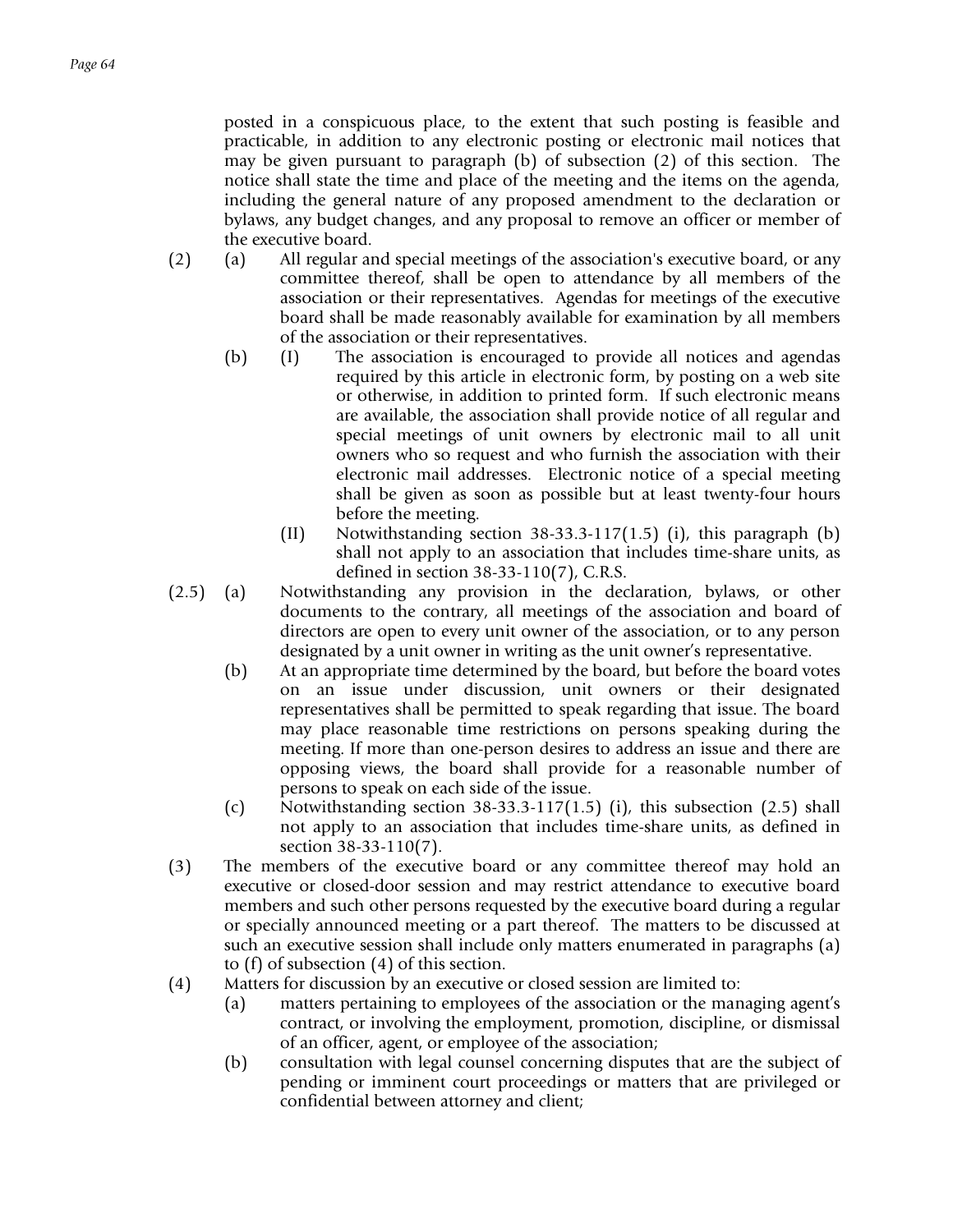posted in a conspicuous place, to the extent that such posting is feasible and practicable, in addition to any electronic posting or electronic mail notices that may be given pursuant to paragraph (b) of subsection (2) of this section. The notice shall state the time and place of the meeting and the items on the agenda, including the general nature of any proposed amendment to the declaration or bylaws, any budget changes, and any proposal to remove an officer or member of the executive board.

(2) (a) All regular and special meetings of the association's executive board, or any committee thereof, shall be open to attendance by all members of the association or their representatives. Agendas for meetings of the executive board shall be made reasonably available for examination by all members of the association or their representatives.

(b) (I) The association is encouraged to provide all notices and agendas required by this article in electronic form, by posting on a web site or otherwise, in addition to printed form. If such electronic means are available, the association shall provide notice of all regular and special meetings of unit owners by electronic mail to all unit owners who so request and who furnish the association with their electronic mail addresses. Electronic notice of a special meeting shall be given as soon as possible but at least twenty-four hours before the meeting.

(II) Notwithstanding section 38-33.3-117(1.5) (i), this paragraph (b) shall not apply to an association that includes time-share units, as defined in section 38-33-110(7), C.R.S.

(2.5) (a) Notwithstanding any provision in the declaration, bylaws, or other documents to the contrary, all meetings of the association and board of directors are open to every unit owner of the association, or to any person designated by a unit owner in writing as the unit owner's representative.

(b) At an appropriate time determined by the board, but before the board votes on an issue under discussion, unit owners or their designated representatives shall be permitted to speak regarding that issue. The board may place reasonable time restrictions on persons speaking during the meeting. If more than one-person desires to address an issue and there are opposing views, the board shall provide for a reasonable number of persons to speak on each side of the issue.

(c) Notwithstanding section 38-33.3-117(1.5) (i), this subsection (2.5) shall not apply to an association that includes time-share units, as defined in section 38-33-110(7).

(3) The members of the executive board or any committee thereof may hold an executive or closed-door session and may restrict attendance to executive board members and such other persons requested by the executive board during a regular or specially announced meeting or a part thereof. The matters to be discussed at such an executive session shall include only matters enumerated in paragraphs (a) to (f) of subsection (4) of this section.

(4) Matters for discussion by an executive or closed session are limited to:

(a) matters pertaining to employees of the association or the managing agent's contract, or involving the employment, promotion, discipline, or dismissal of an officer, agent, or employee of the association;

(b) consultation with legal counsel concerning disputes that are the subject of pending or imminent court proceedings or matters that are privileged or confidential between attorney and client;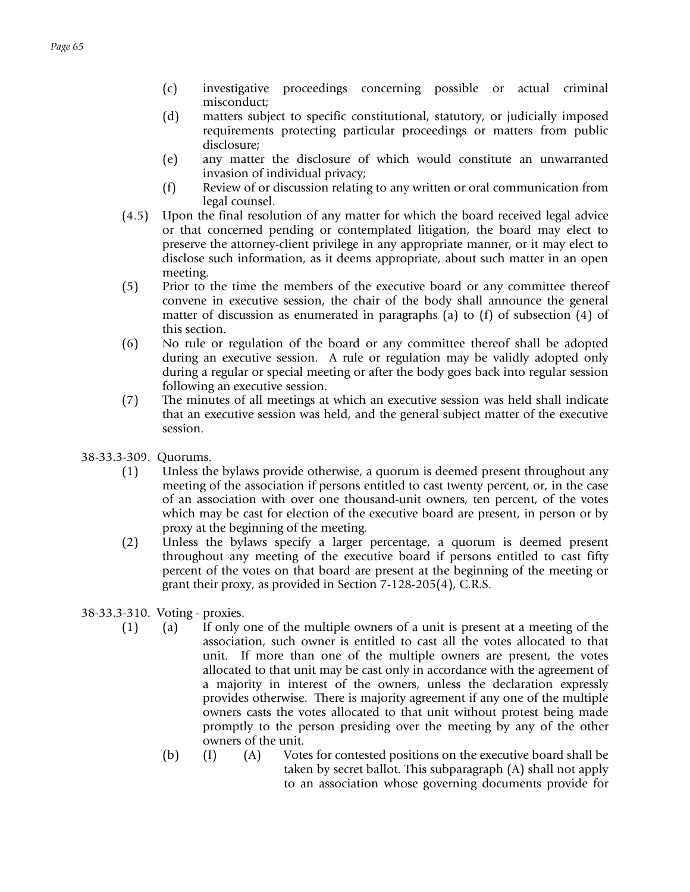(c) investigative proceedings concerning possible or actual criminal misconduct;

(d) matters subject to specific constitutional, statutory, or judicially imposed requirements protecting particular proceedings or matters from public disclosure;

(e) any matter the disclosure of which would constitute an unwarranted invasion of individual privacy;

(f) Review of or discussion relating to any written or oral communication from legal counsel.

(4.5) Upon the final resolution of any matter for which the board received legal advice or that concerned pending or contemplated litigation, the board may elect to preserve the attorney-client privilege in any appropriate manner, or it may elect to disclose such information, as it deems appropriate, about such matter in an open meeting.

(5) Prior to the time the members of the executive board or any committee thereof convene in executive session, the chair of the body shall announce the general matter of discussion as enumerated in paragraphs (a) to (f) of subsection (4) of this section.

(6) No rule or regulation of the board or any committee thereof shall be adopted during an executive session. A rule or regulation may be validly adopted only during a regular or special meeting or after the body goes back into regular session following an executive session.

(7) The minutes of all meetings at which an executive session was held shall indicate that an executive session was held, and the general subject matter of the executive session.

38-33.3-309. Quorums.

(1) Unless the bylaws provide otherwise, a quorum is deemed present throughout any meeting of the association if persons entitled to cast twenty percent, or, in the case of an association with over one thousand-unit owners, ten percent, of the votes which may be cast for election of the executive board are present, in person or by proxy at the beginning of the meeting.

(2) Unless the bylaws specify a larger percentage, a quorum is deemed present throughout any meeting of the executive board if persons entitled to cast fifty percent of the votes on that board are present at the beginning of the meeting or grant their proxy, as provided in Section 7-128-205(4), C.R.S.

38-33.3-310. Voting - proxies.

(1) (a) If only one of the multiple owners of a unit is present at a meeting of the association, such owner is entitled to cast all the votes allocated to that unit. If more than one of the multiple owners are present, the votes allocated to that unit may be cast only in accordance with the agreement of a majority in interest of the owners, unless the declaration expressly provides otherwise. There is majority agreement if any one of the multiple owners casts the votes allocated to that unit without protest being made promptly to the person presiding over the meeting by any of the other owners of the unit.

(b) (I) (A) Votes for contested positions on the executive board shall be taken by secret ballot. This subparagraph (A) shall not apply to an association whose governing documents provide for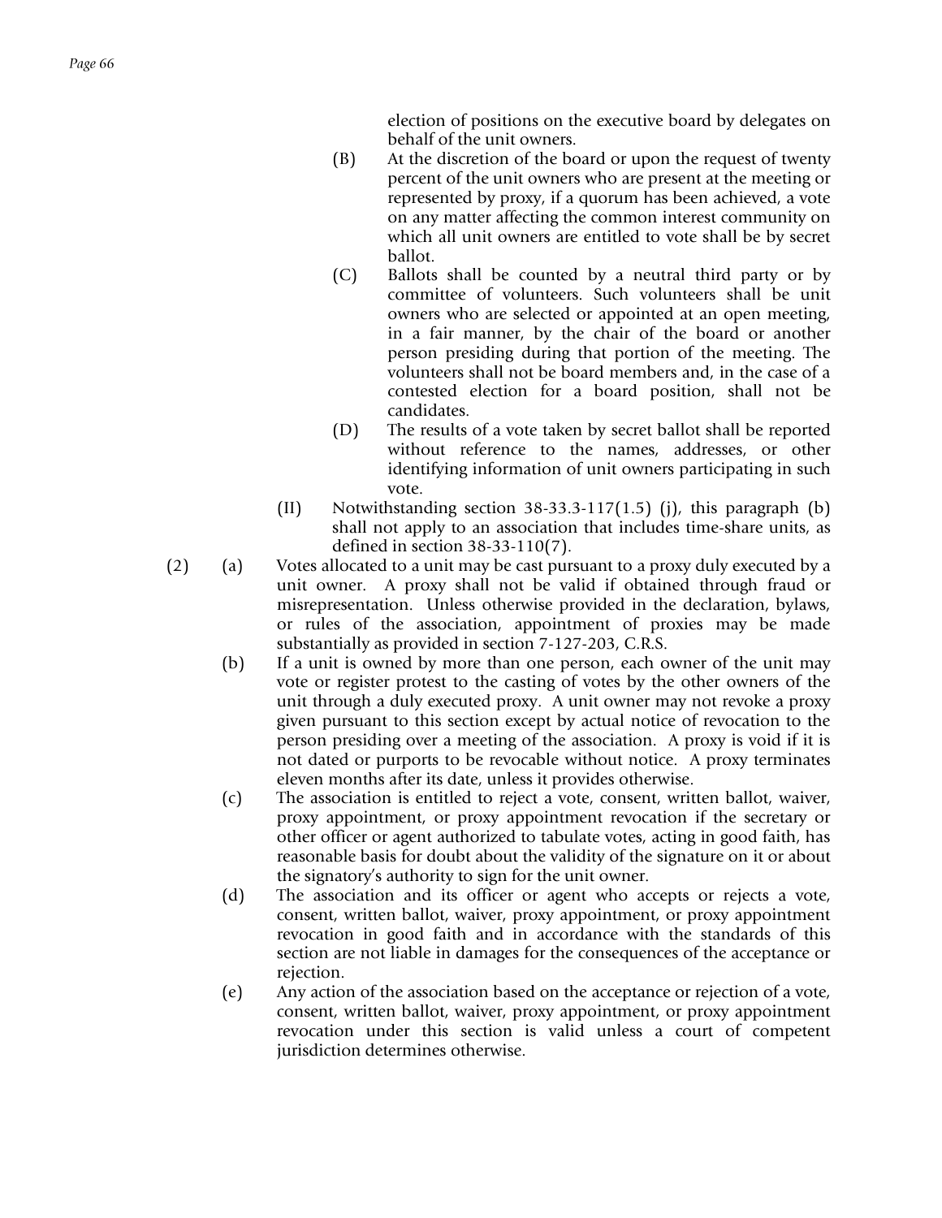election of positions on the executive board by delegates on behalf of the unit owners.

(B) At the discretion of the board or upon the request of twenty percent of the unit owners who are present at the meeting or represented by proxy, if a quorum has been achieved, a vote on any matter affecting the common interest community on which all unit owners are entitled to vote shall be by secret ballot.

(C) Ballots shall be counted by a neutral third party or by committee of volunteers. Such volunteers shall be unit owners who are selected or appointed at an open meeting, in a fair manner, by the chair of the board or another person presiding during that portion of the meeting. The volunteers shall not be board members and, in the case of a contested election for a board position, shall not be candidates.

(D) The results of a vote taken by secret ballot shall be reported without reference to the names, addresses, or other identifying information of unit owners participating in such vote.

(II) Notwithstanding section 38-33.3-117(1.5) (j), this paragraph (b) shall not apply to an association that includes time-share units, as defined in section 38-33-110(7).

(2) (a) Votes allocated to a unit may be cast pursuant to a proxy duly executed by a unit owner. A proxy shall not be valid if obtained through fraud or misrepresentation. Unless otherwise provided in the declaration, bylaws, or rules of the association, appointment of proxies may be made substantially as provided in section 7-127-203, C.R.S.

(b) If a unit is owned by more than one person, each owner of the unit may vote or register protest to the casting of votes by the other owners of the unit through a duly executed proxy. A unit owner may not revoke a proxy given pursuant to this section except by actual notice of revocation to the person presiding over a meeting of the association. A proxy is void if it is not dated or purports to be revocable without notice. A proxy terminates eleven months after its date, unless it provides otherwise.

(c) The association is entitled to reject a vote, consent, written ballot, waiver, proxy appointment, or proxy appointment revocation if the secretary or other officer or agent authorized to tabulate votes, acting in good faith, has reasonable basis for doubt about the validity of the signature on it or about the signatory's authority to sign for the unit owner.

(d) The association and its officer or agent who accepts or rejects a vote, consent, written ballot, waiver, proxy appointment, or proxy appointment revocation in good faith and in accordance with the standards of this section are not liable in damages for the consequences of the acceptance or rejection.

(e) Any action of the association based on the acceptance or rejection of a vote, consent, written ballot, waiver, proxy appointment, or proxy appointment revocation under this section is valid unless a court of competent jurisdiction determines otherwise.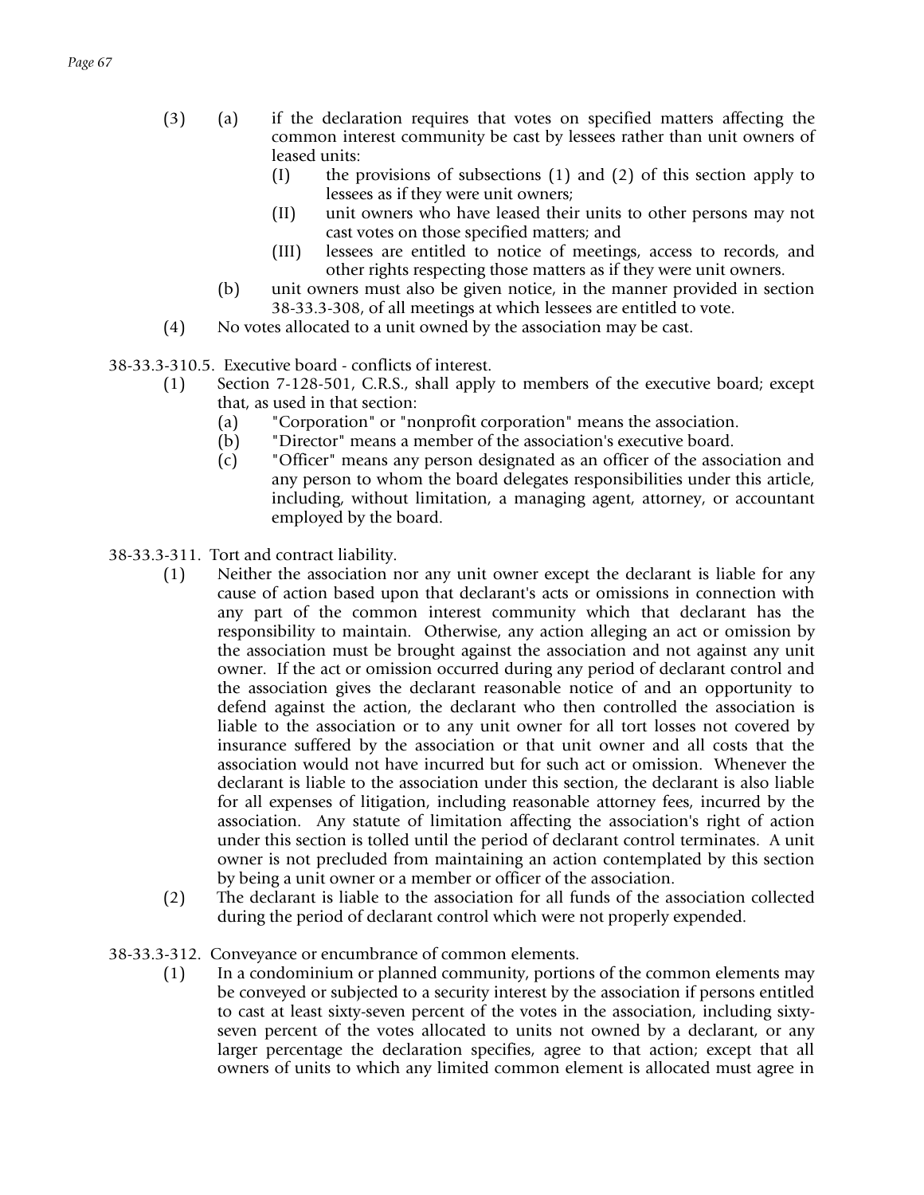(3) (a) if the declaration requires that votes on specified matters affecting the common interest community be cast by lessees rather than unit owners of leased units:

(I) the provisions of subsections (1) and (2) of this section apply to lessees as if they were unit owners;

(II) unit owners who have leased their units to other persons may not cast votes on those specified matters; and

(III) lessees are entitled to notice of meetings, access to records, and other rights respecting those matters as if they were unit owners.

(b) unit owners must also be given notice, in the manner provided in section 38-33.3-308, of all meetings at which lessees are entitled to vote.

(4) No votes allocated to a unit owned by the association may be cast.

38-33.3-310.5. Executive board - conflicts of interest.

(1) Section 7-128-501, C.R.S., shall apply to members of the executive board; except that, as used in that section:

(a) "Corporation" or "nonprofit corporation" means the association.

(b) "Director" means a member of the association's executive board.

(c) "Officer" means any person designated as an officer of the association and any person to whom the board delegates responsibilities under this article, including, without limitation, a managing agent, attorney, or accountant employed by the board.

38-33.3-311. Tort and contract liability.

(1) Neither the association nor any unit owner except the declarant is liable for any cause of action based upon that declarant's acts or omissions in connection with any part of the common interest community which that declarant has the responsibility to maintain. Otherwise, any action alleging an act or omission by the association must be brought against the association and not against any unit owner. If the act or omission occurred during any period of declarant control and the association gives the declarant reasonable notice of and an opportunity to defend against the action, the declarant who then controlled the association is liable to the association or to any unit owner for all tort losses not covered by insurance suffered by the association or that unit owner and all costs that the association would not have incurred but for such act or omission. Whenever the declarant is liable to the association under this section, the declarant is also liable for all expenses of litigation, including reasonable attorney fees, incurred by the association. Any statute of limitation affecting the association's right of action under this section is tolled until the period of declarant control terminates. A unit owner is not precluded from maintaining an action contemplated by this section by being a unit owner or a member or officer of the association.

(2) The declarant is liable to the association for all funds of the association collected during the period of declarant control which were not properly expended.

38-33.3-312. Conveyance or encumbrance of common elements.

(1) In a condominium or planned community, portions of the common elements may be conveyed or subjected to a security interest by the association if persons entitled to cast at least sixty-seven percent of the votes in the association, including sixty-seven percent of the votes allocated to units not owned by a declarant, or any larger percentage the declaration specifies, agree to that action; except that all owners of units to which any limited common element is allocated must agree in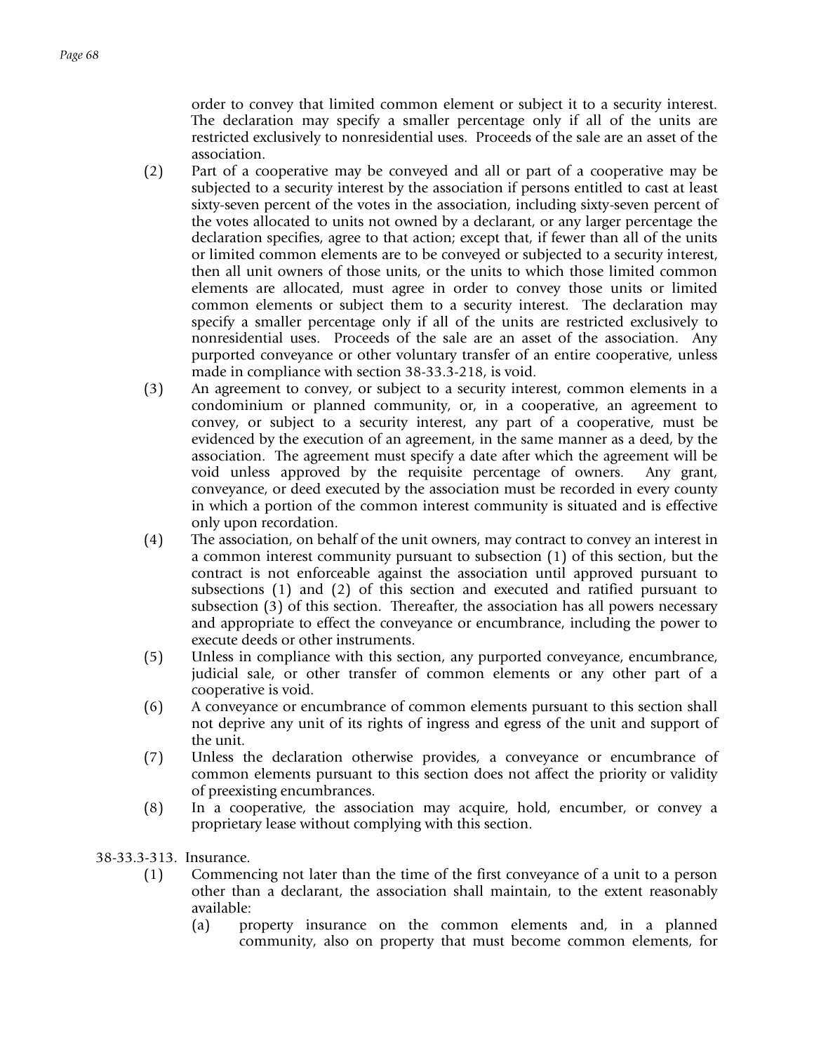order to convey that limited common element or subject it to a security interest. The declaration may specify a smaller percentage only if all of the units are restricted exclusively to nonresidential uses. Proceeds of the sale are an asset of the association.

(2) Part of a cooperative may be conveyed and all or part of a cooperative may be subjected to a security interest by the association if persons entitled to cast at least sixty-seven percent of the votes in the association, including sixty-seven percent of the votes allocated to units not owned by a declarant, or any larger percentage the declaration specifies, agree to that action; except that, if fewer than all of the units or limited common elements are to be conveyed or subjected to a security interest, then all unit owners of those units, or the units to which those limited common elements are allocated, must agree in order to convey those units or limited common elements or subject them to a security interest. The declaration may specify a smaller percentage only if all of the units are restricted exclusively to nonresidential uses. Proceeds of the sale are an asset of the association. Any purported conveyance or other voluntary transfer of an entire cooperative, unless made in compliance with section 38-33.3-218, is void.

(3) An agreement to convey, or subject to a security interest, common elements in a condominium or planned community, or, in a cooperative, an agreement to convey, or subject to a security interest, any part of a cooperative, must be evidenced by the execution of an agreement, in the same manner as a deed, by the association. The agreement must specify a date after which the agreement will be void unless approved by the requisite percentage of owners. Any grant, conveyance, or deed executed by the association must be recorded in every county in which a portion of the common interest community is situated and is effective only upon recordation.

(4) The association, on behalf of the unit owners, may contract to convey an interest in a common interest community pursuant to subsection (1) of this section, but the contract is not enforceable against the association until approved pursuant to subsections (1) and (2) of this section and executed and ratified pursuant to subsection (3) of this section. Thereafter, the association has all powers necessary and appropriate to effect the conveyance or encumbrance, including the power to execute deeds or other instruments.

(5) Unless in compliance with this section, any purported conveyance, encumbrance, judicial sale, or other transfer of common elements or any other part of a cooperative is void.

(6) A conveyance or encumbrance of common elements pursuant to this section shall not deprive any unit of its rights of ingress and egress of the unit and support of the unit.

(7) Unless the declaration otherwise provides, a conveyance or encumbrance of common elements pursuant to this section does not affect the priority or validity of preexisting encumbrances.

(8) In a cooperative, the association may acquire, hold, encumber, or convey a proprietary lease without complying with this section.

38-33.3-313. Insurance.

(1) Commencing not later than the time of the first conveyance of a unit to a person other than a declarant, the association shall maintain, to the extent reasonably available:

(a) property insurance on the common elements and, in a planned community, also on property that must become common elements, for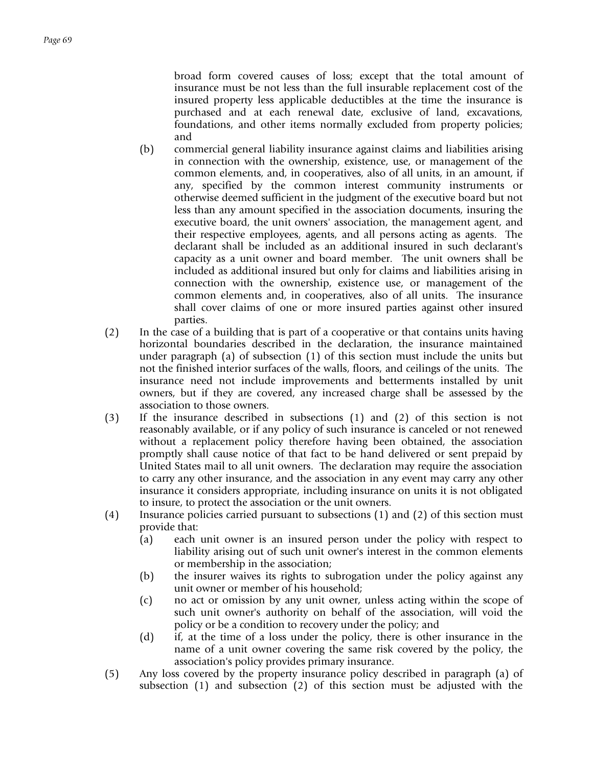broad form covered causes of loss; except that the total amount of insurance must be not less than the full insurable replacement cost of the insured property less applicable deductibles at the time the insurance is purchased and at each renewal date, exclusive of land, excavations, foundations, and other items normally excluded from property policies; and

(b) commercial general liability insurance against claims and liabilities arising in connection with the ownership, existence, use, or management of the common elements, and, in cooperatives, also of all units, in an amount, if any, specified by the common interest community instruments or otherwise deemed sufficient in the judgment of the executive board but not less than any amount specified in the association documents, insuring the executive board, the unit owners' association, the management agent, and their respective employees, agents, and all persons acting as agents. The declarant shall be included as an additional insured in such declarant's capacity as a unit owner and board member. The unit owners shall be included as additional insured but only for claims and liabilities arising in connection with the ownership, existence use, or management of the common elements and, in cooperatives, also of all units. The insurance shall cover claims of one or more insured parties against other insured parties.

(2) In the case of a building that is part of a cooperative or that contains units having horizontal boundaries described in the declaration, the insurance maintained under paragraph (a) of subsection (1) of this section must include the units but not the finished interior surfaces of the walls, floors, and ceilings of the units. The insurance need not include improvements and betterments installed by unit owners, but if they are covered, any increased charge shall be assessed by the association to those owners.

(3) If the insurance described in subsections (1) and (2) of this section is not reasonably available, or if any policy of such insurance is canceled or not renewed without a replacement policy therefore having been obtained, the association promptly shall cause notice of that fact to be hand delivered or sent prepaid by United States mail to all unit owners. The declaration may require the association to carry any other insurance, and the association in any event may carry any other insurance it considers appropriate, including insurance on units it is not obligated to insure, to protect the association or the unit owners.

(4) Insurance policies carried pursuant to subsections (1) and (2) of this section must provide that:

(a) each unit owner is an insured person under the policy with respect to liability arising out of such unit owner's interest in the common elements or membership in the association;

(b) the insurer waives its rights to subrogation under the policy against any unit owner or member of his household;

(c) no act or omission by any unit owner, unless acting within the scope of such unit owner's authority on behalf of the association, will void the policy or be a condition to recovery under the policy; and

(d) if, at the time of a loss under the policy, there is other insurance in the name of a unit owner covering the same risk covered by the policy, the association's policy provides primary insurance.

(5) Any loss covered by the property insurance policy described in paragraph (a) of subsection (1) and subsection (2) of this section must be adjusted with the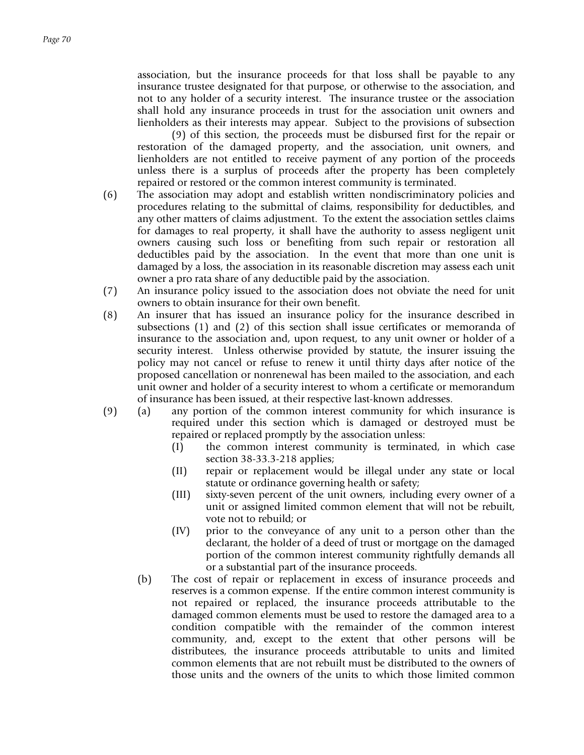association, but the insurance proceeds for that loss shall be payable to any insurance trustee designated for that purpose, or otherwise to the association, and not to any holder of a security interest. The insurance trustee or the association shall hold any insurance proceeds in trust for the association unit owners and lienholders as their interests may appear. Subject to the provisions of subsection (9) of this section, the proceeds must be disbursed first for the repair or restoration of the damaged property, and the association, unit owners, and lienholders are not entitled to receive payment of any portion of the proceeds unless there is a surplus of proceeds after the property has been completely repaired or restored or the common interest community is terminated.

(6) The association may adopt and establish written nondiscriminatory policies and procedures relating to the submittal of claims, responsibility for deductibles, and any other matters of claims adjustment. To the extent the association settles claims for damages to real property, it shall have the authority to assess negligent unit owners causing such loss or benefiting from such repair or restoration all deductibles paid by the association. In the event that more than one unit is damaged by a loss, the association in its reasonable discretion may assess each unit owner a pro rata share of any deductible paid by the association.

(7) An insurance policy issued to the association does not obviate the need for unit owners to obtain insurance for their own benefit.

(8) An insurer that has issued an insurance policy for the insurance described in subsections (1) and (2) of this section shall issue certificates or memoranda of insurance to the association and, upon request, to any unit owner or holder of a security interest. Unless otherwise provided by statute, the insurer issuing the policy may not cancel or refuse to renew it until thirty days after notice of the proposed cancellation or nonrenewal has been mailed to the association, and each unit owner and holder of a security interest to whom a certificate or memorandum of insurance has been issued, at their respective last-known addresses.

(9) (a) any portion of the common interest community for which insurance is required under this section which is damaged or destroyed must be repaired or replaced promptly by the association unless:

(I) the common interest community is terminated, in which case section 38-33.3-218 applies;

(II) repair or replacement would be illegal under any state or local statute or ordinance governing health or safety;

(III) sixty-seven percent of the unit owners, including every owner of a unit or assigned limited common element that will not be rebuilt, vote not to rebuild; or

(IV) prior to the conveyance of any unit to a person other than the declarant, the holder of a deed of trust or mortgage on the damaged portion of the common interest community rightfully demands all or a substantial part of the insurance proceeds.

(b) The cost of repair or replacement in excess of insurance proceeds and reserves is a common expense. If the entire common interest community is not repaired or replaced, the insurance proceeds attributable to the damaged common elements must be used to restore the damaged area to a condition compatible with the remainder of the common interest community, and, except to the extent that other persons will be distributees, the insurance proceeds attributable to units and limited common elements that are not rebuilt must be distributed to the owners of those units and the owners of the units to which those limited common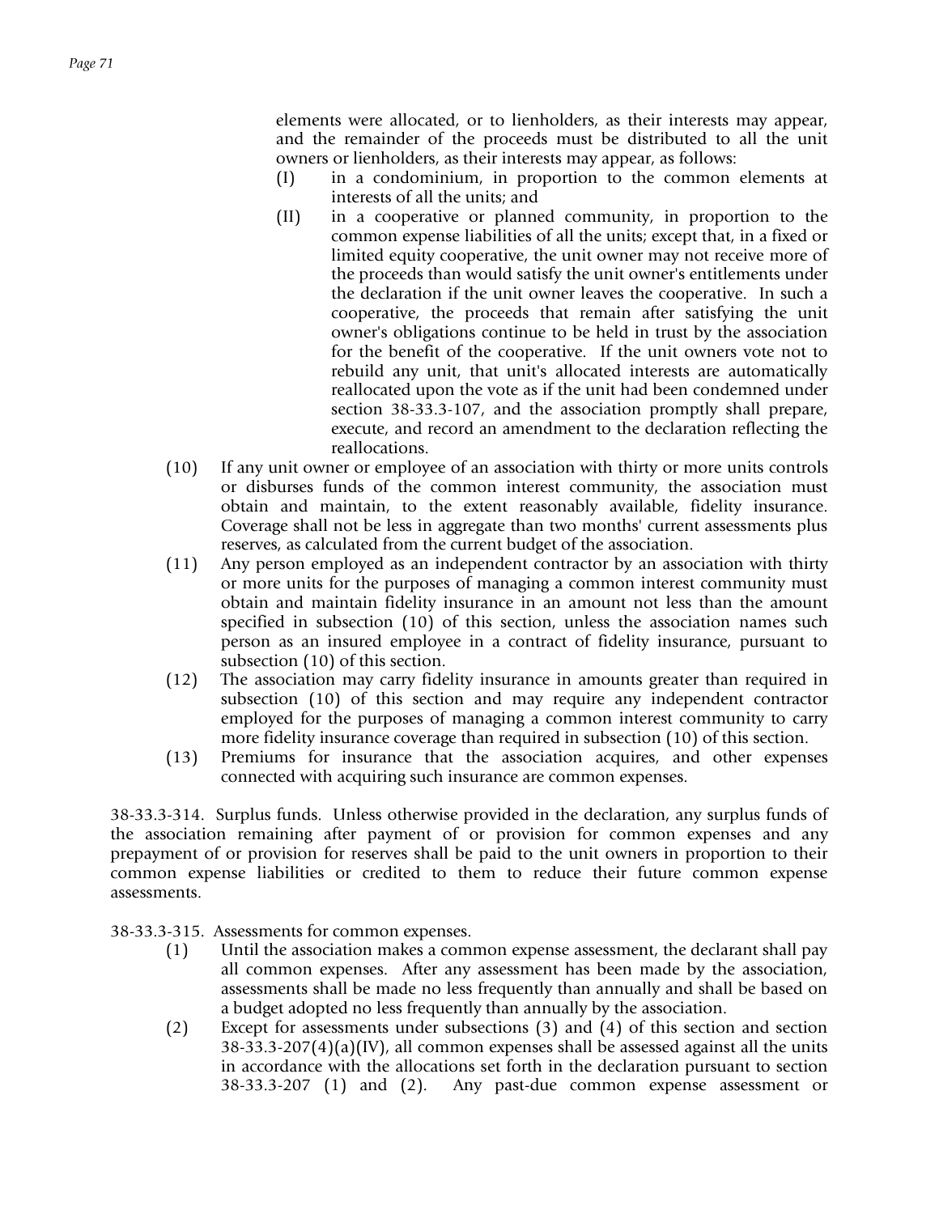elements were allocated, or to lienholders, as their interests may appear, and the remainder of the proceeds must be distributed to all the unit owners or lienholders, as their interests may appear, as follows:

(I) in a condominium, in proportion to the common elements at interests of all the units; and

(II) in a cooperative or planned community, in proportion to the common expense liabilities of all the units; except that, in a fixed or limited equity cooperative, the unit owner may not receive more of the proceeds than would satisfy the unit owner's entitlements under the declaration if the unit owner leaves the cooperative. In such a cooperative, the proceeds that remain after satisfying the unit owner's obligations continue to be held in trust by the association for the benefit of the cooperative. If the unit owners vote not to rebuild any unit, that unit's allocated interests are automatically reallocated upon the vote as if the unit had been condemned under section 38-33.3-107, and the association promptly shall prepare, execute, and record an amendment to the declaration reflecting the reallocations.

(10) If any unit owner or employee of an association with thirty or more units controls or disburses funds of the common interest community, the association must obtain and maintain, to the extent reasonably available, fidelity insurance. Coverage shall not be less in aggregate than two months' current assessments plus reserves, as calculated from the current budget of the association.

(11) Any person employed as an independent contractor by an association with thirty or more units for the purposes of managing a common interest community must obtain and maintain fidelity insurance in an amount not less than the amount specified in subsection (10) of this section, unless the association names such person as an insured employee in a contract of fidelity insurance, pursuant to subsection (10) of this section.

(12) The association may carry fidelity insurance in amounts greater than required in subsection (10) of this section and may require any independent contractor employed for the purposes of managing a common interest community to carry more fidelity insurance coverage than required in subsection (10) of this section.

(13) Premiums for insurance that the association acquires, and other expenses connected with acquiring such insurance are common expenses.

38-33.3-314. Surplus funds. Unless otherwise provided in the declaration, any surplus funds of the association remaining after payment of or provision for common expenses and any prepayment of or provision for reserves shall be paid to the unit owners in proportion to their common expense liabilities or credited to them to reduce their future common expense assessments.

38-33.3-315. Assessments for common expenses.

(1) Until the association makes a common expense assessment, the declarant shall pay all common expenses. After any assessment has been made by the association, assessments shall be made no less frequently than annually and shall be based on a budget adopted no less frequently than annually by the association.

(2) Except for assessments under subsections (3) and (4) of this section and section 38-33.3-207(4)(a)(IV), all common expenses shall be assessed against all the units in accordance with the allocations set forth in the declaration pursuant to section 38-33.3-207 (1) and (2). Any past-due common expense assessment or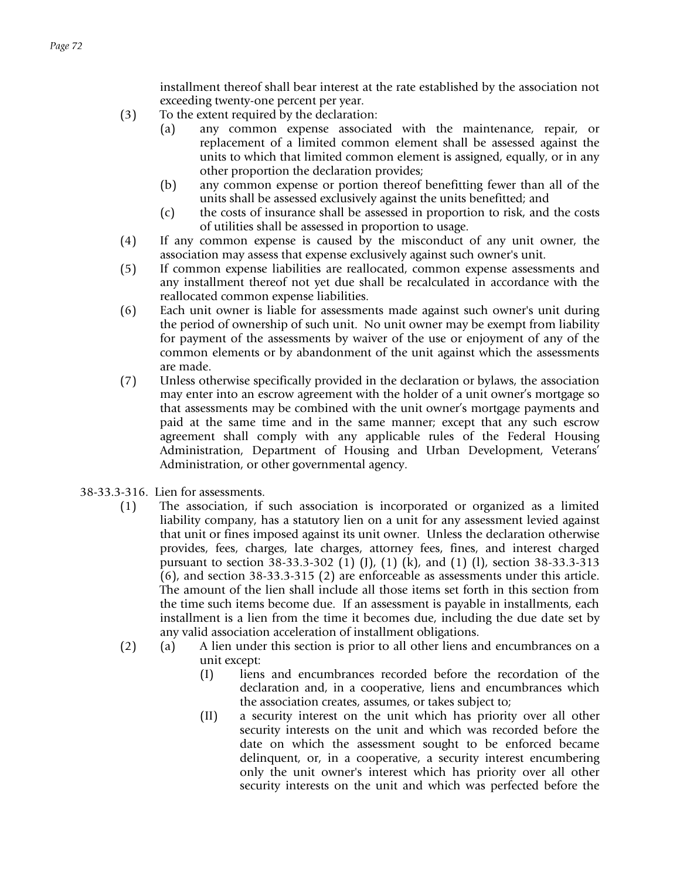installment thereof shall bear interest at the rate established by the association not exceeding twenty-one percent per year.

(3) To the extent required by the declaration:

(a) any common expense associated with the maintenance, repair, or replacement of a limited common element shall be assessed against the units to which that limited common element is assigned, equally, or in any other proportion the declaration provides;

(b) any common expense or portion thereof benefitting fewer than all of the units shall be assessed exclusively against the units benefitted; and

(c) the costs of insurance shall be assessed in proportion to risk, and the costs of utilities shall be assessed in proportion to usage.

(4) If any common expense is caused by the misconduct of any unit owner, the association may assess that expense exclusively against such owner's unit.

(5) If common expense liabilities are reallocated, common expense assessments and any installment thereof not yet due shall be recalculated in accordance with the reallocated common expense liabilities.

(6) Each unit owner is liable for assessments made against such owner's unit during the period of ownership of such unit. No unit owner may be exempt from liability for payment of the assessments by waiver of the use or enjoyment of any of the common elements or by abandonment of the unit against which the assessments are made.

(7) Unless otherwise specifically provided in the declaration or bylaws, the association may enter into an escrow agreement with the holder of a unit owner's mortgage so that assessments may be combined with the unit owner's mortgage payments and paid at the same time and in the same manner; except that any such escrow agreement shall comply with any applicable rules of the Federal Housing Administration, Department of Housing and Urban Development, Veterans' Administration, or other governmental agency.

38-33.3-316. Lien for assessments.

(1) The association, if such association is incorporated or organized as a limited liability company, has a statutory lien on a unit for any assessment levied against that unit or fines imposed against its unit owner. Unless the declaration otherwise provides, fees, charges, late charges, attorney fees, fines, and interest charged pursuant to section 38-33.3-302 (1) (J), (1) (k), and (1) (l), section 38-33.3-313 (6), and section 38-33.3-315 (2) are enforceable as assessments under this article. The amount of the lien shall include all those items set forth in this section from the time such items become due. If an assessment is payable in installments, each installment is a lien from the time it becomes due, including the due date set by any valid association acceleration of installment obligations.

(2) (a) A lien under this section is prior to all other liens and encumbrances on a unit except:

(I) liens and encumbrances recorded before the recordation of the declaration and, in a cooperative, liens and encumbrances which the association creates, assumes, or takes subject to;

(II) a security interest on the unit which has priority over all other security interests on the unit and which was recorded before the date on which the assessment sought to be enforced became delinquent, or, in a cooperative, a security interest encumbering only the unit owner's interest which has priority over all other security interests on the unit and which was perfected before the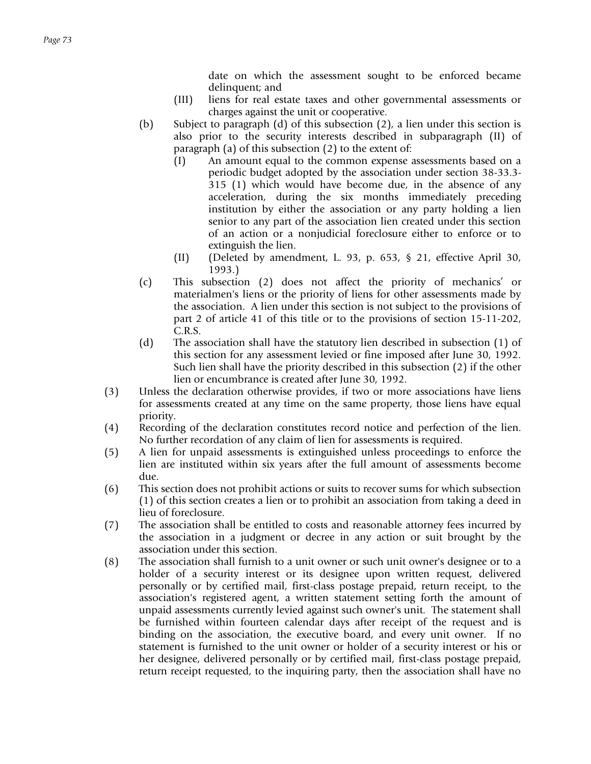date on which the assessment sought to be enforced became delinquent; and

(III) liens for real estate taxes and other governmental assessments or charges against the unit or cooperative.

(b) Subject to paragraph (d) of this subsection (2), a lien under this section is also prior to the security interests described in subparagraph (II) of paragraph (a) of this subsection (2) to the extent of:

(I) An amount equal to the common expense assessments based on a periodic budget adopted by the association under section 38-33.3-315 (1) which would have become due, in the absence of any acceleration, during the six months immediately preceding institution by either the association or any party holding a lien senior to any part of the association lien created under this section of an action or a nonjudicial foreclosure either to enforce or to extinguish the lien.

(II) (Deleted by amendment, L. 93, p. 653, § 21, effective April 30, 1993.)

(c) This subsection (2) does not affect the priority of mechanics' or materialmen's liens or the priority of liens for other assessments made by the association. A lien under this section is not subject to the provisions of part 2 of article 41 of this title or to the provisions of section 15-11-202, C.R.S.

(d) The association shall have the statutory lien described in subsection (1) of this section for any assessment levied or fine imposed after June 30, 1992. Such lien shall have the priority described in this subsection (2) if the other lien or encumbrance is created after June 30, 1992.

(3) Unless the declaration otherwise provides, if two or more associations have liens for assessments created at any time on the same property, those liens have equal priority.

(4) Recording of the declaration constitutes record notice and perfection of the lien. No further recordation of any claim of lien for assessments is required.

(5) A lien for unpaid assessments is extinguished unless proceedings to enforce the lien are instituted within six years after the full amount of assessments become due.

(6) This section does not prohibit actions or suits to recover sums for which subsection (1) of this section creates a lien or to prohibit an association from taking a deed in lieu of foreclosure.

(7) The association shall be entitled to costs and reasonable attorney fees incurred by the association in a judgment or decree in any action or suit brought by the association under this section.

(8) The association shall furnish to a unit owner or such unit owner's designee or to a holder of a security interest or its designee upon written request, delivered personally or by certified mail, first-class postage prepaid, return receipt, to the association's registered agent, a written statement setting forth the amount of unpaid assessments currently levied against such owner's unit. The statement shall be furnished within fourteen calendar days after receipt of the request and is binding on the association, the executive board, and every unit owner. If no statement is furnished to the unit owner or holder of a security interest or his or her designee, delivered personally or by certified mail, first-class postage prepaid, return receipt requested, to the inquiring party, then the association shall have no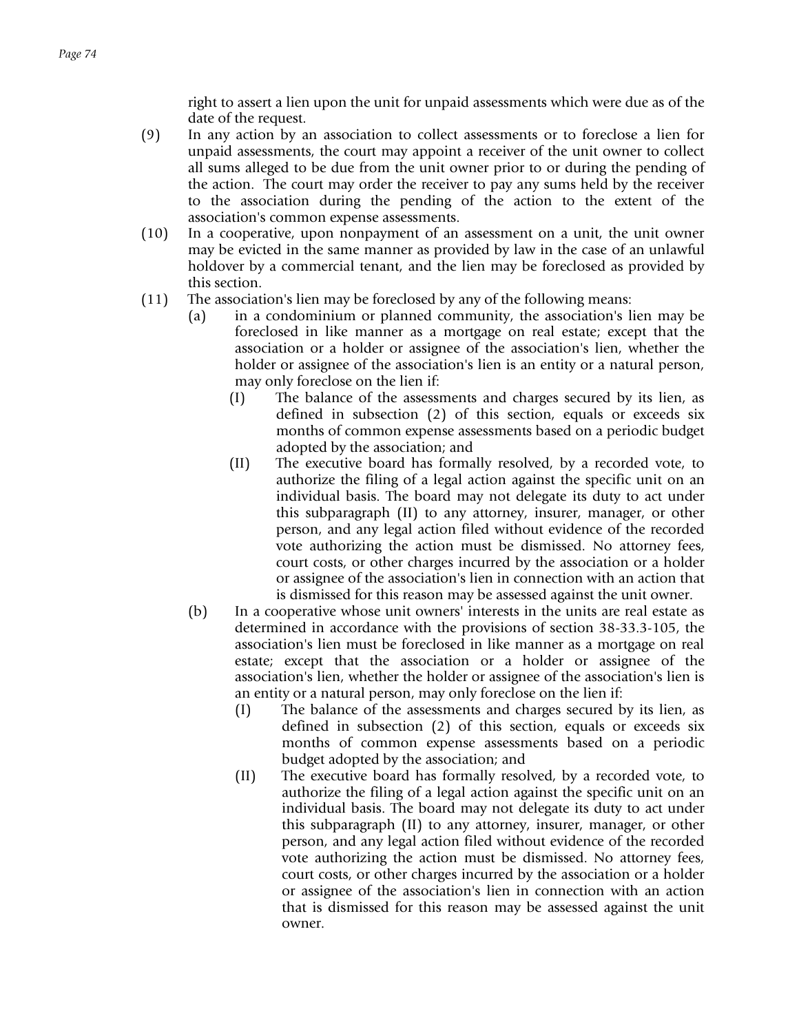right to assert a lien upon the unit for unpaid assessments which were due as of the date of the request.

(9) In any action by an association to collect assessments or to foreclose a lien for unpaid assessments, the court may appoint a receiver of the unit owner to collect all sums alleged to be due from the unit owner prior to or during the pending of the action. The court may order the receiver to pay any sums held by the receiver to the association during the pending of the action to the extent of the association's common expense assessments.

(10) In a cooperative, upon nonpayment of an assessment on a unit, the unit owner may be evicted in the same manner as provided by law in the case of an unlawful holdover by a commercial tenant, and the lien may be foreclosed as provided by this section.

(11) The association's lien may be foreclosed by any of the following means:

(a) in a condominium or planned community, the association's lien may be foreclosed in like manner as a mortgage on real estate; except that the association or a holder or assignee of the association's lien, whether the holder or assignee of the association's lien is an entity or a natural person, may only foreclose on the lien if:

(I) The balance of the assessments and charges secured by its lien, as defined in subsection (2) of this section, equals or exceeds six months of common expense assessments based on a periodic budget adopted by the association; and

(II) The executive board has formally resolved, by a recorded vote, to authorize the filing of a legal action against the specific unit on an individual basis. The board may not delegate its duty to act under this subparagraph (II) to any attorney, insurer, manager, or other person, and any legal action filed without evidence of the recorded vote authorizing the action must be dismissed. No attorney fees, court costs, or other charges incurred by the association or a holder or assignee of the association's lien in connection with an action that is dismissed for this reason may be assessed against the unit owner.

(b) In a cooperative whose unit owners' interests in the units are real estate as determined in accordance with the provisions of section 38-33.3-105, the association's lien must be foreclosed in like manner as a mortgage on real estate; except that the association or a holder or assignee of the association's lien, whether the holder or assignee of the association's lien is an entity or a natural person, may only foreclose on the lien if:

(I) The balance of the assessments and charges secured by its lien, as defined in subsection (2) of this section, equals or exceeds six months of common expense assessments based on a periodic budget adopted by the association; and

(II) The executive board has formally resolved, by a recorded vote, to authorize the filing of a legal action against the specific unit on an individual basis. The board may not delegate its duty to act under this subparagraph (II) to any attorney, insurer, manager, or other person, and any legal action filed without evidence of the recorded vote authorizing the action must be dismissed. No attorney fees, court costs, or other charges incurred by the association or a holder or assignee of the association's lien in connection with an action that is dismissed for this reason may be assessed against the unit owner.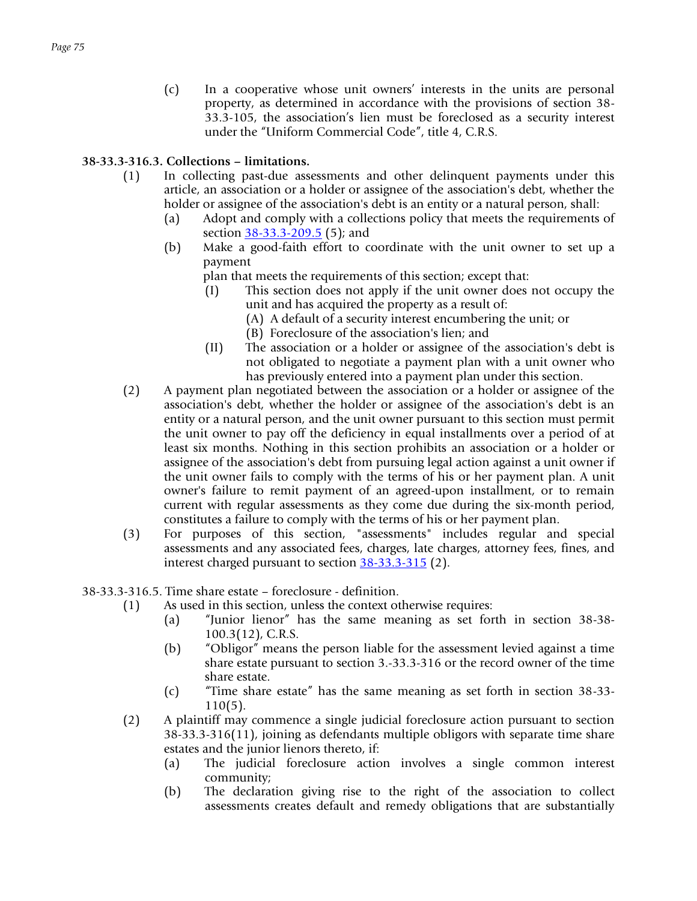(c) In a cooperative whose unit owners' interests in the units are personal property, as determined in accordance with the provisions of section 38-33.3-105, the association's lien must be foreclosed as a security interest under the "Uniform Commercial Code", title 4, C.R.S.

**38-33.3-316.3. Collections – limitations.**

(1) In collecting past-due assessments and other delinquent payments under this article, an association or a holder or assignee of the association's debt, whether the holder or assignee of the association's debt is an entity or a natural person, shall:

(a) Adopt and comply with a collections policy that meets the requirements of section 38-33.3-209.5 (5); and

(b) Make a good-faith effort to coordinate with the unit owner to set up a payment plan that meets the requirements of this section; except that:

(I) This section does not apply if the unit owner does not occupy the unit and has acquired the property as a result of:

(A) A default of a security interest encumbering the unit; or

(B) Foreclosure of the association's lien; and

(II) The association or a holder or assignee of the association's debt is not obligated to negotiate a payment plan with a unit owner who has previously entered into a payment plan under this section.

(2) A payment plan negotiated between the association or a holder or assignee of the association's debt, whether the holder or assignee of the association's debt is an entity or a natural person, and the unit owner pursuant to this section must permit the unit owner to pay off the deficiency in equal installments over a period of at least six months. Nothing in this section prohibits an association or a holder or assignee of the association's debt from pursuing legal action against a unit owner if the unit owner fails to comply with the terms of his or her payment plan. A unit owner's failure to remit payment of an agreed-upon installment, or to remain current with regular assessments as they come due during the six-month period, constitutes a failure to comply with the terms of his or her payment plan.

(3) For purposes of this section, "assessments" includes regular and special assessments and any associated fees, charges, late charges, attorney fees, fines, and interest charged pursuant to section 38-33.3-315 (2).

38-33.3-316.5. Time share estate – foreclosure - definition.

(1) As used in this section, unless the context otherwise requires:

(a) "Junior lienor" has the same meaning as set forth in section 38-38-100.3(12), C.R.S.

(b) "Obligor" means the person liable for the assessment levied against a time share estate pursuant to section 3.-33.3-316 or the record owner of the time share estate.

(c) "Time share estate" has the same meaning as set forth in section 38-33-110(5).

(2) A plaintiff may commence a single judicial foreclosure action pursuant to section 38-33.3-316(11), joining as defendants multiple obligors with separate time share estates and the junior lienors thereto, if:

(a) The judicial foreclosure action involves a single common interest community;

(b) The declaration giving rise to the right of the association to collect assessments creates default and remedy obligations that are substantially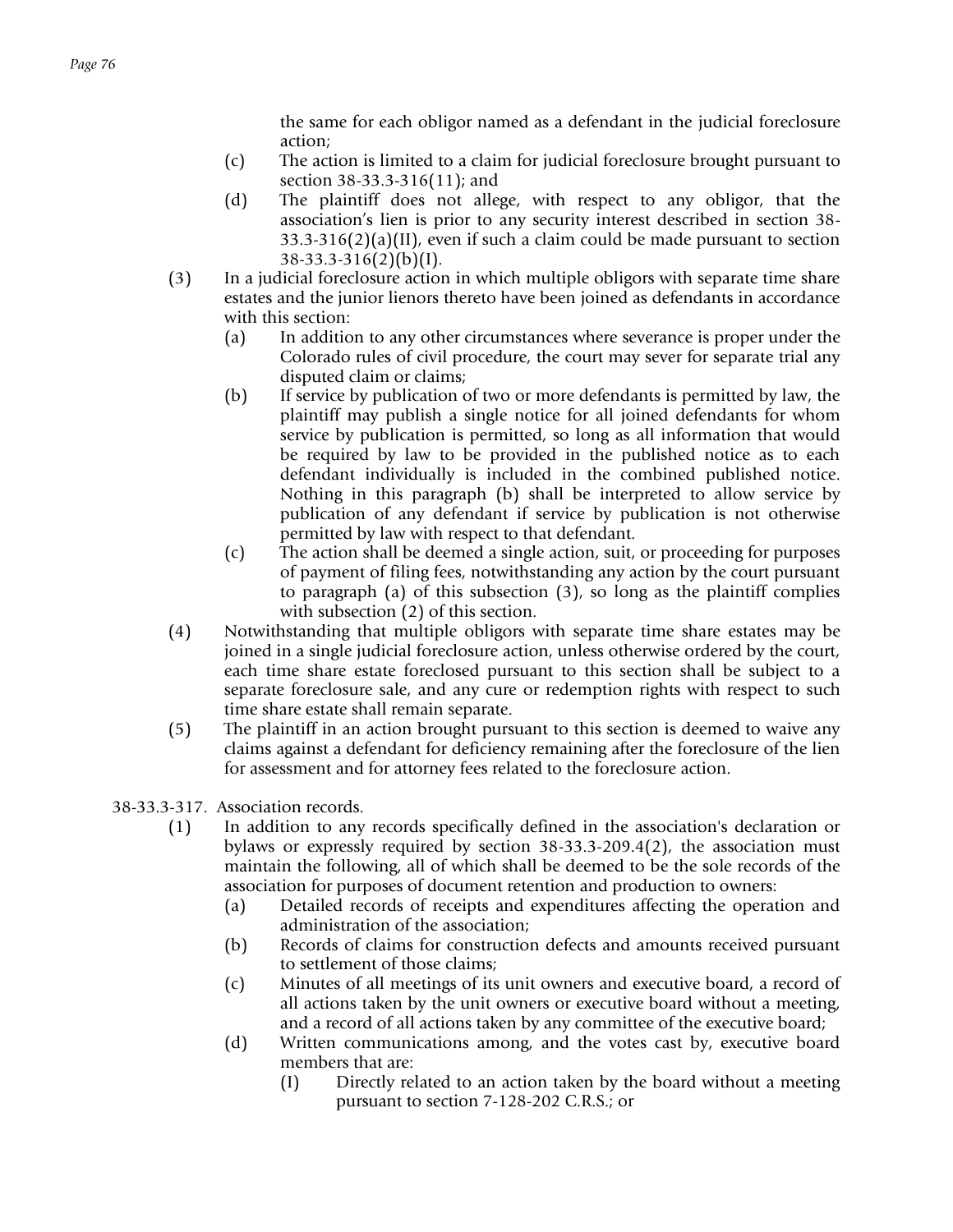the same for each obligor named as a defendant in the judicial foreclosure action;

(c) The action is limited to a claim for judicial foreclosure brought pursuant to section 38-33.3-316(11); and

(d) The plaintiff does not allege, with respect to any obligor, that the association's lien is prior to any security interest described in section 38-33.3-316(2)(a)(II), even if such a claim could be made pursuant to section 38-33.3-316(2)(b)(I).

(3) In a judicial foreclosure action in which multiple obligors with separate time share estates and the junior lienors thereto have been joined as defendants in accordance with this section:

(a) In addition to any other circumstances where severance is proper under the Colorado rules of civil procedure, the court may sever for separate trial any disputed claim or claims;

(b) If service by publication of two or more defendants is permitted by law, the plaintiff may publish a single notice for all joined defendants for whom service by publication is permitted, so long as all information that would be required by law to be provided in the published notice as to each defendant individually is included in the combined published notice. Nothing in this paragraph (b) shall be interpreted to allow service by publication of any defendant if service by publication is not otherwise permitted by law with respect to that defendant.

(c) The action shall be deemed a single action, suit, or proceeding for purposes of payment of filing fees, notwithstanding any action by the court pursuant to paragraph (a) of this subsection (3), so long as the plaintiff complies with subsection (2) of this section.

(4) Notwithstanding that multiple obligors with separate time share estates may be joined in a single judicial foreclosure action, unless otherwise ordered by the court, each time share estate foreclosed pursuant to this section shall be subject to a separate foreclosure sale, and any cure or redemption rights with respect to such time share estate shall remain separate.

(5) The plaintiff in an action brought pursuant to this section is deemed to waive any claims against a defendant for deficiency remaining after the foreclosure of the lien for assessment and for attorney fees related to the foreclosure action.

38-33.3-317. Association records.

(1) In addition to any records specifically defined in the association's declaration or bylaws or expressly required by section 38-33.3-209.4(2), the association must maintain the following, all of which shall be deemed to be the sole records of the association for purposes of document retention and production to owners:

(a) Detailed records of receipts and expenditures affecting the operation and administration of the association;

(b) Records of claims for construction defects and amounts received pursuant to settlement of those claims;

(c) Minutes of all meetings of its unit owners and executive board, a record of all actions taken by the unit owners or executive board without a meeting, and a record of all actions taken by any committee of the executive board;

(d) Written communications among, and the votes cast by, executive board members that are:

(I) Directly related to an action taken by the board without a meeting pursuant to section 7-128-202 C.R.S.; or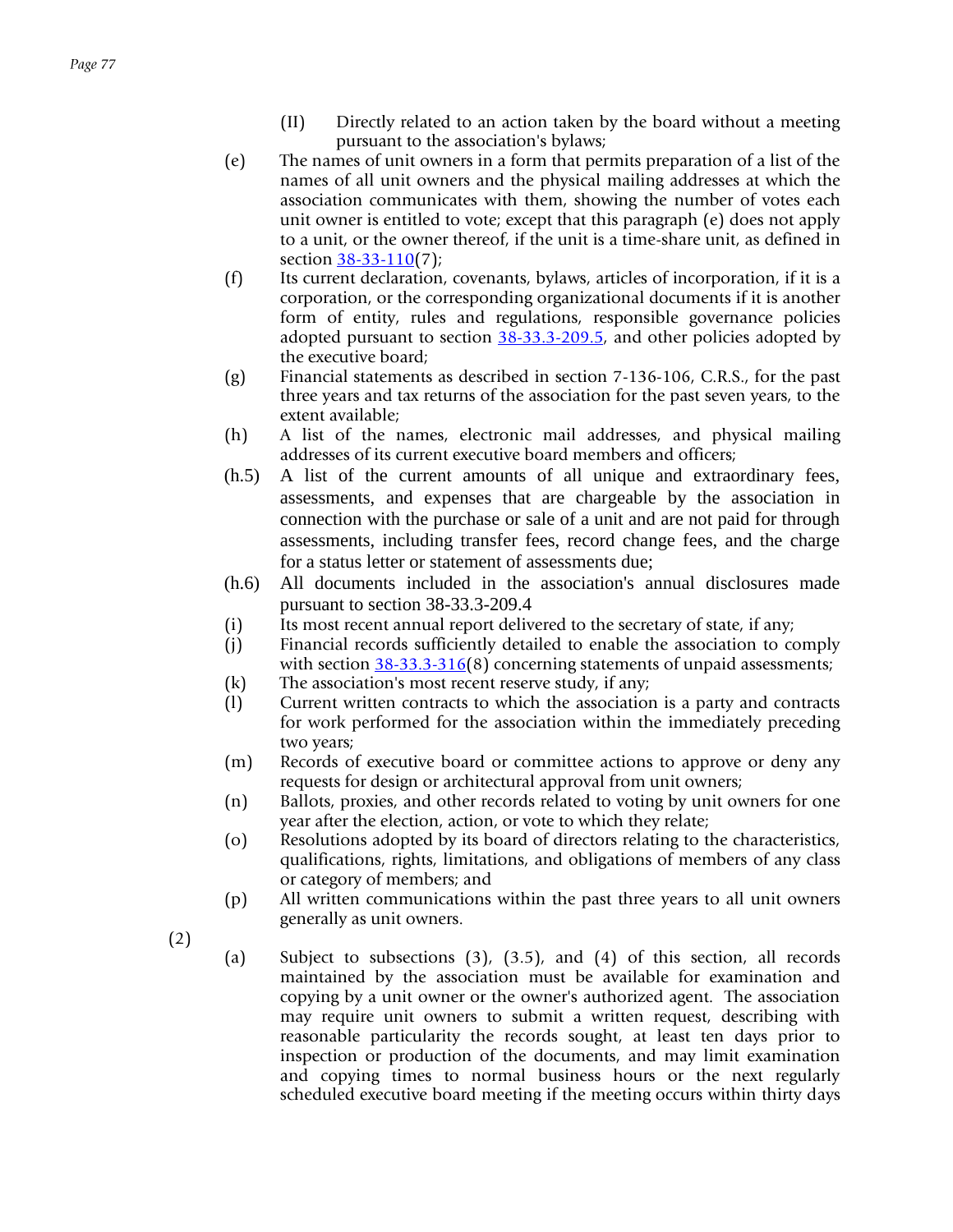(II) Directly related to an action taken by the board without a meeting pursuant to the association's bylaws;

(e) The names of unit owners in a form that permits preparation of a list of the names of all unit owners and the physical mailing addresses at which the association communicates with them, showing the number of votes each unit owner is entitled to vote; except that this paragraph (e) does not apply to a unit, or the owner thereof, if the unit is a time-share unit, as defined in section 38-33-110(7);

(f) Its current declaration, covenants, bylaws, articles of incorporation, if it is a corporation, or the corresponding organizational documents if it is another form of entity, rules and regulations, responsible governance policies adopted pursuant to section 38-33.3-209.5, and other policies adopted by the executive board;

(g) Financial statements as described in section 7-136-106, C.R.S., for the past three years and tax returns of the association for the past seven years, to the extent available;

(h) A list of the names, electronic mail addresses, and physical mailing addresses of its current executive board members and officers;

(h.5) A list of the current amounts of all unique and extraordinary fees, assessments, and expenses that are chargeable by the association in connection with the purchase or sale of a unit and are not paid for through assessments, including transfer fees, record change fees, and the charge for a status letter or statement of assessments due;

(h.6) All documents included in the association's annual disclosures made pursuant to section 38-33.3-209.4

(i) Its most recent annual report delivered to the secretary of state, if any;

(j) Financial records sufficiently detailed to enable the association to comply with section 38-33.3-316(8) concerning statements of unpaid assessments;

(k) The association's most recent reserve study, if any;

(l) Current written contracts to which the association is a party and contracts for work performed for the association within the immediately preceding two years;

(m) Records of executive board or committee actions to approve or deny any requests for design or architectural approval from unit owners;

(n) Ballots, proxies, and other records related to voting by unit owners for one year after the election, action, or vote to which they relate;

(o) Resolutions adopted by its board of directors relating to the characteristics, qualifications, rights, limitations, and obligations of members of any class or category of members; and

(p) All written communications within the past three years to all unit owners generally as unit owners.

(2)

(a) Subject to subsections (3), (3.5), and (4) of this section, all records maintained by the association must be available for examination and copying by a unit owner or the owner's authorized agent. The association may require unit owners to submit a written request, describing with reasonable particularity the records sought, at least ten days prior to inspection or production of the documents, and may limit examination and copying times to normal business hours or the next regularly scheduled executive board meeting if the meeting occurs within thirty days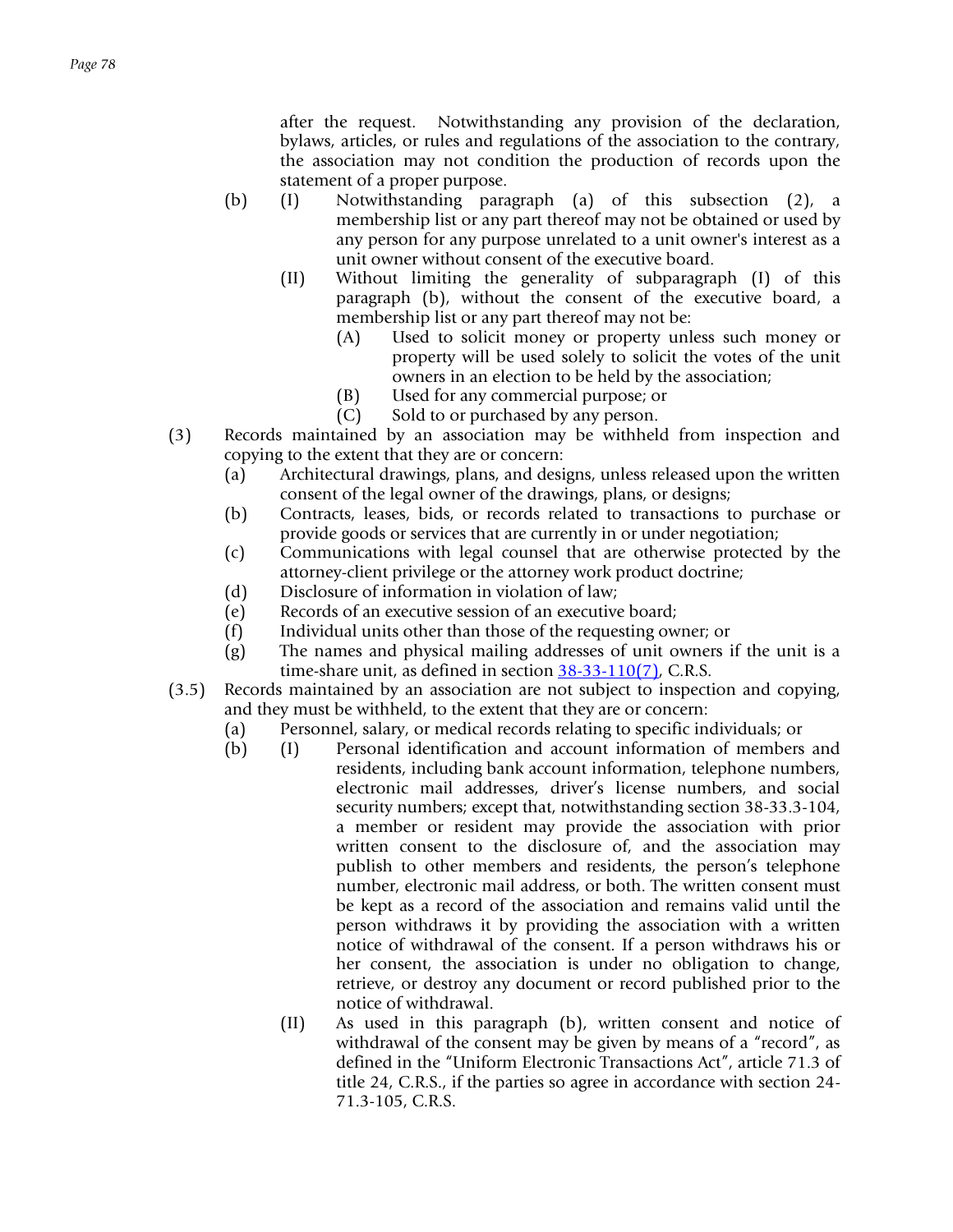after the request. Notwithstanding any provision of the declaration, bylaws, articles, or rules and regulations of the association to the contrary, the association may not condition the production of records upon the statement of a proper purpose.

(b) (I) Notwithstanding paragraph (a) of this subsection (2), a membership list or any part thereof may not be obtained or used by any person for any purpose unrelated to a unit owner's interest as a unit owner without consent of the executive board.

(II) Without limiting the generality of subparagraph (I) of this paragraph (b), without the consent of the executive board, a membership list or any part thereof may not be:

(A) Used to solicit money or property unless such money or property will be used solely to solicit the votes of the unit owners in an election to be held by the association;

(B) Used for any commercial purpose; or

(C) Sold to or purchased by any person.

(3) Records maintained by an association may be withheld from inspection and copying to the extent that they are or concern:

(a) Architectural drawings, plans, and designs, unless released upon the written consent of the legal owner of the drawings, plans, or designs;

(b) Contracts, leases, bids, or records related to transactions to purchase or provide goods or services that are currently in or under negotiation;

(c) Communications with legal counsel that are otherwise protected by the attorney-client privilege or the attorney work product doctrine;

(d) Disclosure of information in violation of law;

(e) Records of an executive session of an executive board;

(f) Individual units other than those of the requesting owner; or

(g) The names and physical mailing addresses of unit owners if the unit is a time-share unit, as defined in section 38-33-110(7), C.R.S.

(3.5) Records maintained by an association are not subject to inspection and copying, and they must be withheld, to the extent that they are or concern:

(a) Personnel, salary, or medical records relating to specific individuals; or

(b) (I) Personal identification and account information of members and residents, including bank account information, telephone numbers, electronic mail addresses, driver's license numbers, and social security numbers; except that, notwithstanding section 38-33.3-104, a member or resident may provide the association with prior written consent to the disclosure of, and the association may publish to other members and residents, the person's telephone number, electronic mail address, or both. The written consent must be kept as a record of the association and remains valid until the person withdraws it by providing the association with a written notice of withdrawal of the consent. If a person withdraws his or her consent, the association is under no obligation to change, retrieve, or destroy any document or record published prior to the notice of withdrawal.

(II) As used in this paragraph (b), written consent and notice of withdrawal of the consent may be given by means of a "record", as defined in the "Uniform Electronic Transactions Act", article 71.3 of title 24, C.R.S., if the parties so agree in accordance with section 24-71.3-105, C.R.S.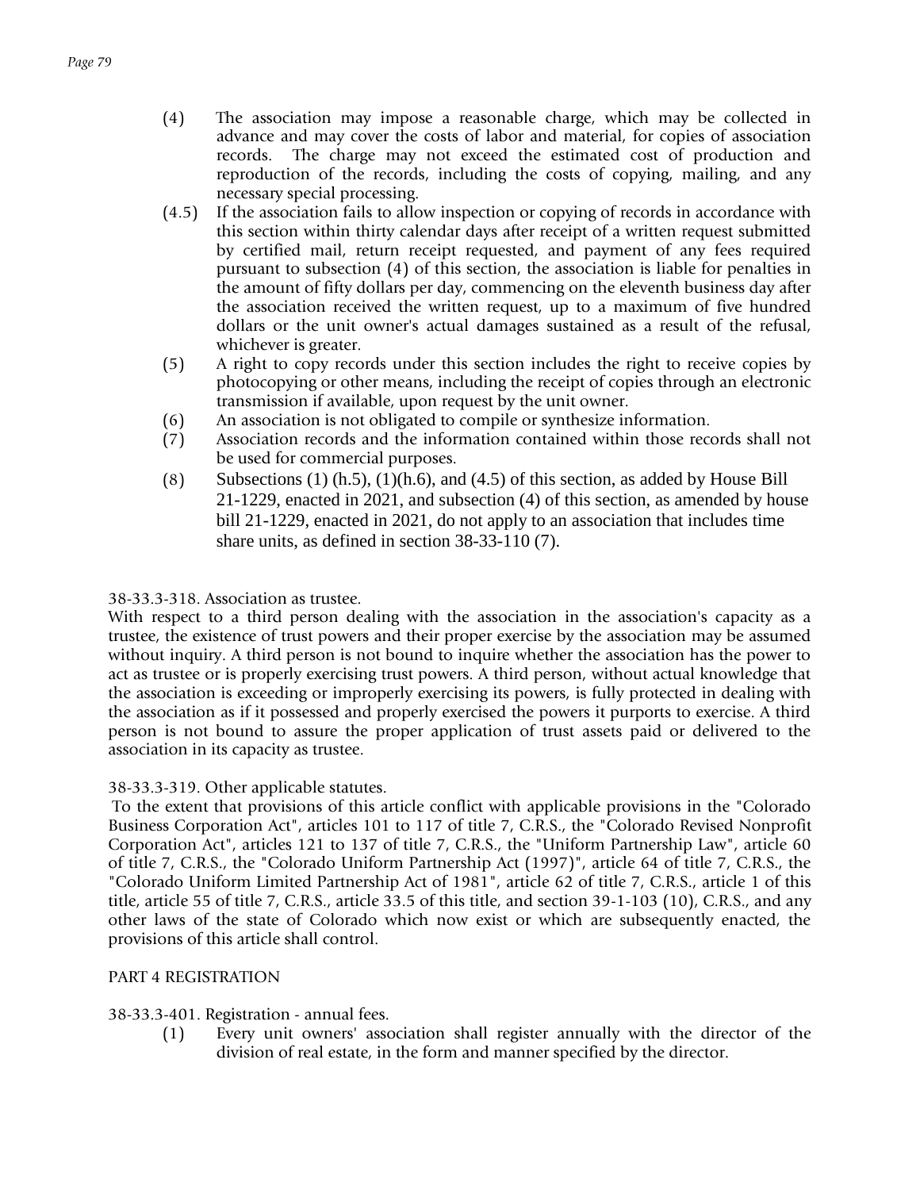(4) The association may impose a reasonable charge, which may be collected in advance and may cover the costs of labor and material, for copies of association records. The charge may not exceed the estimated cost of production and reproduction of the records, including the costs of copying, mailing, and any necessary special processing.

(4.5) If the association fails to allow inspection or copying of records in accordance with this section within thirty calendar days after receipt of a written request submitted by certified mail, return receipt requested, and payment of any fees required pursuant to subsection (4) of this section, the association is liable for penalties in the amount of fifty dollars per day, commencing on the eleventh business day after the association received the written request, up to a maximum of five hundred dollars or the unit owner's actual damages sustained as a result of the refusal, whichever is greater.

(5) A right to copy records under this section includes the right to receive copies by photocopying or other means, including the receipt of copies through an electronic transmission if available, upon request by the unit owner.

(6) An association is not obligated to compile or synthesize information.

(7) Association records and the information contained within those records shall not be used for commercial purposes.

(8) Subsections (1) (h.5), (1)(h.6), and (4.5) of this section, as added by House Bill 21-1229, enacted in 2021, and subsection (4) of this section, as amended by house bill 21-1229, enacted in 2021, do not apply to an association that includes time share units, as defined in section 38-33-110 (7).

38-33.3-318. Association as trustee.

With respect to a third person dealing with the association in the association's capacity as a trustee, the existence of trust powers and their proper exercise by the association may be assumed without inquiry. A third person is not bound to inquire whether the association has the power to act as trustee or is properly exercising trust powers. A third person, without actual knowledge that the association is exceeding or improperly exercising its powers, is fully protected in dealing with the association as if it possessed and properly exercised the powers it purports to exercise. A third person is not bound to assure the proper application of trust assets paid or delivered to the association in its capacity as trustee.

38-33.3-319. Other applicable statutes.

To the extent that provisions of this article conflict with applicable provisions in the "Colorado Business Corporation Act", articles 101 to 117 of title 7, C.R.S., the "Colorado Revised Nonprofit Corporation Act", articles 121 to 137 of title 7, C.R.S., the "Uniform Partnership Law", article 60 of title 7, C.R.S., the "Colorado Uniform Partnership Act (1997)", article 64 of title 7, C.R.S., the "Colorado Uniform Limited Partnership Act of 1981", article 62 of title 7, C.R.S., article 1 of this title, article 55 of title 7, C.R.S., article 33.5 of this title, and section 39-1-103 (10), C.R.S., and any other laws of the state of Colorado which now exist or which are subsequently enacted, the provisions of this article shall control.

PART 4 REGISTRATION

38-33.3-401. Registration - annual fees.

(1) Every unit owners' association shall register annually with the director of the division of real estate, in the form and manner specified by the director.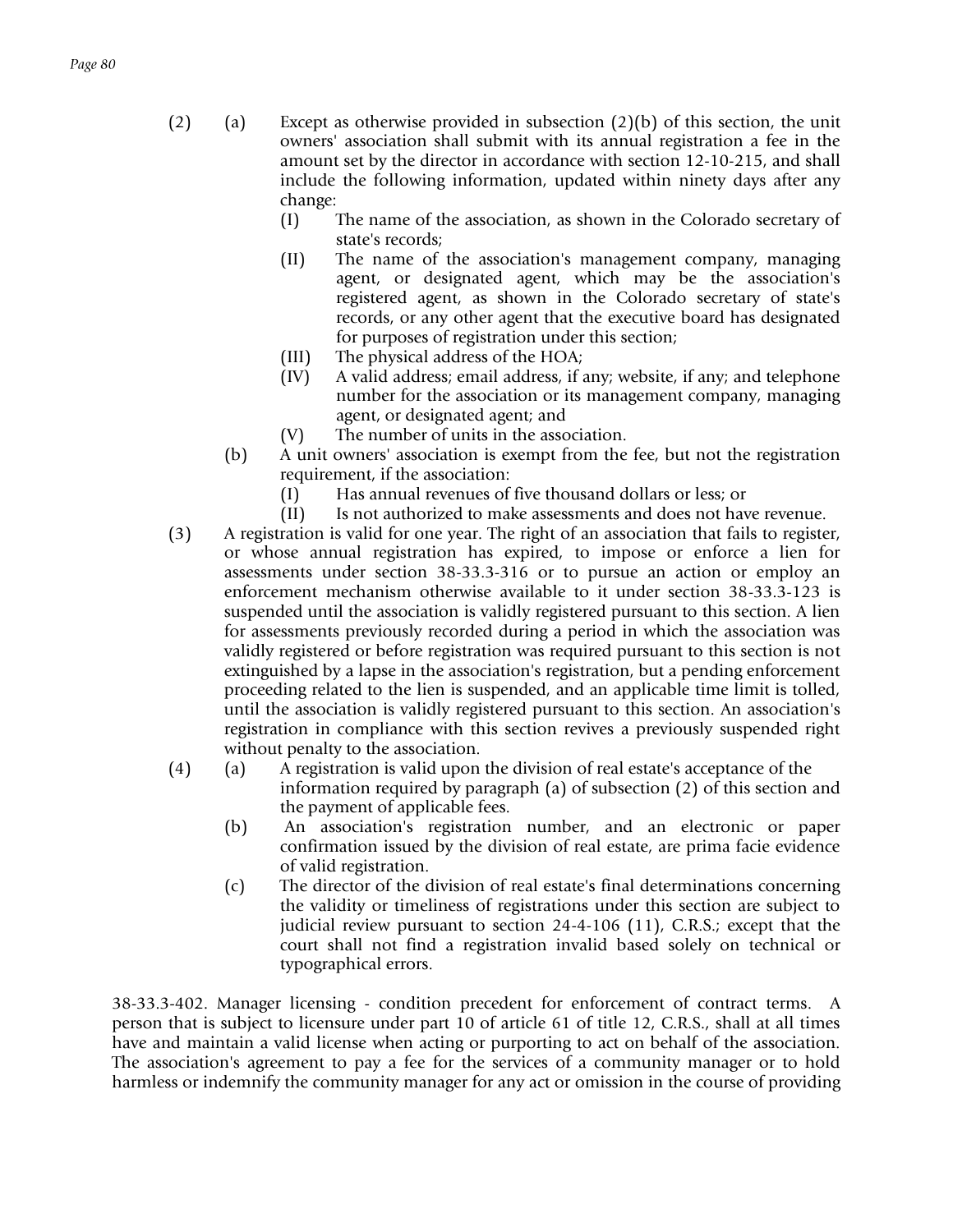(2) (a) Except as otherwise provided in subsection (2)(b) of this section, the unit owners' association shall submit with its annual registration a fee in the amount set by the director in accordance with section 12-10-215, and shall include the following information, updated within ninety days after any change:

(I) The name of the association, as shown in the Colorado secretary of state's records;

(II) The name of the association's management company, managing agent, or designated agent, which may be the association's registered agent, as shown in the Colorado secretary of state's records, or any other agent that the executive board has designated for purposes of registration under this section;

(III) The physical address of the HOA;

(IV) A valid address; email address, if any; website, if any; and telephone number for the association or its management company, managing agent, or designated agent; and

(V) The number of units in the association.

(b) A unit owners' association is exempt from the fee, but not the registration requirement, if the association:

(I) Has annual revenues of five thousand dollars or less; or

(II) Is not authorized to make assessments and does not have revenue.

(3) A registration is valid for one year. The right of an association that fails to register, or whose annual registration has expired, to impose or enforce a lien for assessments under section 38-33.3-316 or to pursue an action or employ an enforcement mechanism otherwise available to it under section 38-33.3-123 is suspended until the association is validly registered pursuant to this section. A lien for assessments previously recorded during a period in which the association was validly registered or before registration was required pursuant to this section is not extinguished by a lapse in the association's registration, but a pending enforcement proceeding related to the lien is suspended, and an applicable time limit is tolled, until the association is validly registered pursuant to this section. An association's registration in compliance with this section revives a previously suspended right without penalty to the association.

(4) (a) A registration is valid upon the division of real estate's acceptance of the information required by paragraph (a) of subsection (2) of this section and the payment of applicable fees.

(b) An association's registration number, and an electronic or paper confirmation issued by the division of real estate, are prima facie evidence of valid registration.

(c) The director of the division of real estate's final determinations concerning the validity or timeliness of registrations under this section are subject to judicial review pursuant to section 24-4-106 (11), C.R.S.; except that the court shall not find a registration invalid based solely on technical or typographical errors.

38-33.3-402. Manager licensing - condition precedent for enforcement of contract terms. A person that is subject to licensure under part 10 of article 61 of title 12, C.R.S., shall at all times have and maintain a valid license when acting or purporting to act on behalf of the association. The association's agreement to pay a fee for the services of a community manager or to hold harmless or indemnify the community manager for any act or omission in the course of providing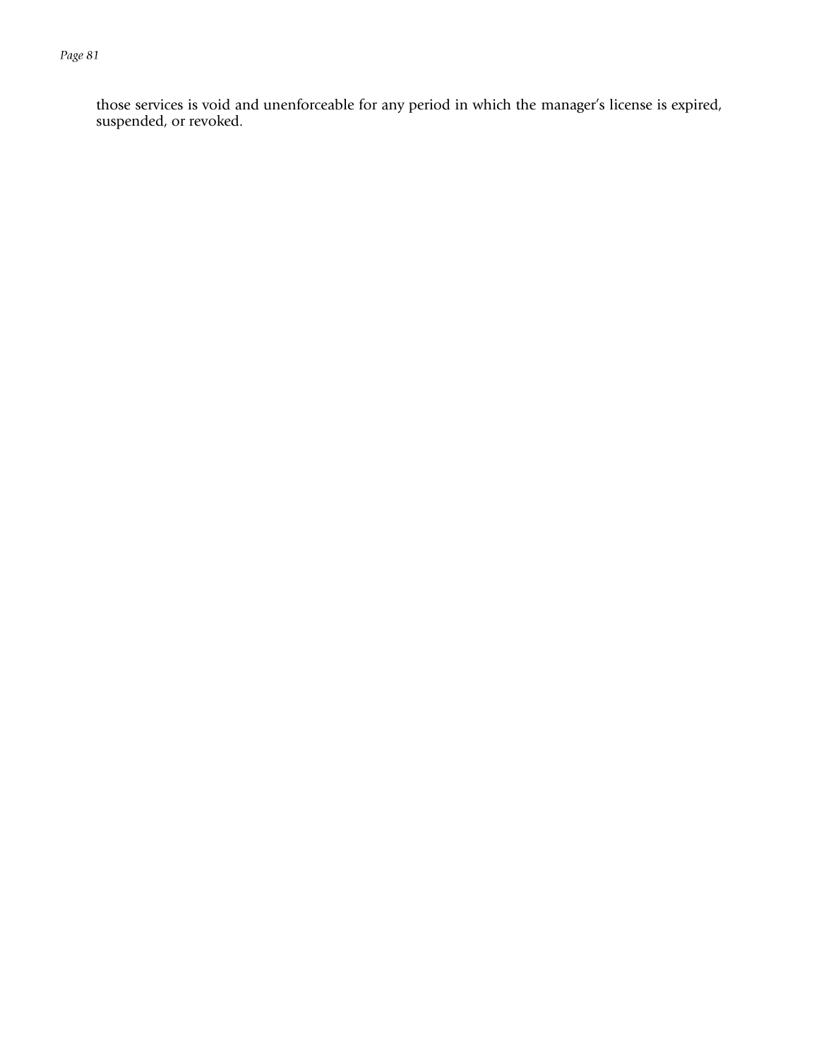those services is void and unenforceable for any period in which the manager's license is expired, suspended, or revoked.